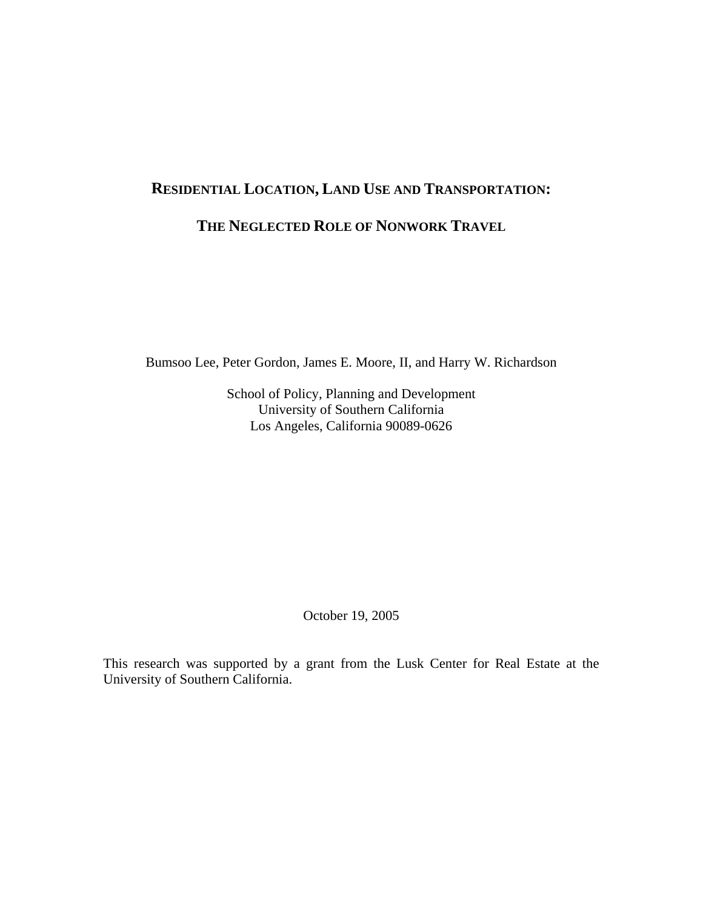# RESIDENTIAL LOCATION, LAND USE AND TRANSPORTATION:

# THE NEGLECTED ROLE OF NONWORK TRAVEL

Bumsoo Lee, Peter Gordon, James E. Moore, II, and Harry W. Richardson

School of Policy, Planning and Development
University of Southern California
Los Angeles, California 90089-0626

October 19, 2005

This research was supported by a grant from the Lusk Center for Real Estate at the University of Southern California.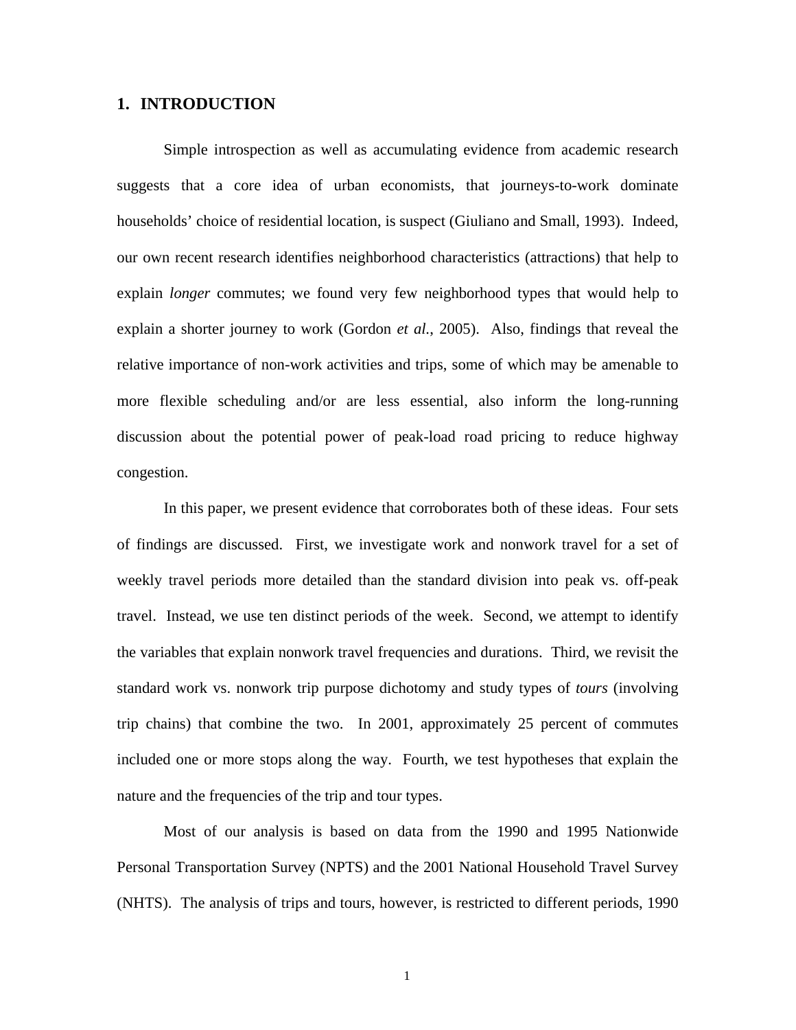# 1. INTRODUCTION

Simple introspection as well as accumulating evidence from academic research suggests that a core idea of urban economists, that journeys-to-work dominate households' choice of residential location, is suspect (Giuliano and Small, 1993). Indeed, our own recent research identifies neighborhood characteristics (attractions) that help to explain *longer* commutes; we found very few neighborhood types that would help to explain a shorter journey to work (Gordon *et al.*, 2005). Also, findings that reveal the relative importance of non-work activities and trips, some of which may be amenable to more flexible scheduling and/or are less essential, also inform the long-running discussion about the potential power of peak-load road pricing to reduce highway congestion.

In this paper, we present evidence that corroborates both of these ideas. Four sets of findings are discussed. First, we investigate work and nonwork travel for a set of weekly travel periods more detailed than the standard division into peak vs. off-peak travel. Instead, we use ten distinct periods of the week. Second, we attempt to identify the variables that explain nonwork travel frequencies and durations. Third, we revisit the standard work vs. nonwork trip purpose dichotomy and study types of *tours* (involving trip chains) that combine the two. In 2001, approximately 25 percent of commutes included one or more stops along the way. Fourth, we test hypotheses that explain the nature and the frequencies of the trip and tour types.

Most of our analysis is based on data from the 1990 and 1995 Nationwide Personal Transportation Survey (NPTS) and the 2001 National Household Travel Survey (NHTS). The analysis of trips and tours, however, is restricted to different periods, 1990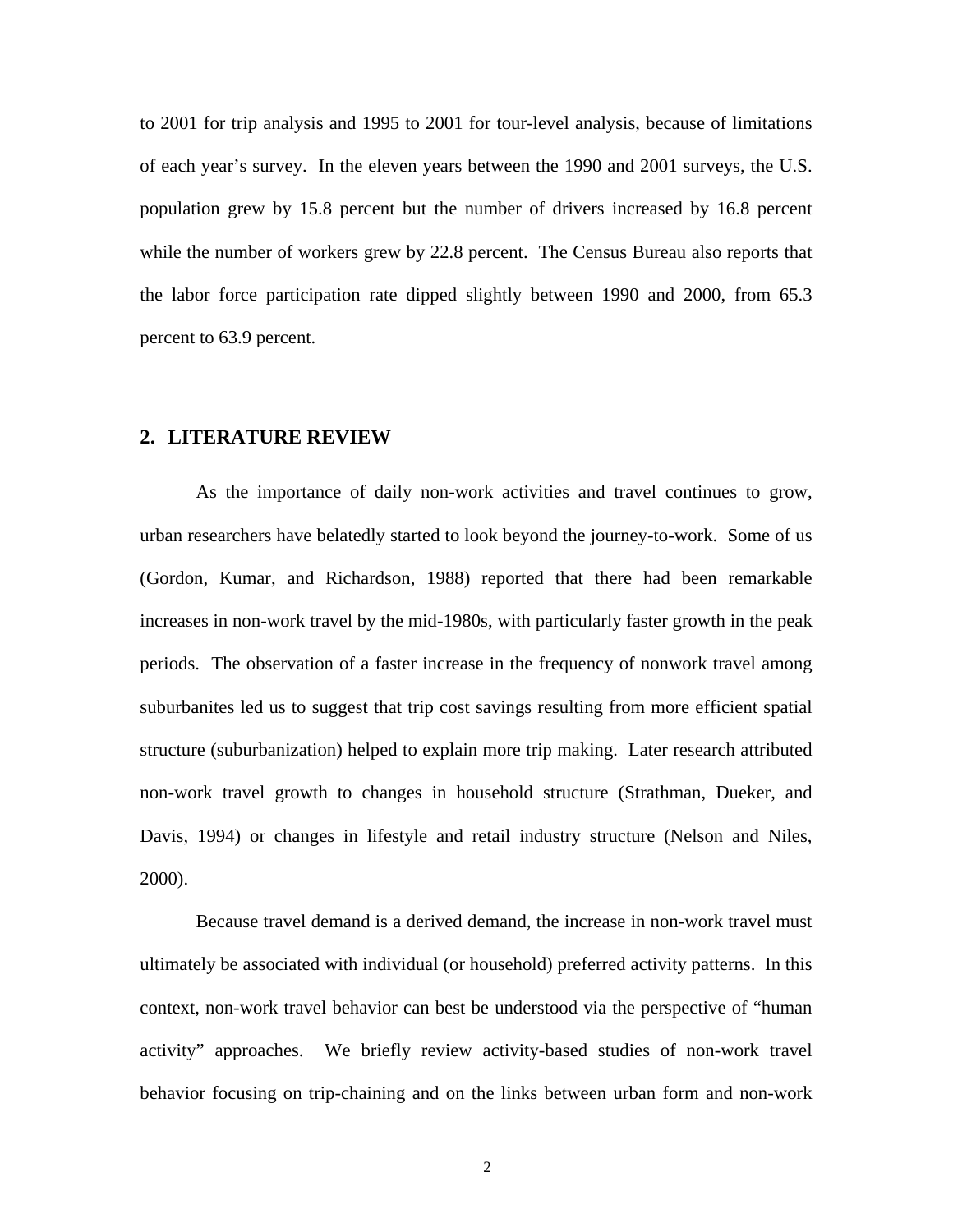to 2001 for trip analysis and 1995 to 2001 for tour-level analysis, because of limitations of each year's survey. In the eleven years between the 1990 and 2001 surveys, the U.S. population grew by 15.8 percent but the number of drivers increased by 16.8 percent while the number of workers grew by 22.8 percent. The Census Bureau also reports that the labor force participation rate dipped slightly between 1990 and 2000, from 65.3 percent to 63.9 percent.

## 2. LITERATURE REVIEW

As the importance of daily non-work activities and travel continues to grow, urban researchers have belatedly started to look beyond the journey-to-work. Some of us (Gordon, Kumar, and Richardson, 1988) reported that there had been remarkable increases in non-work travel by the mid-1980s, with particularly faster growth in the peak periods. The observation of a faster increase in the frequency of nonwork travel among suburbanites led us to suggest that trip cost savings resulting from more efficient spatial structure (suburbanization) helped to explain more trip making. Later research attributed non-work travel growth to changes in household structure (Strathman, Dueker, and Davis, 1994) or changes in lifestyle and retail industry structure (Nelson and Niles, 2000).

Because travel demand is a derived demand, the increase in non-work travel must ultimately be associated with individual (or household) preferred activity patterns. In this context, non-work travel behavior can best be understood via the perspective of "human activity" approaches. We briefly review activity-based studies of non-work travel behavior focusing on trip-chaining and on the links between urban form and non-work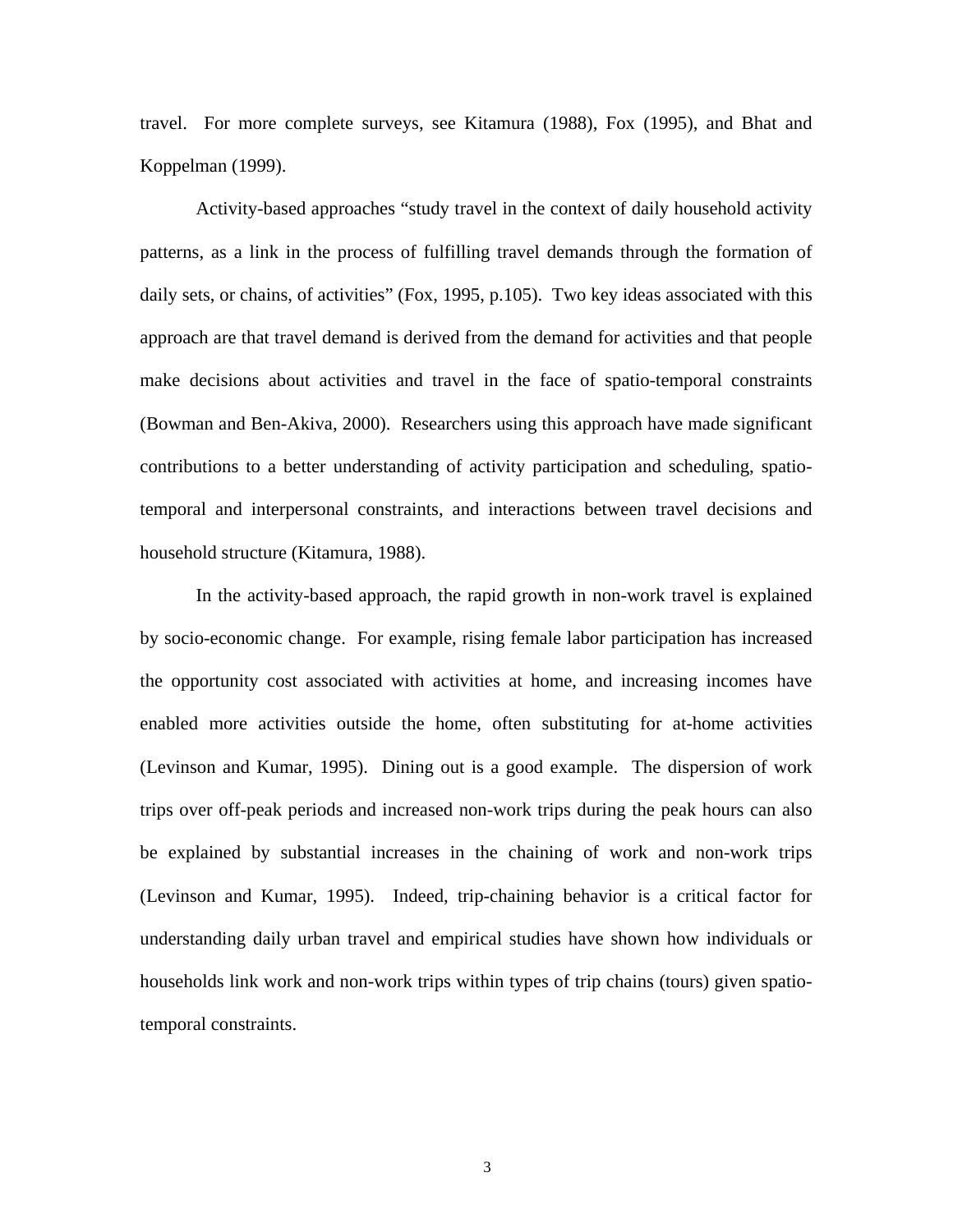travel. For more complete surveys, see Kitamura (1988), Fox (1995), and Bhat and Koppelman (1999).

Activity-based approaches "study travel in the context of daily household activity patterns, as a link in the process of fulfilling travel demands through the formation of daily sets, or chains, of activities" (Fox, 1995, p.105). Two key ideas associated with this approach are that travel demand is derived from the demand for activities and that people make decisions about activities and travel in the face of spatio-temporal constraints (Bowman and Ben-Akiva, 2000). Researchers using this approach have made significant contributions to a better understanding of activity participation and scheduling, spatio-temporal and interpersonal constraints, and interactions between travel decisions and household structure (Kitamura, 1988).

In the activity-based approach, the rapid growth in non-work travel is explained by socio-economic change. For example, rising female labor participation has increased the opportunity cost associated with activities at home, and increasing incomes have enabled more activities outside the home, often substituting for at-home activities (Levinson and Kumar, 1995). Dining out is a good example. The dispersion of work trips over off-peak periods and increased non-work trips during the peak hours can also be explained by substantial increases in the chaining of work and non-work trips (Levinson and Kumar, 1995). Indeed, trip-chaining behavior is a critical factor for understanding daily urban travel and empirical studies have shown how individuals or households link work and non-work trips within types of trip chains (tours) given spatio-temporal constraints.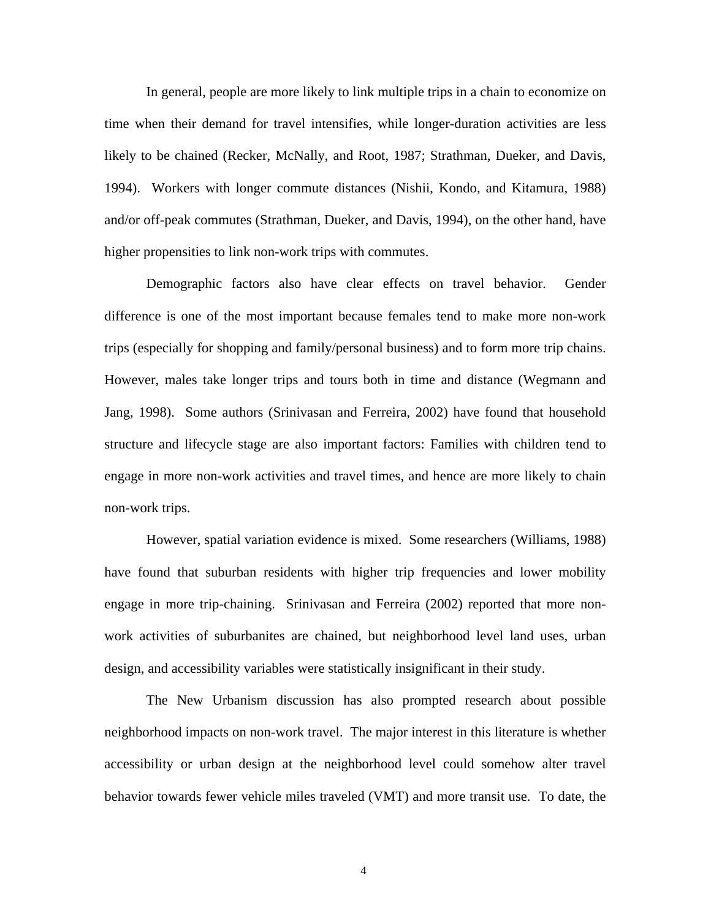In general, people are more likely to link multiple trips in a chain to economize on time when their demand for travel intensifies, while longer-duration activities are less likely to be chained (Recker, McNally, and Root, 1987; Strathman, Dueker, and Davis, 1994). Workers with longer commute distances (Nishii, Kondo, and Kitamura, 1988) and/or off-peak commutes (Strathman, Dueker, and Davis, 1994), on the other hand, have higher propensities to link non-work trips with commutes.

Demographic factors also have clear effects on travel behavior. Gender difference is one of the most important because females tend to make more non-work trips (especially for shopping and family/personal business) and to form more trip chains. However, males take longer trips and tours both in time and distance (Wegmann and Jang, 1998). Some authors (Srinivasan and Ferreira, 2002) have found that household structure and lifecycle stage are also important factors: Families with children tend to engage in more non-work activities and travel times, and hence are more likely to chain non-work trips.

However, spatial variation evidence is mixed. Some researchers (Williams, 1988) have found that suburban residents with higher trip frequencies and lower mobility engage in more trip-chaining. Srinivasan and Ferreira (2002) reported that more non-work activities of suburbanites are chained, but neighborhood level land uses, urban design, and accessibility variables were statistically insignificant in their study.

The New Urbanism discussion has also prompted research about possible neighborhood impacts on non-work travel. The major interest in this literature is whether accessibility or urban design at the neighborhood level could somehow alter travel behavior towards fewer vehicle miles traveled (VMT) and more transit use. To date, the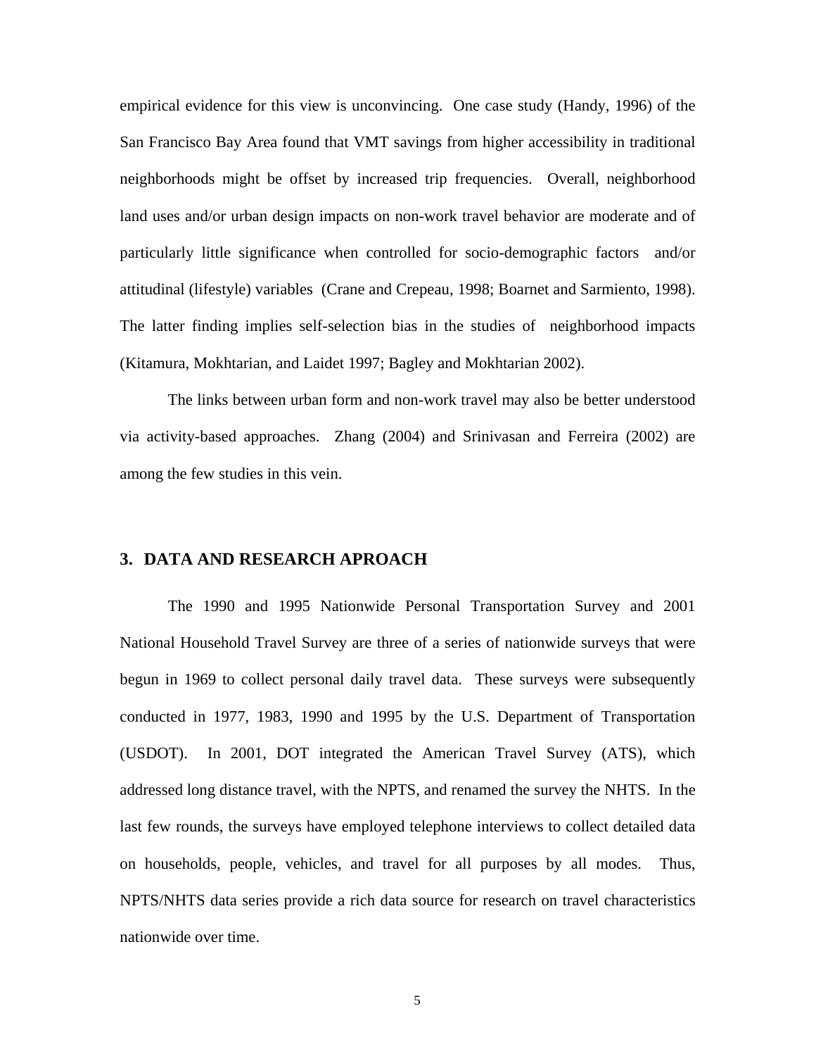empirical evidence for this view is unconvincing. One case study (Handy, 1996) of the San Francisco Bay Area found that VMT savings from higher accessibility in traditional neighborhoods might be offset by increased trip frequencies. Overall, neighborhood land uses and/or urban design impacts on non-work travel behavior are moderate and of particularly little significance when controlled for socio-demographic factors and/or attitudinal (lifestyle) variables (Crane and Crepeau, 1998; Boarnet and Sarmiento, 1998). The latter finding implies self-selection bias in the studies of neighborhood impacts (Kitamura, Mokhtarian, and Laidet 1997; Bagley and Mokhtarian 2002).

The links between urban form and non-work travel may also be better understood via activity-based approaches. Zhang (2004) and Srinivasan and Ferreira (2002) are among the few studies in this vein.

## 3. DATA AND RESEARCH APROACH

The 1990 and 1995 Nationwide Personal Transportation Survey and 2001 National Household Travel Survey are three of a series of nationwide surveys that were begun in 1969 to collect personal daily travel data. These surveys were subsequently conducted in 1977, 1983, 1990 and 1995 by the U.S. Department of Transportation (USDOT). In 2001, DOT integrated the American Travel Survey (ATS), which addressed long distance travel, with the NPTS, and renamed the survey the NHTS. In the last few rounds, the surveys have employed telephone interviews to collect detailed data on households, people, vehicles, and travel for all purposes by all modes. Thus, NPTS/NHTS data series provide a rich data source for research on travel characteristics nationwide over time.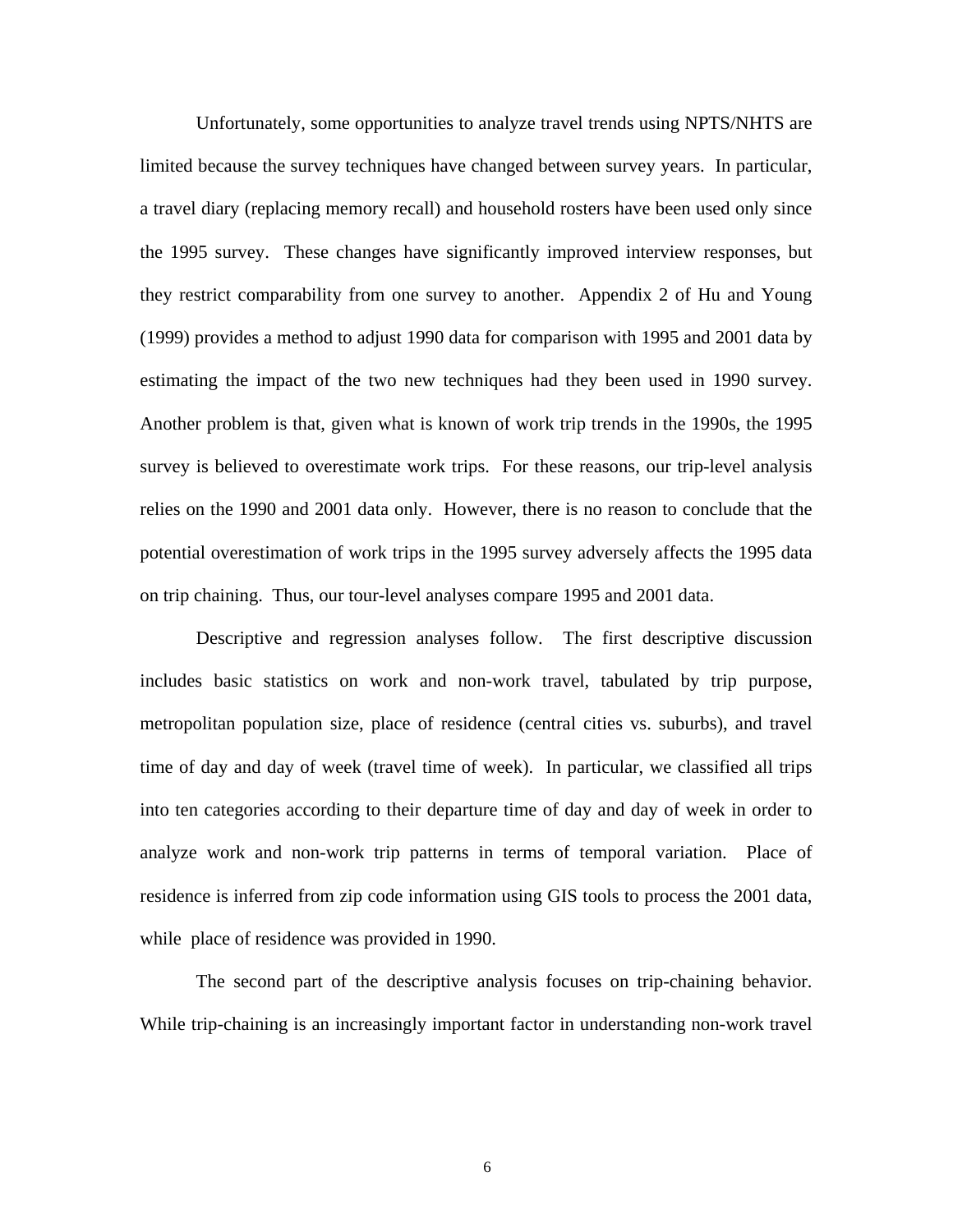Unfortunately, some opportunities to analyze travel trends using NPTS/NHTS are limited because the survey techniques have changed between survey years. In particular, a travel diary (replacing memory recall) and household rosters have been used only since the 1995 survey. These changes have significantly improved interview responses, but they restrict comparability from one survey to another. Appendix 2 of Hu and Young (1999) provides a method to adjust 1990 data for comparison with 1995 and 2001 data by estimating the impact of the two new techniques had they been used in 1990 survey. Another problem is that, given what is known of work trip trends in the 1990s, the 1995 survey is believed to overestimate work trips. For these reasons, our trip-level analysis relies on the 1990 and 2001 data only. However, there is no reason to conclude that the potential overestimation of work trips in the 1995 survey adversely affects the 1995 data on trip chaining. Thus, our tour-level analyses compare 1995 and 2001 data.

Descriptive and regression analyses follow. The first descriptive discussion includes basic statistics on work and non-work travel, tabulated by trip purpose, metropolitan population size, place of residence (central cities vs. suburbs), and travel time of day and day of week (travel time of week). In particular, we classified all trips into ten categories according to their departure time of day and day of week in order to analyze work and non-work trip patterns in terms of temporal variation. Place of residence is inferred from zip code information using GIS tools to process the 2001 data, while place of residence was provided in 1990.

The second part of the descriptive analysis focuses on trip-chaining behavior. While trip-chaining is an increasingly important factor in understanding non-work travel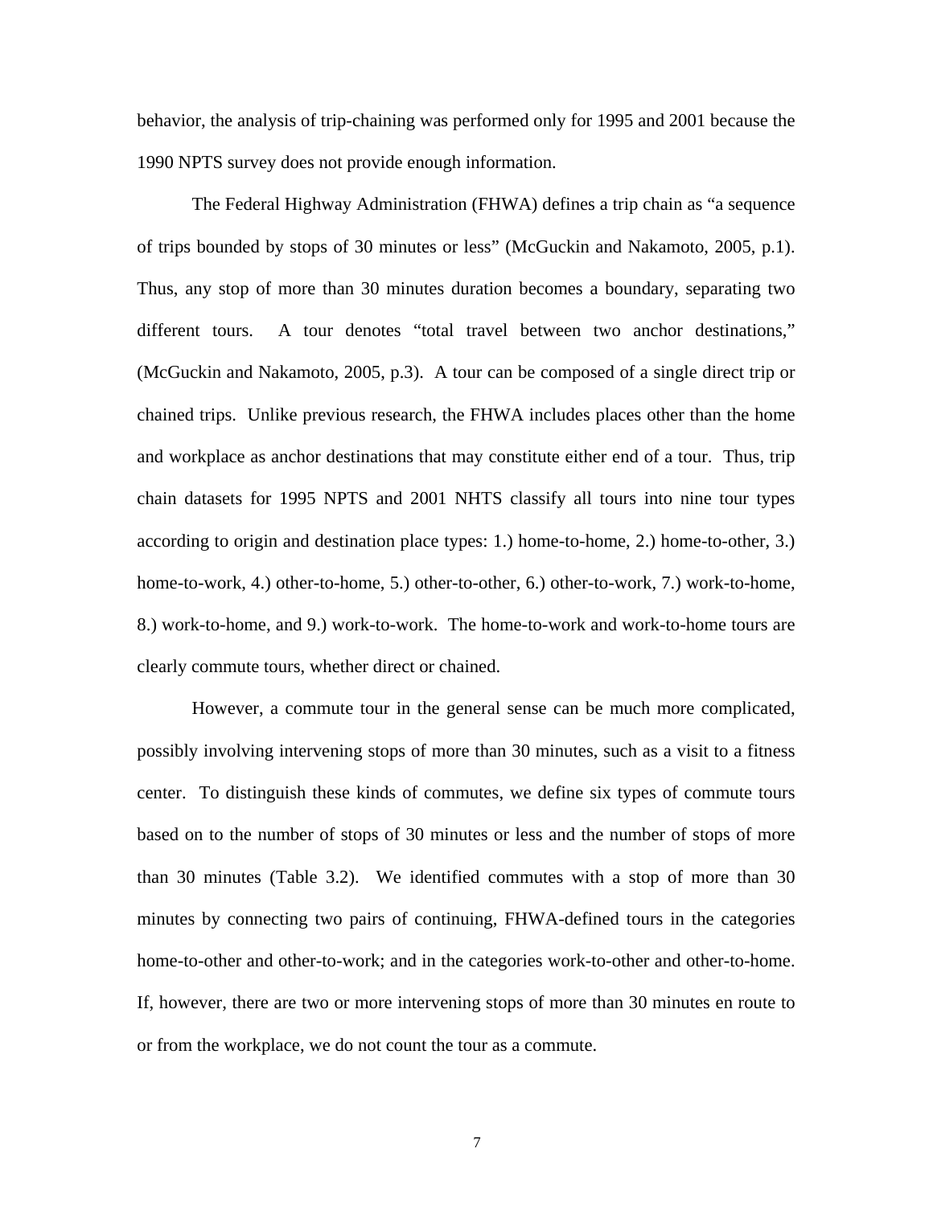behavior, the analysis of trip-chaining was performed only for 1995 and 2001 because the 1990 NPTS survey does not provide enough information.

The Federal Highway Administration (FHWA) defines a trip chain as "a sequence of trips bounded by stops of 30 minutes or less" (McGuckin and Nakamoto, 2005, p.1). Thus, any stop of more than 30 minutes duration becomes a boundary, separating two different tours. A tour denotes "total travel between two anchor destinations," (McGuckin and Nakamoto, 2005, p.3). A tour can be composed of a single direct trip or chained trips. Unlike previous research, the FHWA includes places other than the home and workplace as anchor destinations that may constitute either end of a tour. Thus, trip chain datasets for 1995 NPTS and 2001 NHTS classify all tours into nine tour types according to origin and destination place types: 1.) home-to-home, 2.) home-to-other, 3.) home-to-work, 4.) other-to-home, 5.) other-to-other, 6.) other-to-work, 7.) work-to-home, 8.) work-to-home, and 9.) work-to-work. The home-to-work and work-to-home tours are clearly commute tours, whether direct or chained.

However, a commute tour in the general sense can be much more complicated, possibly involving intervening stops of more than 30 minutes, such as a visit to a fitness center. To distinguish these kinds of commutes, we define six types of commute tours based on to the number of stops of 30 minutes or less and the number of stops of more than 30 minutes (Table 3.2). We identified commutes with a stop of more than 30 minutes by connecting two pairs of continuing, FHWA-defined tours in the categories home-to-other and other-to-work; and in the categories work-to-other and other-to-home. If, however, there are two or more intervening stops of more than 30 minutes en route to or from the workplace, we do not count the tour as a commute.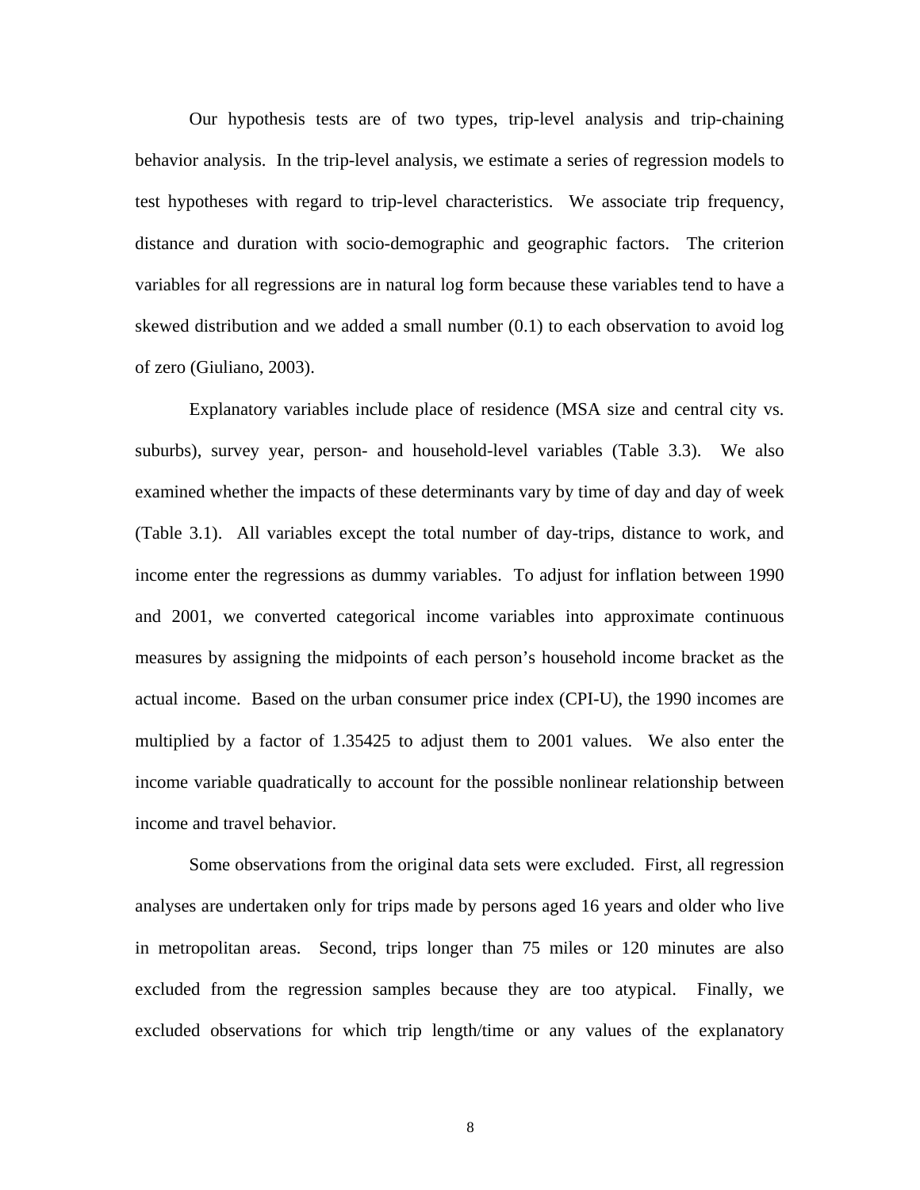Our hypothesis tests are of two types, trip-level analysis and trip-chaining behavior analysis. In the trip-level analysis, we estimate a series of regression models to test hypotheses with regard to trip-level characteristics. We associate trip frequency, distance and duration with socio-demographic and geographic factors. The criterion variables for all regressions are in natural log form because these variables tend to have a skewed distribution and we added a small number (0.1) to each observation to avoid log of zero (Giuliano, 2003).

Explanatory variables include place of residence (MSA size and central city vs. suburbs), survey year, person- and household-level variables (Table 3.3). We also examined whether the impacts of these determinants vary by time of day and day of week (Table 3.1). All variables except the total number of day-trips, distance to work, and income enter the regressions as dummy variables. To adjust for inflation between 1990 and 2001, we converted categorical income variables into approximate continuous measures by assigning the midpoints of each person's household income bracket as the actual income. Based on the urban consumer price index (CPI-U), the 1990 incomes are multiplied by a factor of 1.35425 to adjust them to 2001 values. We also enter the income variable quadratically to account for the possible nonlinear relationship between income and travel behavior.

Some observations from the original data sets were excluded. First, all regression analyses are undertaken only for trips made by persons aged 16 years and older who live in metropolitan areas. Second, trips longer than 75 miles or 120 minutes are also excluded from the regression samples because they are too atypical. Finally, we excluded observations for which trip length/time or any values of the explanatory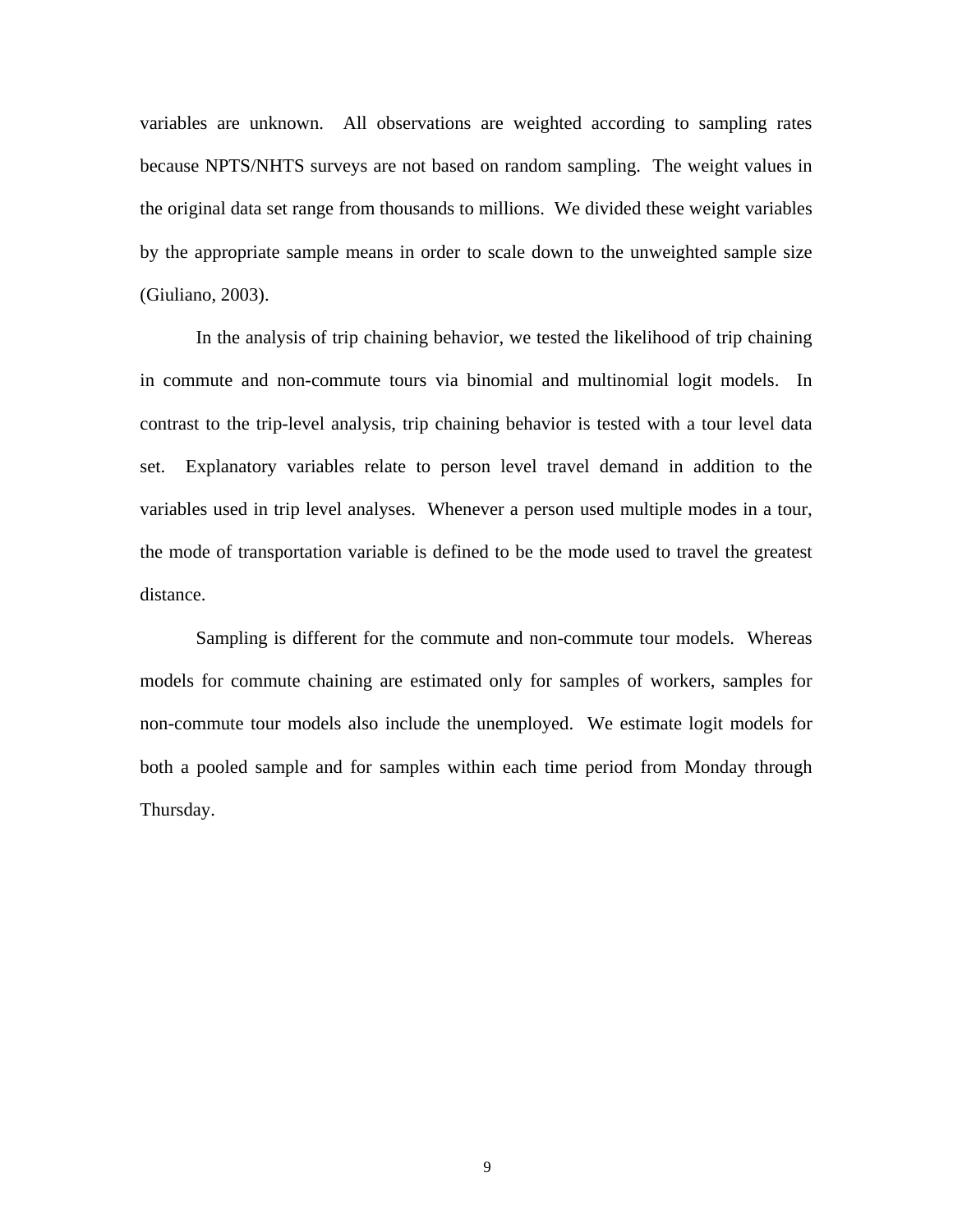variables are unknown. All observations are weighted according to sampling rates because NPTS/NHTS surveys are not based on random sampling. The weight values in the original data set range from thousands to millions. We divided these weight variables by the appropriate sample means in order to scale down to the unweighted sample size (Giuliano, 2003).

In the analysis of trip chaining behavior, we tested the likelihood of trip chaining in commute and non-commute tours via binomial and multinomial logit models. In contrast to the trip-level analysis, trip chaining behavior is tested with a tour level data set. Explanatory variables relate to person level travel demand in addition to the variables used in trip level analyses. Whenever a person used multiple modes in a tour, the mode of transportation variable is defined to be the mode used to travel the greatest distance.

Sampling is different for the commute and non-commute tour models. Whereas models for commute chaining are estimated only for samples of workers, samples for non-commute tour models also include the unemployed. We estimate logit models for both a pooled sample and for samples within each time period from Monday through Thursday.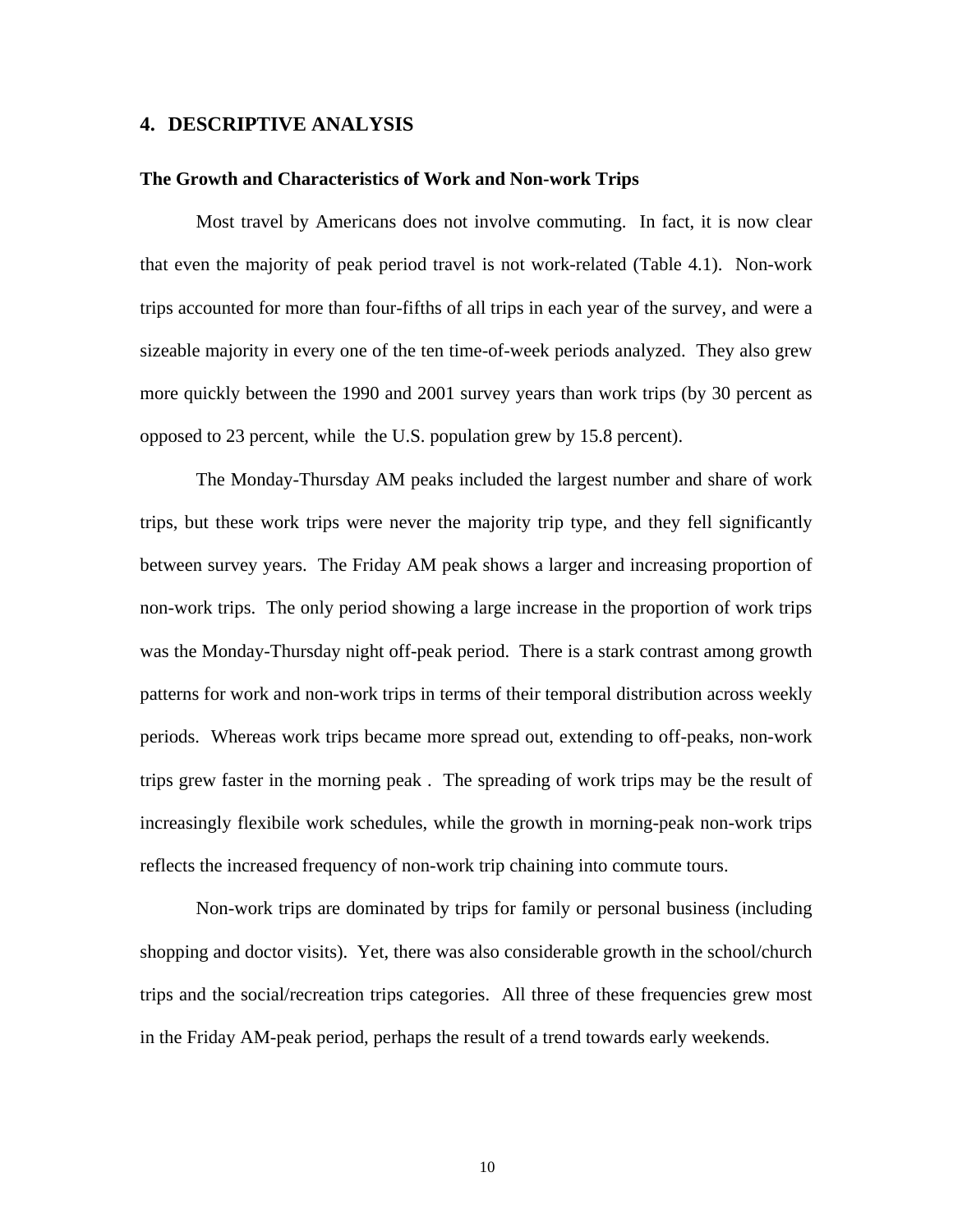## 4. DESCRIPTIVE ANALYSIS

### The Growth and Characteristics of Work and Non-work Trips

Most travel by Americans does not involve commuting. In fact, it is now clear that even the majority of peak period travel is not work-related (Table 4.1). Non-work trips accounted for more than four-fifths of all trips in each year of the survey, and were a sizeable majority in every one of the ten time-of-week periods analyzed. They also grew more quickly between the 1990 and 2001 survey years than work trips (by 30 percent as opposed to 23 percent, while the U.S. population grew by 15.8 percent).

The Monday-Thursday AM peaks included the largest number and share of work trips, but these work trips were never the majority trip type, and they fell significantly between survey years. The Friday AM peak shows a larger and increasing proportion of non-work trips. The only period showing a large increase in the proportion of work trips was the Monday-Thursday night off-peak period. There is a stark contrast among growth patterns for work and non-work trips in terms of their temporal distribution across weekly periods. Whereas work trips became more spread out, extending to off-peaks, non-work trips grew faster in the morning peak . The spreading of work trips may be the result of increasingly flexibile work schedules, while the growth in morning-peak non-work trips reflects the increased frequency of non-work trip chaining into commute tours.

Non-work trips are dominated by trips for family or personal business (including shopping and doctor visits). Yet, there was also considerable growth in the school/church trips and the social/recreation trips categories. All three of these frequencies grew most in the Friday AM-peak period, perhaps the result of a trend towards early weekends.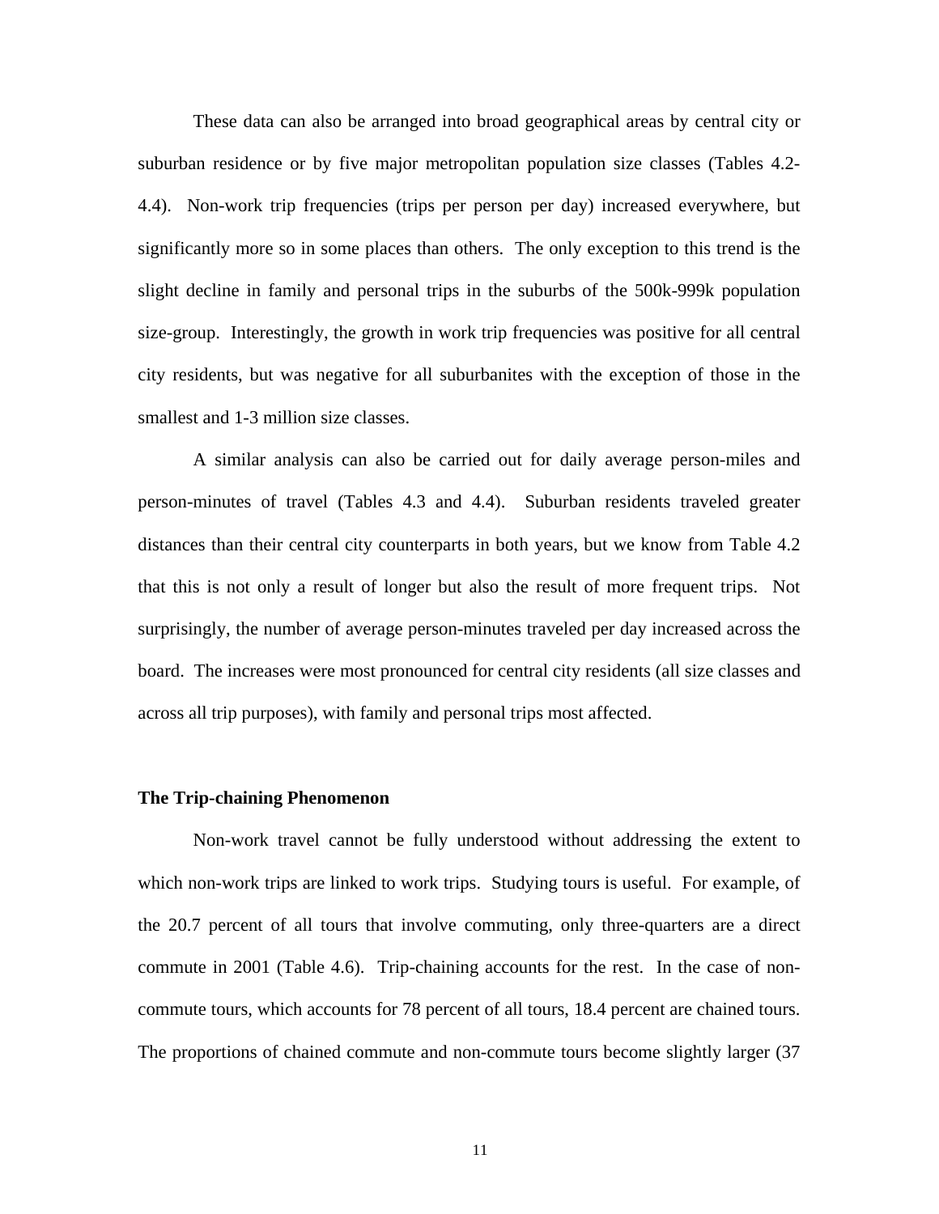These data can also be arranged into broad geographical areas by central city or suburban residence or by five major metropolitan population size classes (Tables 4.2-4.4). Non-work trip frequencies (trips per person per day) increased everywhere, but significantly more so in some places than others. The only exception to this trend is the slight decline in family and personal trips in the suburbs of the 500k-999k population size-group. Interestingly, the growth in work trip frequencies was positive for all central city residents, but was negative for all suburbanites with the exception of those in the smallest and 1-3 million size classes.

A similar analysis can also be carried out for daily average person-miles and person-minutes of travel (Tables 4.3 and 4.4). Suburban residents traveled greater distances than their central city counterparts in both years, but we know from Table 4.2 that this is not only a result of longer but also the result of more frequent trips. Not surprisingly, the number of average person-minutes traveled per day increased across the board. The increases were most pronounced for central city residents (all size classes and across all trip purposes), with family and personal trips most affected.

**The Trip-chaining Phenomenon**

Non-work travel cannot be fully understood without addressing the extent to which non-work trips are linked to work trips. Studying tours is useful. For example, of the 20.7 percent of all tours that involve commuting, only three-quarters are a direct commute in 2001 (Table 4.6). Trip-chaining accounts for the rest. In the case of non-commute tours, which accounts for 78 percent of all tours, 18.4 percent are chained tours. The proportions of chained commute and non-commute tours become slightly larger (37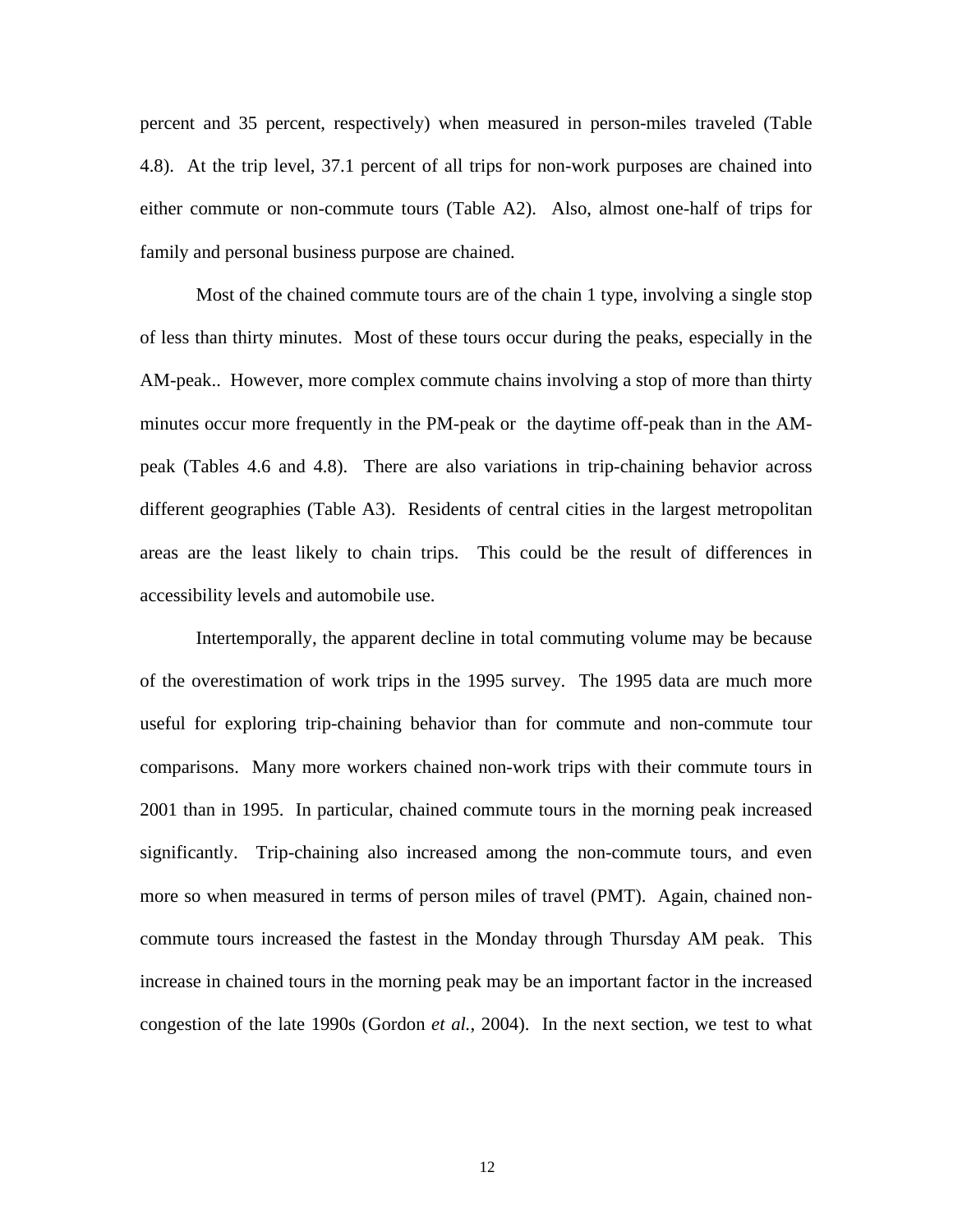percent and 35 percent, respectively) when measured in person-miles traveled (Table 4.8). At the trip level, 37.1 percent of all trips for non-work purposes are chained into either commute or non-commute tours (Table A2). Also, almost one-half of trips for family and personal business purpose are chained.

Most of the chained commute tours are of the chain 1 type, involving a single stop of less than thirty minutes. Most of these tours occur during the peaks, especially in the AM-peak.. However, more complex commute chains involving a stop of more than thirty minutes occur more frequently in the PM-peak or the daytime off-peak than in the AM-peak (Tables 4.6 and 4.8). There are also variations in trip-chaining behavior across different geographies (Table A3). Residents of central cities in the largest metropolitan areas are the least likely to chain trips. This could be the result of differences in accessibility levels and automobile use.

Intertemporally, the apparent decline in total commuting volume may be because of the overestimation of work trips in the 1995 survey. The 1995 data are much more useful for exploring trip-chaining behavior than for commute and non-commute tour comparisons. Many more workers chained non-work trips with their commute tours in 2001 than in 1995. In particular, chained commute tours in the morning peak increased significantly. Trip-chaining also increased among the non-commute tours, and even more so when measured in terms of person miles of travel (PMT). Again, chained non-commute tours increased the fastest in the Monday through Thursday AM peak. This increase in chained tours in the morning peak may be an important factor in the increased congestion of the late 1990s (Gordon *et al.*, 2004). In the next section, we test to what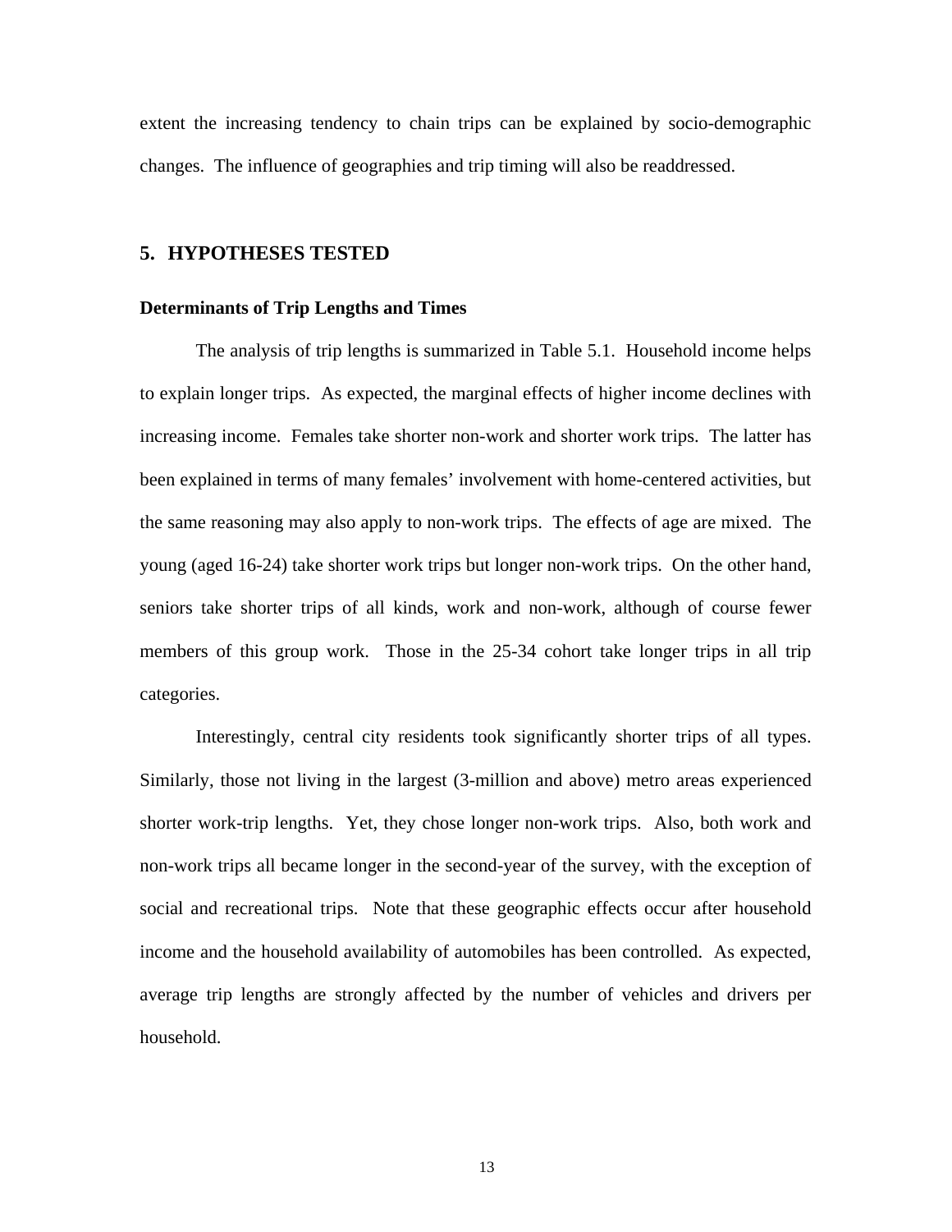extent the increasing tendency to chain trips can be explained by socio-demographic changes. The influence of geographies and trip timing will also be readdressed.

## 5. HYPOTHESES TESTED

### Determinants of Trip Lengths and Times

The analysis of trip lengths is summarized in Table 5.1. Household income helps to explain longer trips. As expected, the marginal effects of higher income declines with increasing income. Females take shorter non-work and shorter work trips. The latter has been explained in terms of many females' involvement with home-centered activities, but the same reasoning may also apply to non-work trips. The effects of age are mixed. The young (aged 16-24) take shorter work trips but longer non-work trips. On the other hand, seniors take shorter trips of all kinds, work and non-work, although of course fewer members of this group work. Those in the 25-34 cohort take longer trips in all trip categories.

Interestingly, central city residents took significantly shorter trips of all types. Similarly, those not living in the largest (3-million and above) metro areas experienced shorter work-trip lengths. Yet, they chose longer non-work trips. Also, both work and non-work trips all became longer in the second-year of the survey, with the exception of social and recreational trips. Note that these geographic effects occur after household income and the household availability of automobiles has been controlled. As expected, average trip lengths are strongly affected by the number of vehicles and drivers per household.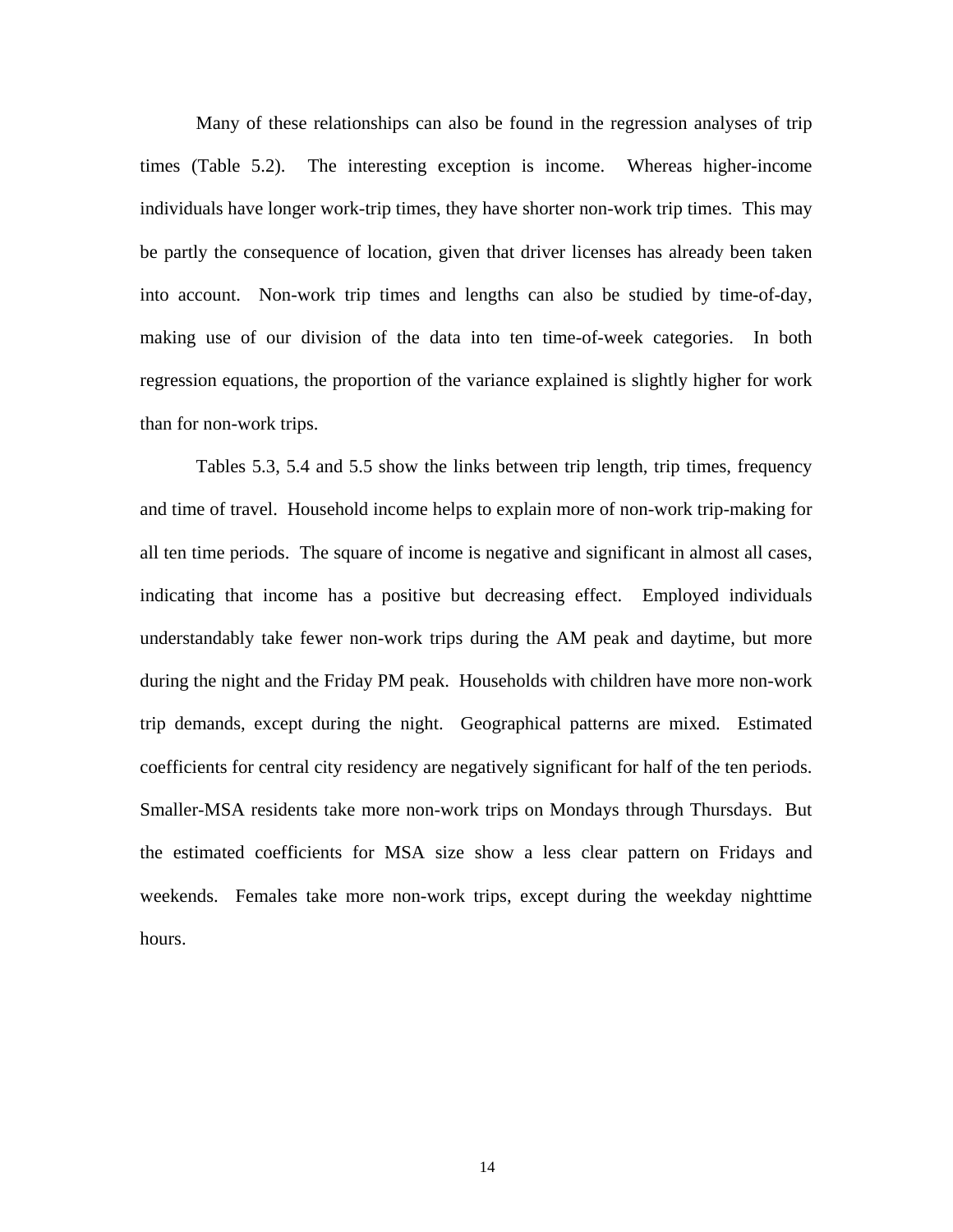Many of these relationships can also be found in the regression analyses of trip times (Table 5.2). The interesting exception is income. Whereas higher-income individuals have longer work-trip times, they have shorter non-work trip times. This may be partly the consequence of location, given that driver licenses has already been taken into account. Non-work trip times and lengths can also be studied by time-of-day, making use of our division of the data into ten time-of-week categories. In both regression equations, the proportion of the variance explained is slightly higher for work than for non-work trips.

Tables 5.3, 5.4 and 5.5 show the links between trip length, trip times, frequency and time of travel. Household income helps to explain more of non-work trip-making for all ten time periods. The square of income is negative and significant in almost all cases, indicating that income has a positive but decreasing effect. Employed individuals understandably take fewer non-work trips during the AM peak and daytime, but more during the night and the Friday PM peak. Households with children have more non-work trip demands, except during the night. Geographical patterns are mixed. Estimated coefficients for central city residency are negatively significant for half of the ten periods. Smaller-MSA residents take more non-work trips on Mondays through Thursdays. But the estimated coefficients for MSA size show a less clear pattern on Fridays and weekends. Females take more non-work trips, except during the weekday nighttime hours.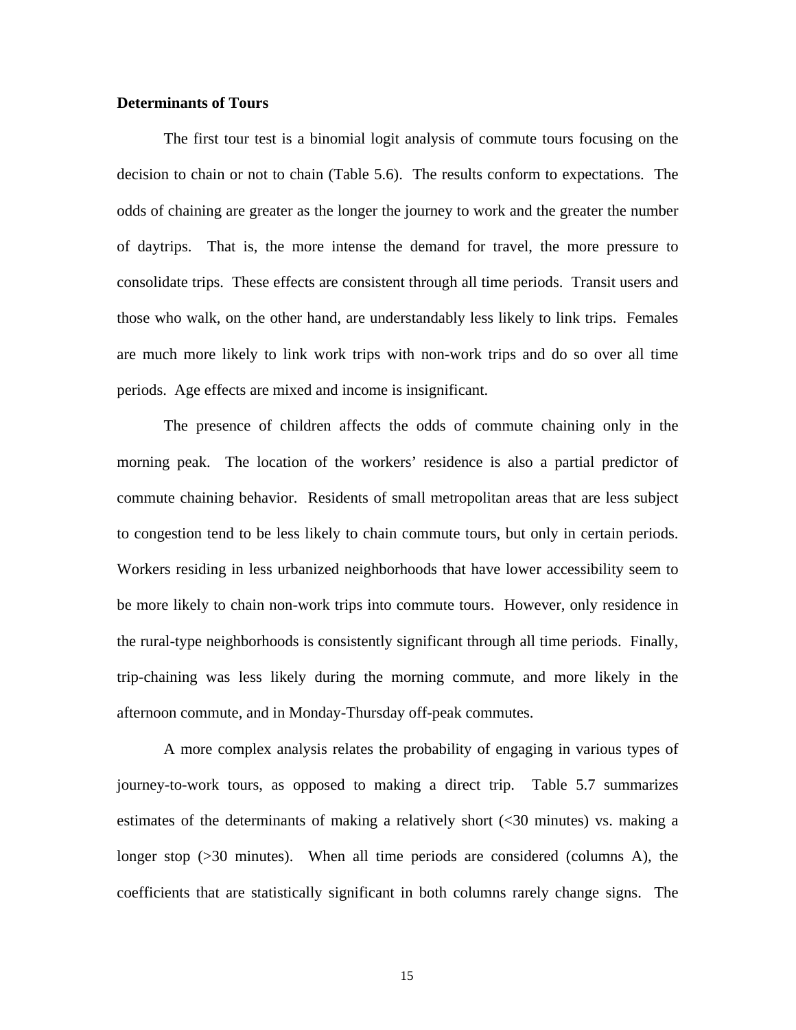**Determinants of Tours**

The first tour test is a binomial logit analysis of commute tours focusing on the decision to chain or not to chain (Table 5.6). The results conform to expectations. The odds of chaining are greater as the longer the journey to work and the greater the number of daytrips. That is, the more intense the demand for travel, the more pressure to consolidate trips. These effects are consistent through all time periods. Transit users and those who walk, on the other hand, are understandably less likely to link trips. Females are much more likely to link work trips with non-work trips and do so over all time periods. Age effects are mixed and income is insignificant.

The presence of children affects the odds of commute chaining only in the morning peak. The location of the workers' residence is also a partial predictor of commute chaining behavior. Residents of small metropolitan areas that are less subject to congestion tend to be less likely to chain commute tours, but only in certain periods. Workers residing in less urbanized neighborhoods that have lower accessibility seem to be more likely to chain non-work trips into commute tours. However, only residence in the rural-type neighborhoods is consistently significant through all time periods. Finally, trip-chaining was less likely during the morning commute, and more likely in the afternoon commute, and in Monday-Thursday off-peak commutes.

A more complex analysis relates the probability of engaging in various types of journey-to-work tours, as opposed to making a direct trip. Table 5.7 summarizes estimates of the determinants of making a relatively short (<30 minutes) vs. making a longer stop (>30 minutes). When all time periods are considered (columns A), the coefficients that are statistically significant in both columns rarely change signs. The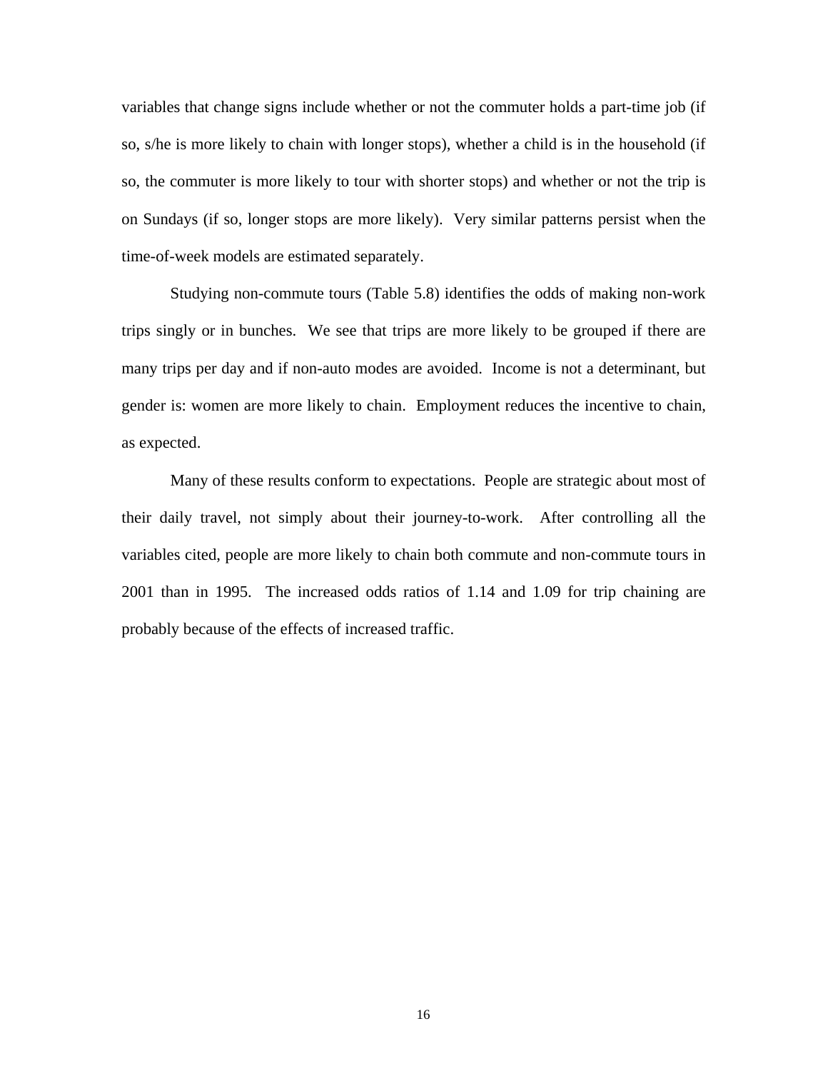variables that change signs include whether or not the commuter holds a part-time job (if so, s/he is more likely to chain with longer stops), whether a child is in the household (if so, the commuter is more likely to tour with shorter stops) and whether or not the trip is on Sundays (if so, longer stops are more likely). Very similar patterns persist when the time-of-week models are estimated separately.

Studying non-commute tours (Table 5.8) identifies the odds of making non-work trips singly or in bunches. We see that trips are more likely to be grouped if there are many trips per day and if non-auto modes are avoided. Income is not a determinant, but gender is: women are more likely to chain. Employment reduces the incentive to chain, as expected.

Many of these results conform to expectations. People are strategic about most of their daily travel, not simply about their journey-to-work. After controlling all the variables cited, people are more likely to chain both commute and non-commute tours in 2001 than in 1995. The increased odds ratios of 1.14 and 1.09 for trip chaining are probably because of the effects of increased traffic.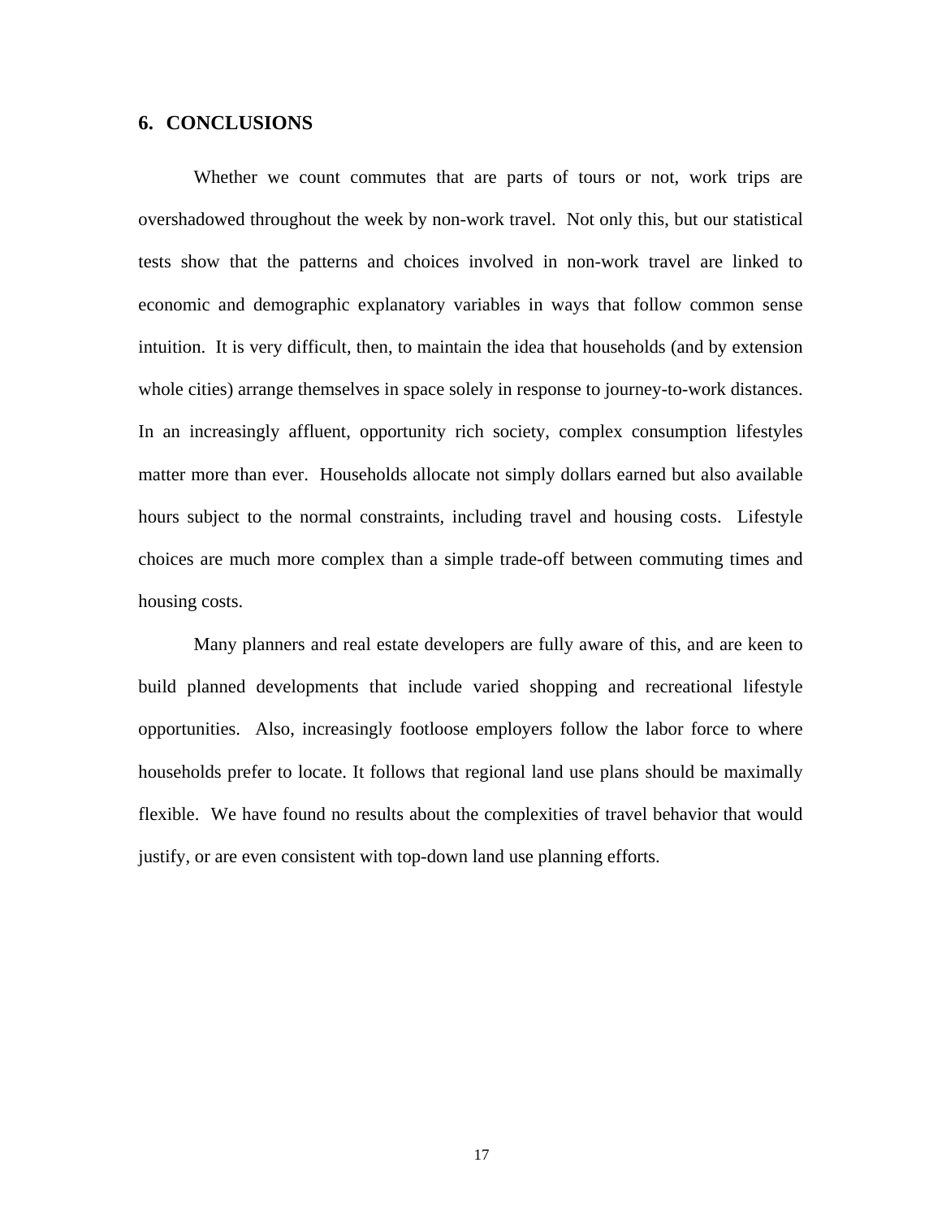## 6. CONCLUSIONS

Whether we count commutes that are parts of tours or not, work trips are overshadowed throughout the week by non-work travel. Not only this, but our statistical tests show that the patterns and choices involved in non-work travel are linked to economic and demographic explanatory variables in ways that follow common sense intuition. It is very difficult, then, to maintain the idea that households (and by extension whole cities) arrange themselves in space solely in response to journey-to-work distances. In an increasingly affluent, opportunity rich society, complex consumption lifestyles matter more than ever. Households allocate not simply dollars earned but also available hours subject to the normal constraints, including travel and housing costs. Lifestyle choices are much more complex than a simple trade-off between commuting times and housing costs.

Many planners and real estate developers are fully aware of this, and are keen to build planned developments that include varied shopping and recreational lifestyle opportunities. Also, increasingly footloose employers follow the labor force to where households prefer to locate. It follows that regional land use plans should be maximally flexible. We have found no results about the complexities of travel behavior that would justify, or are even consistent with top-down land use planning efforts.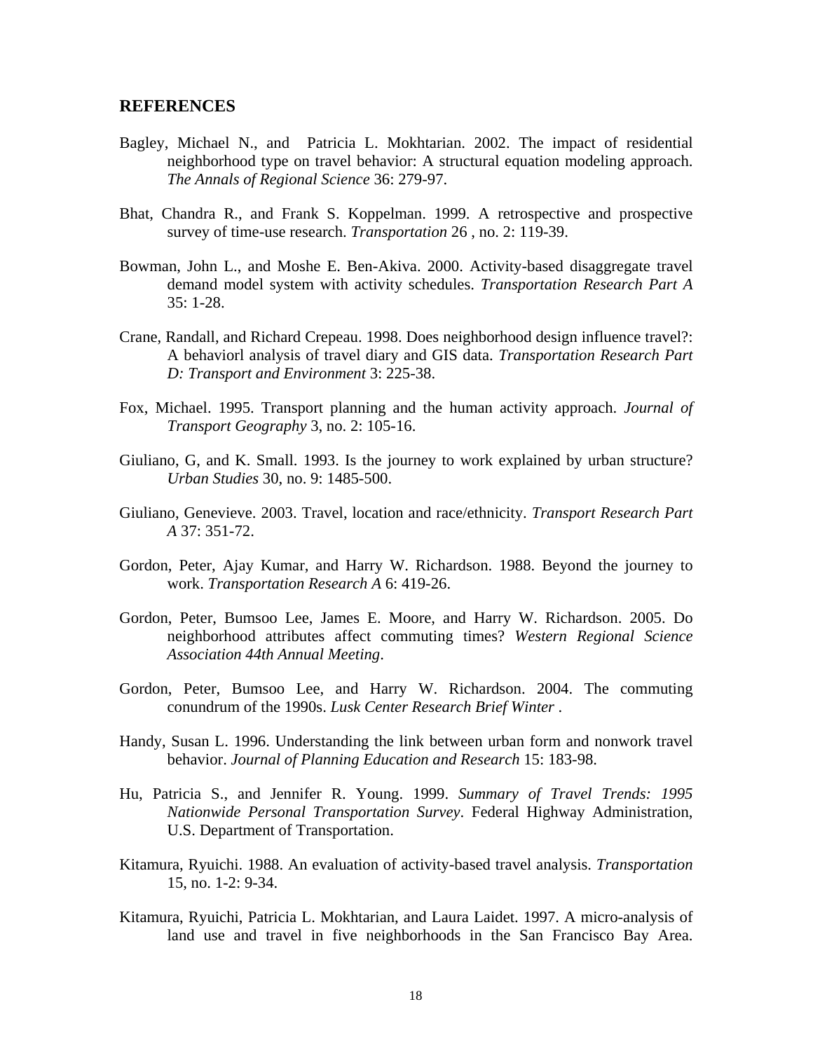## REFERENCES

Bagley, Michael N., and Patricia L. Mokhtarian. 2002. The impact of residential neighborhood type on travel behavior: A structural equation modeling approach. *The Annals of Regional Science* 36: 279-97.

Bhat, Chandra R., and Frank S. Koppelman. 1999. A retrospective and prospective survey of time-use research. *Transportation* 26 , no. 2: 119-39.

Bowman, John L., and Moshe E. Ben-Akiva. 2000. Activity-based disaggregate travel demand model system with activity schedules. *Transportation Research Part A* 35: 1-28.

Crane, Randall, and Richard Crepeau. 1998. Does neighborhood design influence travel?: A behaviorl analysis of travel diary and GIS data. *Transportation Research Part D: Transport and Environment* 3: 225-38.

Fox, Michael. 1995. Transport planning and the human activity approach. *Journal of Transport Geography* 3, no. 2: 105-16.

Giuliano, G, and K. Small. 1993. Is the journey to work explained by urban structure? *Urban Studies* 30, no. 9: 1485-500.

Giuliano, Genevieve. 2003. Travel, location and race/ethnicity. *Transport Research Part A* 37: 351-72.

Gordon, Peter, Ajay Kumar, and Harry W. Richardson. 1988. Beyond the journey to work. *Transportation Research A* 6: 419-26.

Gordon, Peter, Bumsoo Lee, James E. Moore, and Harry W. Richardson. 2005. Do neighborhood attributes affect commuting times? *Western Regional Science Association 44th Annual Meeting*.

Gordon, Peter, Bumsoo Lee, and Harry W. Richardson. 2004. The commuting conundrum of the 1990s. *Lusk Center Research Brief Winter* .

Handy, Susan L. 1996. Understanding the link between urban form and nonwork travel behavior. *Journal of Planning Education and Research* 15: 183-98.

Hu, Patricia S., and Jennifer R. Young. 1999. *Summary of Travel Trends: 1995 Nationwide Personal Transportation Survey*. Federal Highway Administration, U.S. Department of Transportation.

Kitamura, Ryuichi. 1988. An evaluation of activity-based travel analysis. *Transportation* 15, no. 1-2: 9-34.

Kitamura, Ryuichi, Patricia L. Mokhtarian, and Laura Laidet. 1997. A micro-analysis of land use and travel in five neighborhoods in the San Francisco Bay Area.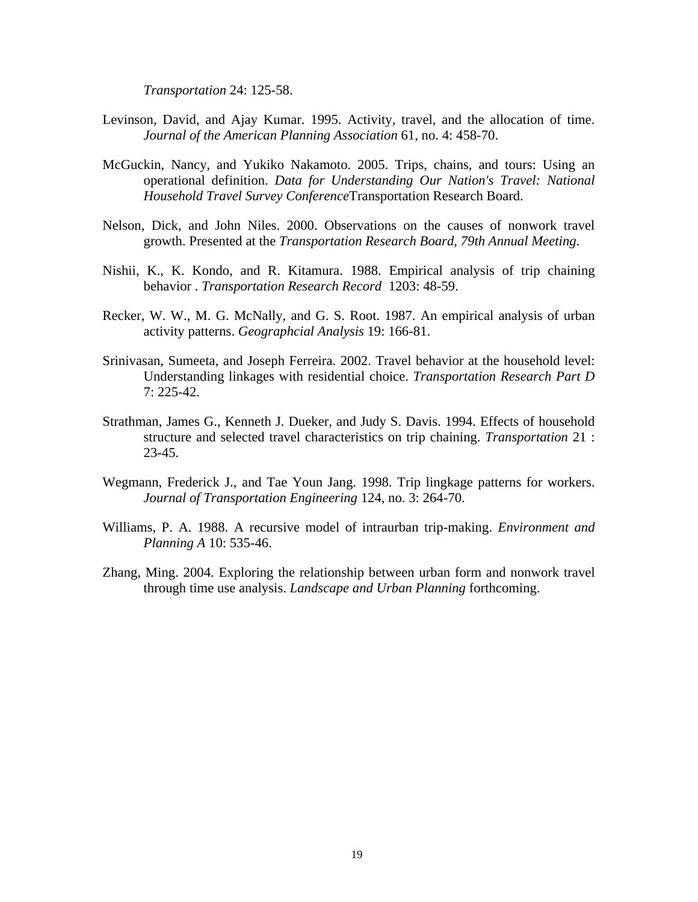*Transportation* 24: 125-58.

Levinson, David, and Ajay Kumar. 1995. Activity, travel, and the allocation of time. *Journal of the American Planning Association* 61, no. 4: 458-70.

McGuckin, Nancy, and Yukiko Nakamoto. 2005. Trips, chains, and tours: Using an operational definition. *Data for Understanding Our Nation's Travel: National Household Travel Survey Conference*Transportation Research Board.

Nelson, Dick, and John Niles. 2000. Observations on the causes of nonwork travel growth. Presented at the *Transportation Research Board, 79th Annual Meeting*.

Nishii, K., K. Kondo, and R. Kitamura. 1988. Empirical analysis of trip chaining behavior . *Transportation Research Record* 1203: 48-59.

Recker, W. W., M. G. McNally, and G. S. Root. 1987. An empirical analysis of urban activity patterns. *Geographcial Analysis* 19: 166-81.

Srinivasan, Sumeeta, and Joseph Ferreira. 2002. Travel behavior at the household level: Understanding linkages with residential choice. *Transportation Research Part D* 7: 225-42.

Strathman, James G., Kenneth J. Dueker, and Judy S. Davis. 1994. Effects of household structure and selected travel characteristics on trip chaining. *Transportation* 21 : 23-45.

Wegmann, Frederick J., and Tae Youn Jang. 1998. Trip lingkage patterns for workers. *Journal of Transportation Engineering* 124, no. 3: 264-70.

Williams, P. A. 1988. A recursive model of intraurban trip-making. *Environment and Planning A* 10: 535-46.

Zhang, Ming. 2004. Exploring the relationship between urban form and nonwork travel through time use analysis. *Landscape and Urban Planning* forthcoming.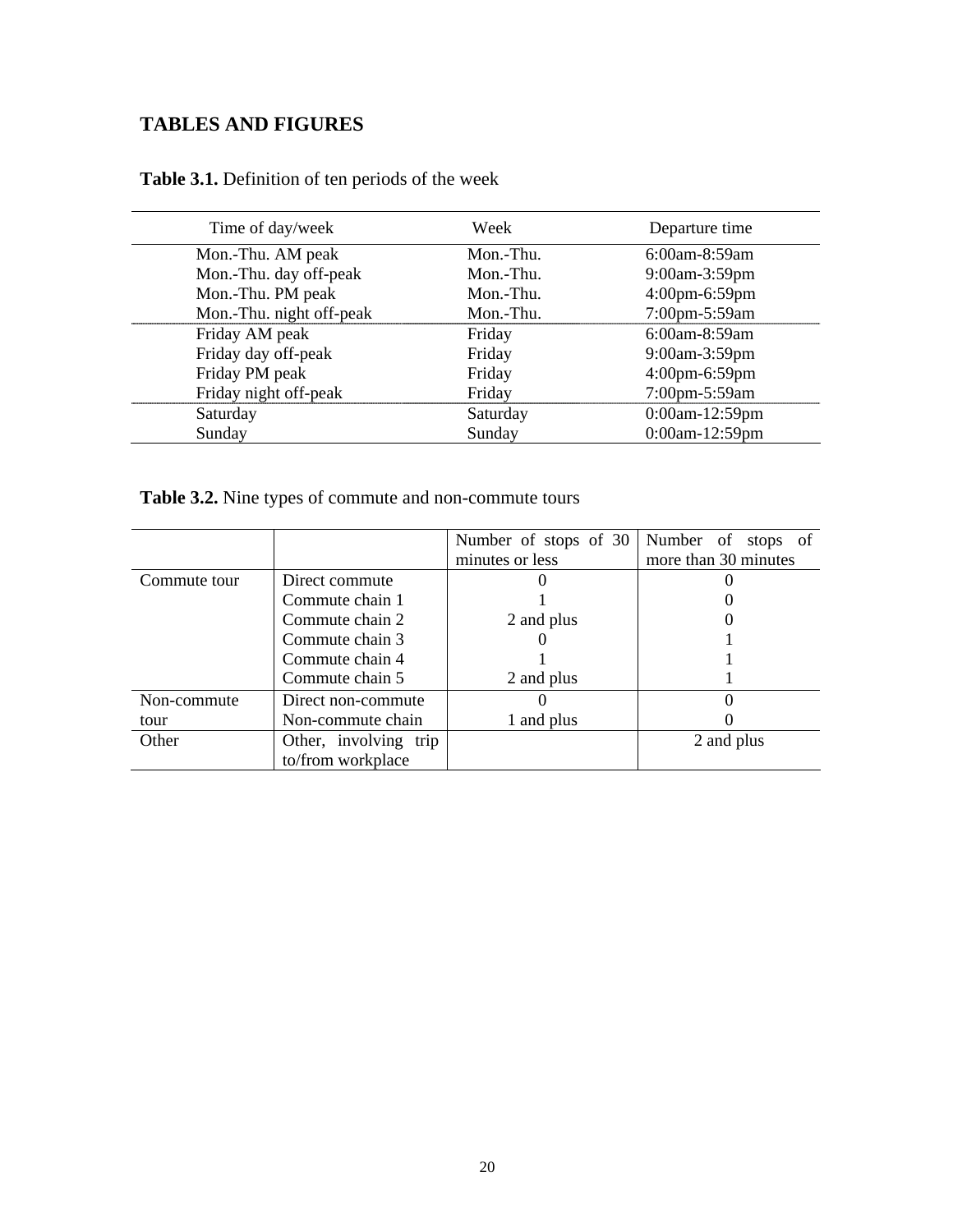## TABLES AND FIGURES

**Table 3.1.** Definition of ten periods of the week

| Time of day/week | Week | Departure time |
|---|---|---|
| Mon.-Thu. AM peak | Mon.-Thu. | 6:00am-8:59am |
| Mon.-Thu. day off-peak | Mon.-Thu. | 9:00am-3:59pm |
| Mon.-Thu. PM peak | Mon.-Thu. | 4:00pm-6:59pm |
| Mon.-Thu. night off-peak | Mon.-Thu. | 7:00pm-5:59am |
| Friday AM peak | Friday | 6:00am-8:59am |
| Friday day off-peak | Friday | 9:00am-3:59pm |
| Friday PM peak | Friday | 4:00pm-6:59pm |
| Friday night off-peak | Friday | 7:00pm-5:59am |
| Saturday | Saturday | 0:00am-12:59pm |
| Sunday | Sunday | 0:00am-12:59pm |

**Table 3.2.** Nine types of commute and non-commute tours

| | | Number of stops of 30 minutes or less | Number of stops of more than 30 minutes |
|---|---|---|---|
| Commute tour | Direct commute | 0 | 0 |
| | Commute chain 1 | 1 | 0 |
| | Commute chain 2 | 2 and plus | 0 |
| | Commute chain 3 | 0 | 1 |
| | Commute chain 4 | 1 | 1 |
| | Commute chain 5 | 2 and plus | 1 |
| Non-commute tour | Direct non-commute | 0 | 0 |
| | Non-commute chain | 1 and plus | 0 |
| Other | Other, involving trip to/from workplace | | 2 and plus |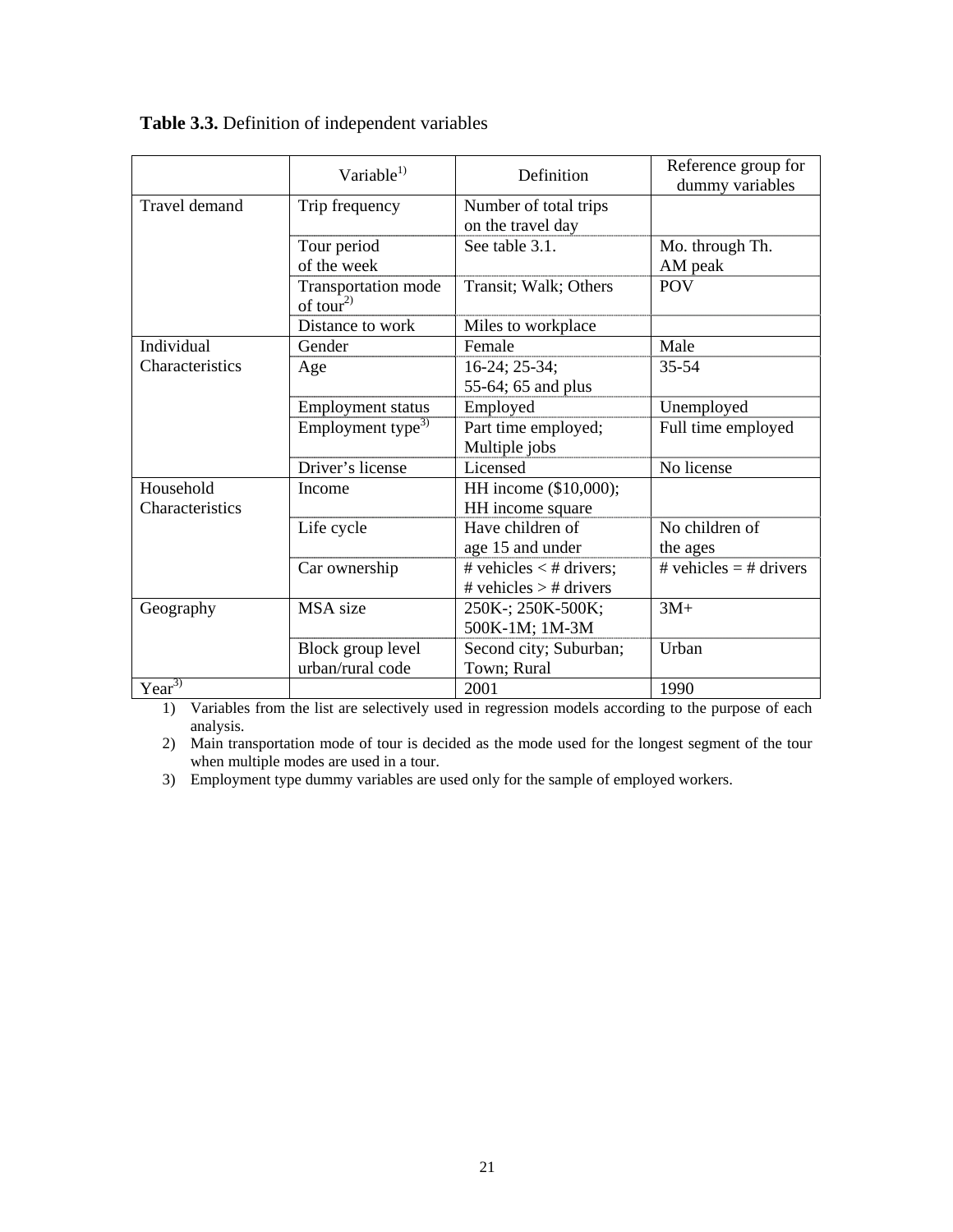**Table 3.3.** Definition of independent variables

| | Variable[1)] | Definition | Reference group for dummy variables |
|---|---|---|---|
| Travel demand | Trip frequency | Number of total trips on the travel day | |
| | Tour period of the week | See table 3.1. | Mo. through Th. AM peak |
| | Transportation mode of tour[2)] | Transit; Walk; Others | POV |
| | Distance to work | Miles to workplace | |
| Individual Characteristics | Gender | Female | Male |
| | Age | 16-24; 25-34; 55-64; 65 and plus | 35-54 |
| | Employment status | Employed | Unemployed |
| | Employment type[3)] | Part time employed; Multiple jobs | Full time employed |
| | Driver's license | Licensed | No license |
| Household Characteristics | Income | HH income ($10,000); HH income square | |
| | Life cycle | Have children of age 15 and under | No children of the ages |
| | Car ownership | # vehicles < # drivers; # vehicles > # drivers | # vehicles = # drivers |
| Geography | MSA size | 250K-; 250K-500K; 500K-1M; 1M-3M | 3M+ |
| | Block group level urban/rural code | Second city; Suburban; Town; Rural | Urban |
| Year[3)] | | 2001 | 1990 |

1) Variables from the list are selectively used in regression models according to the purpose of each analysis.
2) Main transportation mode of tour is decided as the mode used for the longest segment of the tour when multiple modes are used in a tour.
3) Employment type dummy variables are used only for the sample of employed workers.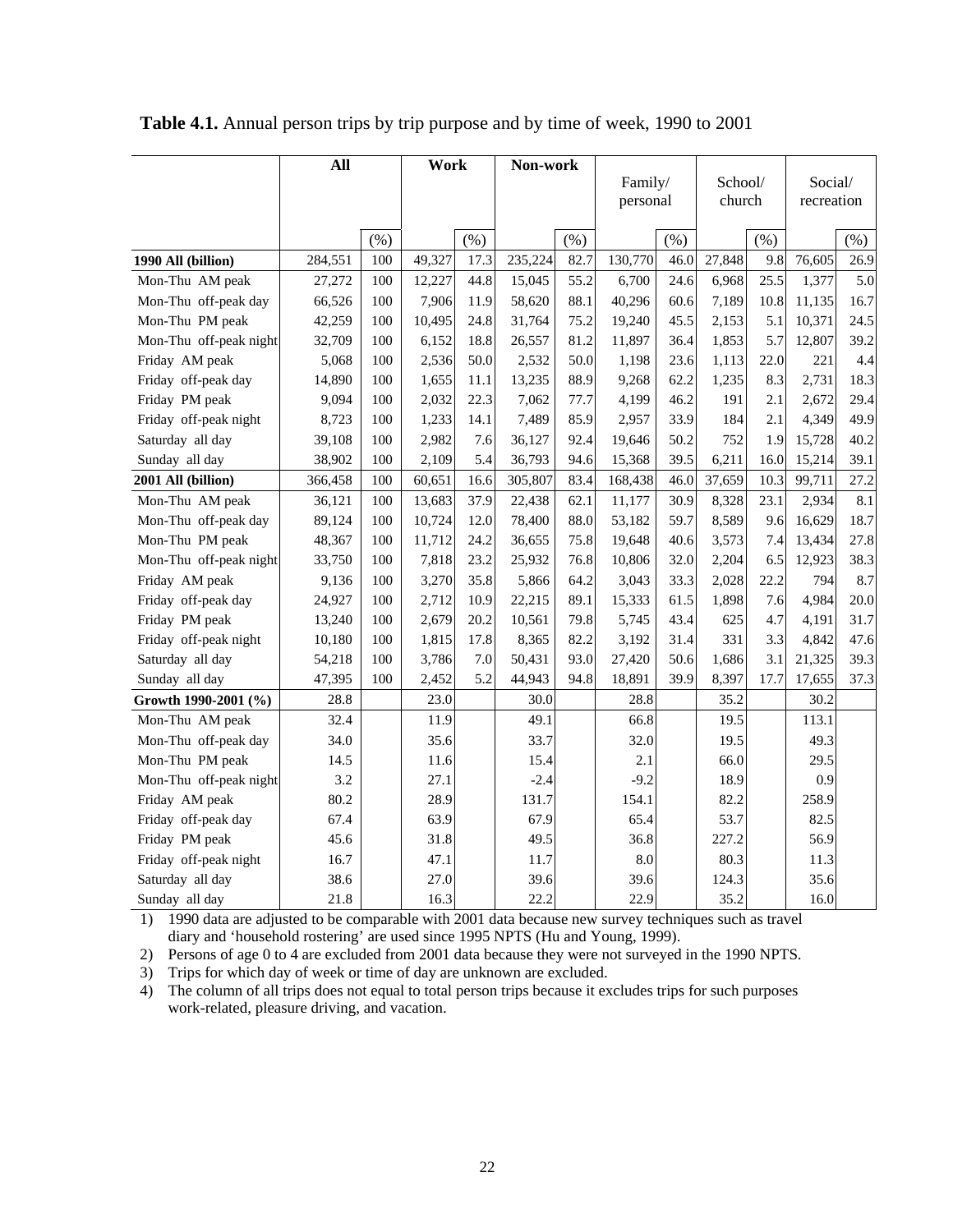**Table 4.1.** Annual person trips by trip purpose and by time of week, 1990 to 2001

| | All | | Work | | Non-work | | Family/ personal | | School/ church | | Social/ recreation | |
|---|---|---|---|---|---|---|---|---|---|---|---|---|
| | | (%) | | (%) | | (%) | | (%) | | (%) | | (%) |
| **1990 All (billion)** | 284,551 | 100 | 49,327 | 17.3 | 235,224 | 82.7 | 130,770 | 46.0 | 27,848 | 9.8 | 76,605 | 26.9 |
| Mon-Thu AM peak | 27,272 | 100 | 12,227 | 44.8 | 15,045 | 55.2 | 6,700 | 24.6 | 6,968 | 25.5 | 1,377 | 5.0 |
| Mon-Thu off-peak day | 66,526 | 100 | 7,906 | 11.9 | 58,620 | 88.1 | 40,296 | 60.6 | 7,189 | 10.8 | 11,135 | 16.7 |
| Mon-Thu PM peak | 42,259 | 100 | 10,495 | 24.8 | 31,764 | 75.2 | 19,240 | 45.5 | 2,153 | 5.1 | 10,371 | 24.5 |
| Mon-Thu off-peak night | 32,709 | 100 | 6,152 | 18.8 | 26,557 | 81.2 | 11,897 | 36.4 | 1,853 | 5.7 | 12,807 | 39.2 |
| Friday AM peak | 5,068 | 100 | 2,536 | 50.0 | 2,532 | 50.0 | 1,198 | 23.6 | 1,113 | 22.0 | 221 | 4.4 |
| Friday off-peak day | 14,890 | 100 | 1,655 | 11.1 | 13,235 | 88.9 | 9,268 | 62.2 | 1,235 | 8.3 | 2,731 | 18.3 |
| Friday PM peak | 9,094 | 100 | 2,032 | 22.3 | 7,062 | 77.7 | 4,199 | 46.2 | 191 | 2.1 | 2,672 | 29.4 |
| Friday off-peak night | 8,723 | 100 | 1,233 | 14.1 | 7,489 | 85.9 | 2,957 | 33.9 | 184 | 2.1 | 4,349 | 49.9 |
| Saturday all day | 39,108 | 100 | 2,982 | 7.6 | 36,127 | 92.4 | 19,646 | 50.2 | 752 | 1.9 | 15,728 | 40.2 |
| Sunday all day | 38,902 | 100 | 2,109 | 5.4 | 36,793 | 94.6 | 15,368 | 39.5 | 6,211 | 16.0 | 15,214 | 39.1 |
| **2001 All (billion)** | 366,458 | 100 | 60,651 | 16.6 | 305,807 | 83.4 | 168,438 | 46.0 | 37,659 | 10.3 | 99,711 | 27.2 |
| Mon-Thu AM peak | 36,121 | 100 | 13,683 | 37.9 | 22,438 | 62.1 | 11,177 | 30.9 | 8,328 | 23.1 | 2,934 | 8.1 |
| Mon-Thu off-peak day | 89,124 | 100 | 10,724 | 12.0 | 78,400 | 88.0 | 53,182 | 59.7 | 8,589 | 9.6 | 16,629 | 18.7 |
| Mon-Thu PM peak | 48,367 | 100 | 11,712 | 24.2 | 36,655 | 75.8 | 19,648 | 40.6 | 3,573 | 7.4 | 13,434 | 27.8 |
| Mon-Thu off-peak night | 33,750 | 100 | 7,818 | 23.2 | 25,932 | 76.8 | 10,806 | 32.0 | 2,204 | 6.5 | 12,923 | 38.3 |
| Friday AM peak | 9,136 | 100 | 3,270 | 35.8 | 5,866 | 64.2 | 3,043 | 33.3 | 2,028 | 22.2 | 794 | 8.7 |
| Friday off-peak day | 24,927 | 100 | 2,712 | 10.9 | 22,215 | 89.1 | 15,333 | 61.5 | 1,898 | 7.6 | 4,984 | 20.0 |
| Friday PM peak | 13,240 | 100 | 2,679 | 20.2 | 10,561 | 79.8 | 5,745 | 43.4 | 625 | 4.7 | 4,191 | 31.7 |
| Friday off-peak night | 10,180 | 100 | 1,815 | 17.8 | 8,365 | 82.2 | 3,192 | 31.4 | 331 | 3.3 | 4,842 | 47.6 |
| Saturday all day | 54,218 | 100 | 3,786 | 7.0 | 50,431 | 93.0 | 27,420 | 50.6 | 1,686 | 3.1 | 21,325 | 39.3 |
| Sunday all day | 47,395 | 100 | 2,452 | 5.2 | 44,943 | 94.8 | 18,891 | 39.9 | 8,397 | 17.7 | 17,655 | 37.3 |
| **Growth 1990-2001 (%)** | 28.8 | | 23.0 | | 30.0 | | 28.8 | | 35.2 | | 30.2 | |
| Mon-Thu AM peak | 32.4 | | 11.9 | | 49.1 | | 66.8 | | 19.5 | | 113.1 | |
| Mon-Thu off-peak day | 34.0 | | 35.6 | | 33.7 | | 32.0 | | 19.5 | | 49.3 | |
| Mon-Thu PM peak | 14.5 | | 11.6 | | 15.4 | | 2.1 | | 66.0 | | 29.5 | |
| Mon-Thu off-peak night | 3.2 | | 27.1 | | -2.4 | | -9.2 | | 18.9 | | 0.9 | |
| Friday AM peak | 80.2 | | 28.9 | | 131.7 | | 154.1 | | 82.2 | | 258.9 | |
| Friday off-peak day | 67.4 | | 63.9 | | 67.9 | | 65.4 | | 53.7 | | 82.5 | |
| Friday PM peak | 45.6 | | 31.8 | | 49.5 | | 36.8 | | 227.2 | | 56.9 | |
| Friday off-peak night | 16.7 | | 47.1 | | 11.7 | | 8.0 | | 80.3 | | 11.3 | |
| Saturday all day | 38.6 | | 27.0 | | 39.6 | | 39.6 | | 124.3 | | 35.6 | |
| Sunday all day | 21.8 | | 16.3 | | 22.2 | | 22.9 | | 35.2 | | 16.0 | |

1) 1990 data are adjusted to be comparable with 2001 data because new survey techniques such as travel diary and 'household rostering' are used since 1995 NPTS (Hu and Young, 1999).
2) Persons of age 0 to 4 are excluded from 2001 data because they were not surveyed in the 1990 NPTS.
3) Trips for which day of week or time of day are unknown are excluded.
4) The column of all trips does not equal to total person trips because it excludes trips for such purposes work-related, pleasure driving, and vacation.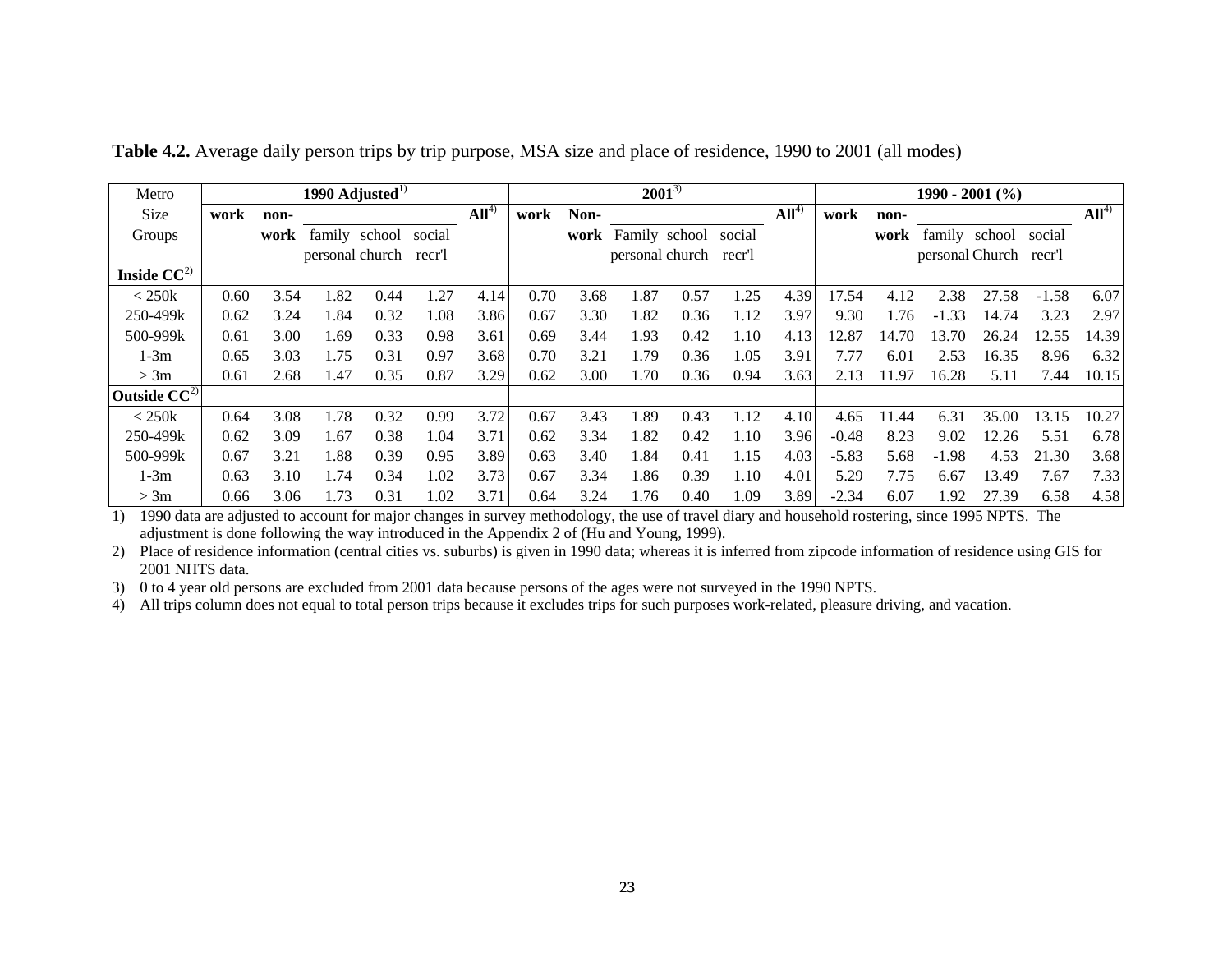**Table 4.2.** Average daily person trips by trip purpose, MSA size and place of residence, 1990 to 2001 (all modes)

| Metro Size Groups | 1990 Adjusted[1] | | | | | | 2001[3] | | | | | | 1990 - 2001 (%) | | | | | |
|---|---|---|---|---|---|---|---|---|---|---|---|---|---|---|---|---|---|---|
| | work | non-work | family personal | school church | social recr'l | All[4] | work | Non-work | Family personal | school church | social recr'l | All[4] | work | non-work | family personal | school Church | social recr'l | All[4] |
| **Inside CC[2]** | | | | | | | | | | | | | | | | | | |
| < 250k | 0.60 | 3.54 | 1.82 | 0.44 | 1.27 | 4.14 | 0.70 | 3.68 | 1.87 | 0.57 | 1.25 | 4.39 | 17.54 | 4.12 | 2.38 | 27.58 | -1.58 | 6.07 |
| 250-499k | 0.62 | 3.24 | 1.84 | 0.32 | 1.08 | 3.86 | 0.67 | 3.30 | 1.82 | 0.36 | 1.12 | 3.97 | 9.30 | 1.76 | -1.33 | 14.74 | 3.23 | 2.97 |
| 500-999k | 0.61 | 3.00 | 1.69 | 0.33 | 0.98 | 3.61 | 0.69 | 3.44 | 1.93 | 0.42 | 1.10 | 4.13 | 12.87 | 14.70 | 13.70 | 26.24 | 12.55 | 14.39 |
| 1-3m | 0.65 | 3.03 | 1.75 | 0.31 | 0.97 | 3.68 | 0.70 | 3.21 | 1.79 | 0.36 | 1.05 | 3.91 | 7.77 | 6.01 | 2.53 | 16.35 | 8.96 | 6.32 |
| > 3m | 0.61 | 2.68 | 1.47 | 0.35 | 0.87 | 3.29 | 0.62 | 3.00 | 1.70 | 0.36 | 0.94 | 3.63 | 2.13 | 11.97 | 16.28 | 5.11 | 7.44 | 10.15 |
| **Outside CC[2]** | | | | | | | | | | | | | | | | | | |
| < 250k | 0.64 | 3.08 | 1.78 | 0.32 | 0.99 | 3.72 | 0.67 | 3.43 | 1.89 | 0.43 | 1.12 | 4.10 | 4.65 | 11.44 | 6.31 | 35.00 | 13.15 | 10.27 |
| 250-499k | 0.62 | 3.09 | 1.67 | 0.38 | 1.04 | 3.71 | 0.62 | 3.34 | 1.82 | 0.42 | 1.10 | 3.96 | -0.48 | 8.23 | 9.02 | 12.26 | 5.51 | 6.78 |
| 500-999k | 0.67 | 3.21 | 1.88 | 0.39 | 0.95 | 3.89 | 0.63 | 3.40 | 1.84 | 0.41 | 1.15 | 4.03 | -5.83 | 5.68 | -1.98 | 4.53 | 21.30 | 3.68 |
| 1-3m | 0.63 | 3.10 | 1.74 | 0.34 | 1.02 | 3.73 | 0.67 | 3.34 | 1.86 | 0.39 | 1.10 | 4.01 | 5.29 | 7.75 | 6.67 | 13.49 | 7.67 | 7.33 |
| > 3m | 0.66 | 3.06 | 1.73 | 0.31 | 1.02 | 3.71 | 0.64 | 3.24 | 1.76 | 0.40 | 1.09 | 3.89 | -2.34 | 6.07 | 1.92 | 27.39 | 6.58 | 4.58 |

1) 1990 data are adjusted to account for major changes in survey methodology, the use of travel diary and household rostering, since 1995 NPTS. The adjustment is done following the way introduced in the Appendix 2 of (Hu and Young, 1999).

2) Place of residence information (central cities vs. suburbs) is given in 1990 data; whereas it is inferred from zipcode information of residence using GIS for 2001 NHTS data.

3) 0 to 4 year old persons are excluded from 2001 data because persons of the ages were not surveyed in the 1990 NPTS.

4) All trips column does not equal to total person trips because it excludes trips for such purposes work-related, pleasure driving, and vacation.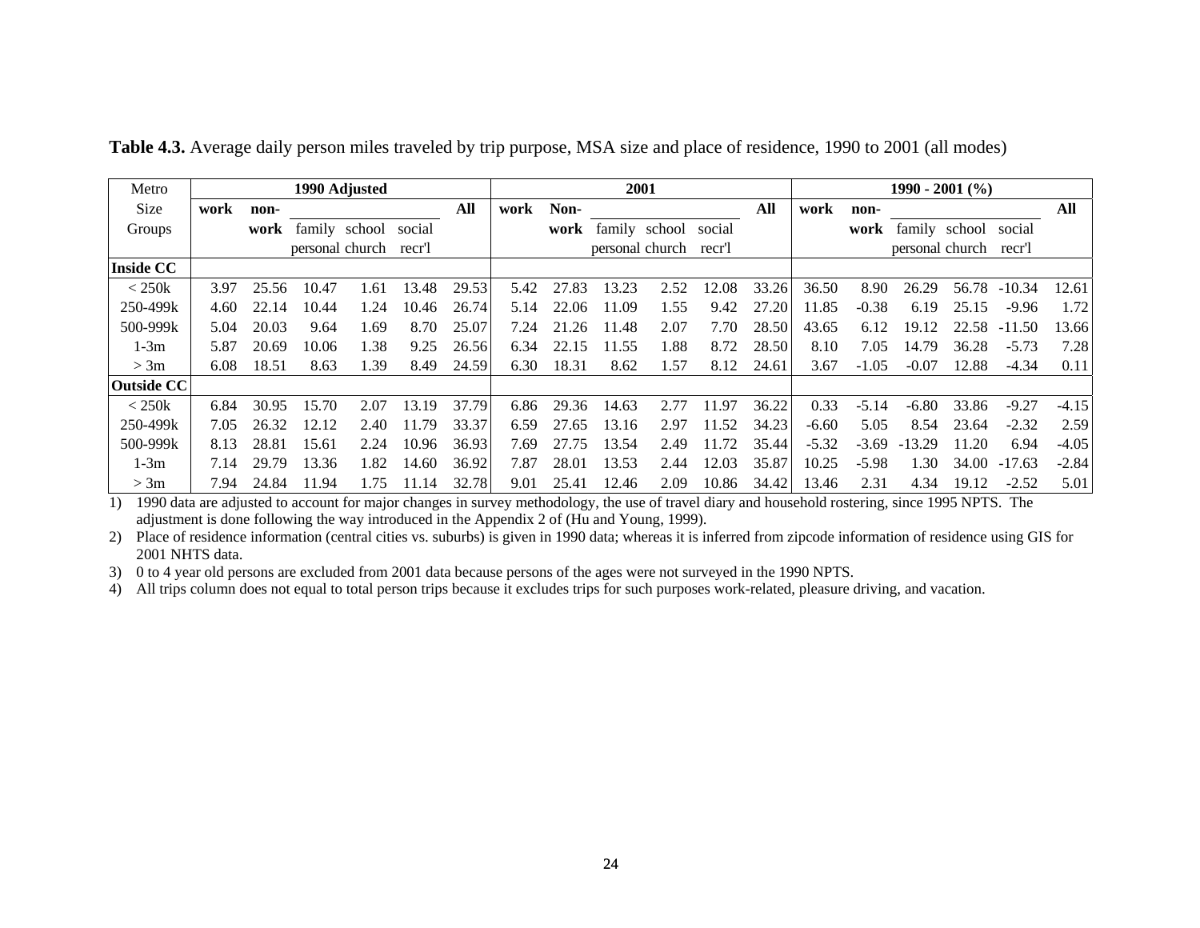**Table 4.3.** Average daily person miles traveled by trip purpose, MSA size and place of residence, 1990 to 2001 (all modes)

| Metro Size Groups | 1990 Adjusted | | | | | | 2001 | | | | | | 1990 - 2001 (%) | | | | | |
|---|---|---|---|---|---|---|---|---|---|---|---|---|---|---|---|---|---|---|
| | work | non-work | | | | All | work | Non-work | | | | All | work | non-work | | | | All |
| | | | family personal | school church | social recr'l | | | | family personal | school church | social recr'l | | | | family personal | school church | social recr'l | |
| **Inside CC** | | | | | | | | | | | | | | | | | | |
| < 250k | 3.97 | 25.56 | 10.47 | 1.61 | 13.48 | 29.53 | 5.42 | 27.83 | 13.23 | 2.52 | 12.08 | 33.26 | 36.50 | 8.90 | 26.29 | 56.78 | -10.34 | 12.61 |
| 250-499k | 4.60 | 22.14 | 10.44 | 1.24 | 10.46 | 26.74 | 5.14 | 22.06 | 11.09 | 1.55 | 9.42 | 27.20 | 11.85 | -0.38 | 6.19 | 25.15 | -9.96 | 1.72 |
| 500-999k | 5.04 | 20.03 | 9.64 | 1.69 | 8.70 | 25.07 | 7.24 | 21.26 | 11.48 | 2.07 | 7.70 | 28.50 | 43.65 | 6.12 | 19.12 | 22.58 | -11.50 | 13.66 |
| 1-3m | 5.87 | 20.69 | 10.06 | 1.38 | 9.25 | 26.56 | 6.34 | 22.15 | 11.55 | 1.88 | 8.72 | 28.50 | 8.10 | 7.05 | 14.79 | 36.28 | -5.73 | 7.28 |
| > 3m | 6.08 | 18.51 | 8.63 | 1.39 | 8.49 | 24.59 | 6.30 | 18.31 | 8.62 | 1.57 | 8.12 | 24.61 | 3.67 | -1.05 | -0.07 | 12.88 | -4.34 | 0.11 |
| **Outside CC** | | | | | | | | | | | | | | | | | | |
| < 250k | 6.84 | 30.95 | 15.70 | 2.07 | 13.19 | 37.79 | 6.86 | 29.36 | 14.63 | 2.77 | 11.97 | 36.22 | 0.33 | -5.14 | -6.80 | 33.86 | -9.27 | -4.15 |
| 250-499k | 7.05 | 26.32 | 12.12 | 2.40 | 11.79 | 33.37 | 6.59 | 27.65 | 13.16 | 2.97 | 11.52 | 34.23 | -6.60 | 5.05 | 8.54 | 23.64 | -2.32 | 2.59 |
| 500-999k | 8.13 | 28.81 | 15.61 | 2.24 | 10.96 | 36.93 | 7.69 | 27.75 | 13.54 | 2.49 | 11.72 | 35.44 | -5.32 | -3.69 | -13.29 | 11.20 | 6.94 | -4.05 |
| 1-3m | 7.14 | 29.79 | 13.36 | 1.82 | 14.60 | 36.92 | 7.87 | 28.01 | 13.53 | 2.44 | 12.03 | 35.87 | 10.25 | -5.98 | 1.30 | 34.00 | -17.63 | -2.84 |
| > 3m | 7.94 | 24.84 | 11.94 | 1.75 | 11.14 | 32.78 | 9.01 | 25.41 | 12.46 | 2.09 | 10.86 | 34.42 | 13.46 | 2.31 | 4.34 | 19.12 | -2.52 | 5.01 |

1) 1990 data are adjusted to account for major changes in survey methodology, the use of travel diary and household rostering, since 1995 NPTS. The adjustment is done following the way introduced in the Appendix 2 of (Hu and Young, 1999).
2) Place of residence information (central cities vs. suburbs) is given in 1990 data; whereas it is inferred from zipcode information of residence using GIS for 2001 NHTS data.
3) 0 to 4 year old persons are excluded from 2001 data because persons of the ages were not surveyed in the 1990 NPTS.
4) All trips column does not equal to total person trips because it excludes trips for such purposes work-related, pleasure driving, and vacation.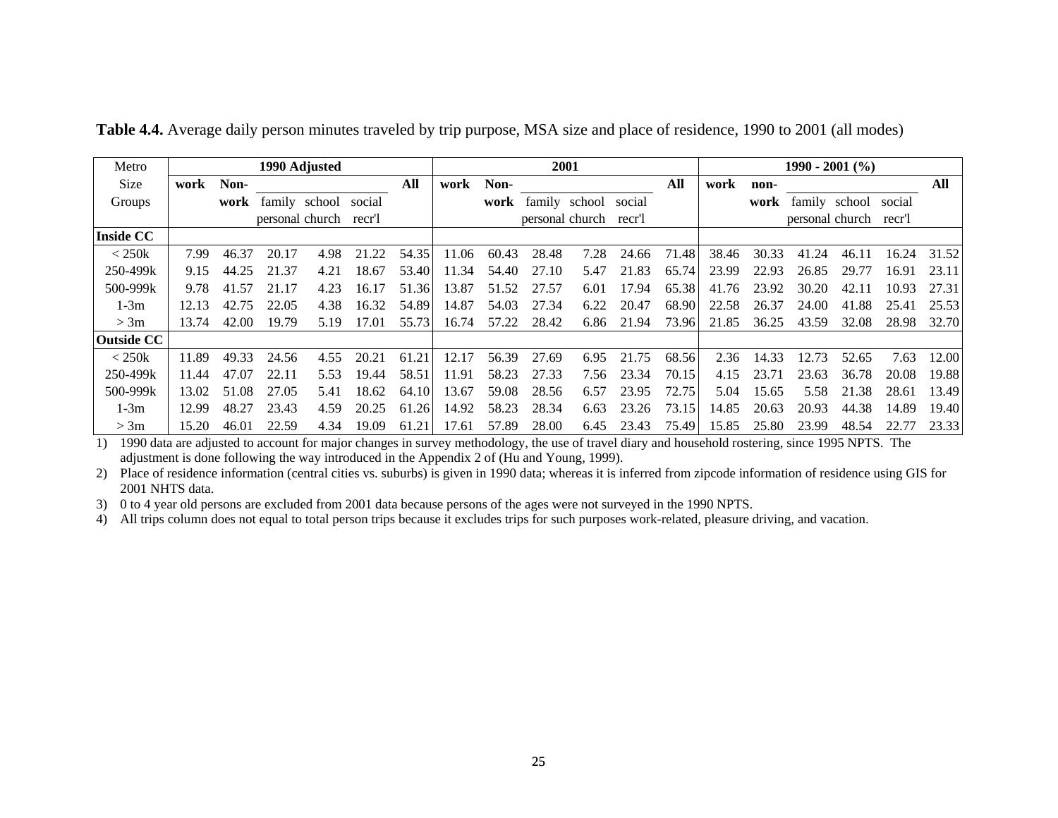**Table 4.4.** Average daily person minutes traveled by trip purpose, MSA size and place of residence, 1990 to 2001 (all modes)

| Metro Size Groups | 1990 Adjusted | | | | | | 2001 | | | | | | 1990 - 2001 (%) | | | | | |
|---|---|---|---|---|---|---|---|---|---|---|---|---|---|---|---|---|---|---|
| | work | Non-work | family personal | school church | social recr'l | All | work | Non-work | family personal | school church | social recr'l | All | work | non-work | family personal | school church | social recr'l | All |
| **Inside CC** | | | | | | | | | | | | | | | | | | |
| < 250k | 7.99 | 46.37 | 20.17 | 4.98 | 21.22 | 54.35 | 11.06 | 60.43 | 28.48 | 7.28 | 24.66 | 71.48 | 38.46 | 30.33 | 41.24 | 46.11 | 16.24 | 31.52 |
| 250-499k | 9.15 | 44.25 | 21.37 | 4.21 | 18.67 | 53.40 | 11.34 | 54.40 | 27.10 | 5.47 | 21.83 | 65.74 | 23.99 | 22.93 | 26.85 | 29.77 | 16.91 | 23.11 |
| 500-999k | 9.78 | 41.57 | 21.17 | 4.23 | 16.17 | 51.36 | 13.87 | 51.52 | 27.57 | 6.01 | 17.94 | 65.38 | 41.76 | 23.92 | 30.20 | 42.11 | 10.93 | 27.31 |
| 1-3m | 12.13 | 42.75 | 22.05 | 4.38 | 16.32 | 54.89 | 14.87 | 54.03 | 27.34 | 6.22 | 20.47 | 68.90 | 22.58 | 26.37 | 24.00 | 41.88 | 25.41 | 25.53 |
| > 3m | 13.74 | 42.00 | 19.79 | 5.19 | 17.01 | 55.73 | 16.74 | 57.22 | 28.42 | 6.86 | 21.94 | 73.96 | 21.85 | 36.25 | 43.59 | 32.08 | 28.98 | 32.70 |
| **Outside CC** | | | | | | | | | | | | | | | | | | |
| < 250k | 11.89 | 49.33 | 24.56 | 4.55 | 20.21 | 61.21 | 12.17 | 56.39 | 27.69 | 6.95 | 21.75 | 68.56 | 2.36 | 14.33 | 12.73 | 52.65 | 7.63 | 12.00 |
| 250-499k | 11.44 | 47.07 | 22.11 | 5.53 | 19.44 | 58.51 | 11.91 | 58.23 | 27.33 | 7.56 | 23.34 | 70.15 | 4.15 | 23.71 | 23.63 | 36.78 | 20.08 | 19.88 |
| 500-999k | 13.02 | 51.08 | 27.05 | 5.41 | 18.62 | 64.10 | 13.67 | 59.08 | 28.56 | 6.57 | 23.95 | 72.75 | 5.04 | 15.65 | 5.58 | 21.38 | 28.61 | 13.49 |
| 1-3m | 12.99 | 48.27 | 23.43 | 4.59 | 20.25 | 61.26 | 14.92 | 58.23 | 28.34 | 6.63 | 23.26 | 73.15 | 14.85 | 20.63 | 20.93 | 44.38 | 14.89 | 19.40 |
| > 3m | 15.20 | 46.01 | 22.59 | 4.34 | 19.09 | 61.21 | 17.61 | 57.89 | 28.00 | 6.45 | 23.43 | 75.49 | 15.85 | 25.80 | 23.99 | 48.54 | 22.77 | 23.33 |

1) 1990 data are adjusted to account for major changes in survey methodology, the use of travel diary and household rostering, since 1995 NPTS. The adjustment is done following the way introduced in the Appendix 2 of (Hu and Young, 1999).
2) Place of residence information (central cities vs. suburbs) is given in 1990 data; whereas it is inferred from zipcode information of residence using GIS for 2001 NHTS data.
3) 0 to 4 year old persons are excluded from 2001 data because persons of the ages were not surveyed in the 1990 NPTS.
4) All trips column does not equal to total person trips because it excludes trips for such purposes work-related, pleasure driving, and vacation.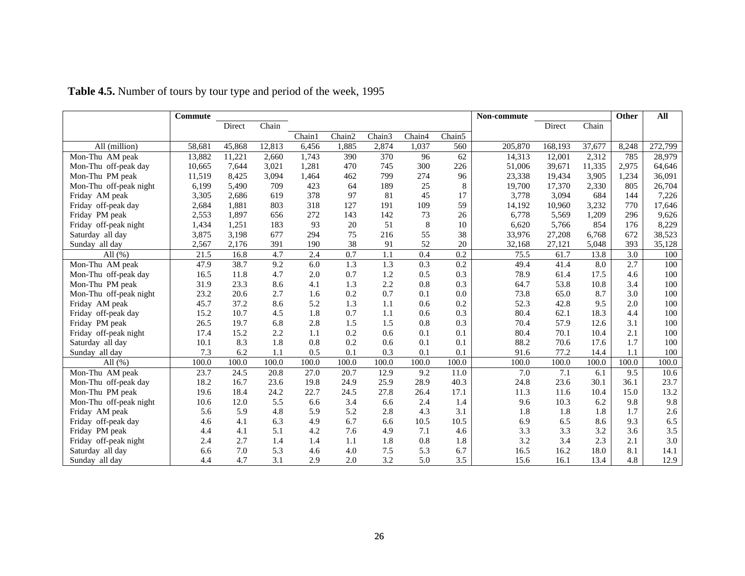**Table 4.5.** Number of tours by tour type and period of the week, 1995

| | Commute | | | | | | | | Non-commute | | | Other | All |
|---|---|---|---|---|---|---|---|---|---|---|---|---|---|
| | | Direct | Chain | | | | | | | Direct | Chain | | |
| | | | | Chain1 | Chain2 | Chain3 | Chain4 | Chain5 | | | | | |
| All (million) | 58,681 | 45,868 | 12,813 | 6,456 | 1,885 | 2,874 | 1,037 | 560 | 205,870 | 168,193 | 37,677 | 8,248 | 272,799 |
| Mon-Thu AM peak | 13,882 | 11,221 | 2,660 | 1,743 | 390 | 370 | 96 | 62 | 14,313 | 12,001 | 2,312 | 785 | 28,979 |
| Mon-Thu off-peak day | 10,665 | 7,644 | 3,021 | 1,281 | 470 | 745 | 300 | 226 | 51,006 | 39,671 | 11,335 | 2,975 | 64,646 |
| Mon-Thu PM peak | 11,519 | 8,425 | 3,094 | 1,464 | 462 | 799 | 274 | 96 | 23,338 | 19,434 | 3,905 | 1,234 | 36,091 |
| Mon-Thu off-peak night | 6,199 | 5,490 | 709 | 423 | 64 | 189 | 25 | 8 | 19,700 | 17,370 | 2,330 | 805 | 26,704 |
| Friday AM peak | 3,305 | 2,686 | 619 | 378 | 97 | 81 | 45 | 17 | 3,778 | 3,094 | 684 | 144 | 7,226 |
| Friday off-peak day | 2,684 | 1,881 | 803 | 318 | 127 | 191 | 109 | 59 | 14,192 | 10,960 | 3,232 | 770 | 17,646 |
| Friday PM peak | 2,553 | 1,897 | 656 | 272 | 143 | 142 | 73 | 26 | 6,778 | 5,569 | 1,209 | 296 | 9,626 |
| Friday off-peak night | 1,434 | 1,251 | 183 | 93 | 20 | 51 | 8 | 10 | 6,620 | 5,766 | 854 | 176 | 8,229 |
| Saturday all day | 3,875 | 3,198 | 677 | 294 | 75 | 216 | 55 | 38 | 33,976 | 27,208 | 6,768 | 672 | 38,523 |
| Sunday all day | 2,567 | 2,176 | 391 | 190 | 38 | 91 | 52 | 20 | 32,168 | 27,121 | 5,048 | 393 | 35,128 |
| All (%) | 21.5 | 16.8 | 4.7 | 2.4 | 0.7 | 1.1 | 0.4 | 0.2 | 75.5 | 61.7 | 13.8 | 3.0 | 100 |
| Mon-Thu AM peak | 47.9 | 38.7 | 9.2 | 6.0 | 1.3 | 1.3 | 0.3 | 0.2 | 49.4 | 41.4 | 8.0 | 2.7 | 100 |
| Mon-Thu off-peak day | 16.5 | 11.8 | 4.7 | 2.0 | 0.7 | 1.2 | 0.5 | 0.3 | 78.9 | 61.4 | 17.5 | 4.6 | 100 |
| Mon-Thu PM peak | 31.9 | 23.3 | 8.6 | 4.1 | 1.3 | 2.2 | 0.8 | 0.3 | 64.7 | 53.8 | 10.8 | 3.4 | 100 |
| Mon-Thu off-peak night | 23.2 | 20.6 | 2.7 | 1.6 | 0.2 | 0.7 | 0.1 | 0.0 | 73.8 | 65.0 | 8.7 | 3.0 | 100 |
| Friday AM peak | 45.7 | 37.2 | 8.6 | 5.2 | 1.3 | 1.1 | 0.6 | 0.2 | 52.3 | 42.8 | 9.5 | 2.0 | 100 |
| Friday off-peak day | 15.2 | 10.7 | 4.5 | 1.8 | 0.7 | 1.1 | 0.6 | 0.3 | 80.4 | 62.1 | 18.3 | 4.4 | 100 |
| Friday PM peak | 26.5 | 19.7 | 6.8 | 2.8 | 1.5 | 1.5 | 0.8 | 0.3 | 70.4 | 57.9 | 12.6 | 3.1 | 100 |
| Friday off-peak night | 17.4 | 15.2 | 2.2 | 1.1 | 0.2 | 0.6 | 0.1 | 0.1 | 80.4 | 70.1 | 10.4 | 2.1 | 100 |
| Saturday all day | 10.1 | 8.3 | 1.8 | 0.8 | 0.2 | 0.6 | 0.1 | 0.1 | 88.2 | 70.6 | 17.6 | 1.7 | 100 |
| Sunday all day | 7.3 | 6.2 | 1.1 | 0.5 | 0.1 | 0.3 | 0.1 | 0.1 | 91.6 | 77.2 | 14.4 | 1.1 | 100 |
| All (%) | 100.0 | 100.0 | 100.0 | 100.0 | 100.0 | 100.0 | 100.0 | 100.0 | 100.0 | 100.0 | 100.0 | 100.0 | 100.0 |
| Mon-Thu AM peak | 23.7 | 24.5 | 20.8 | 27.0 | 20.7 | 12.9 | 9.2 | 11.0 | 7.0 | 7.1 | 6.1 | 9.5 | 10.6 |
| Mon-Thu off-peak day | 18.2 | 16.7 | 23.6 | 19.8 | 24.9 | 25.9 | 28.9 | 40.3 | 24.8 | 23.6 | 30.1 | 36.1 | 23.7 |
| Mon-Thu PM peak | 19.6 | 18.4 | 24.2 | 22.7 | 24.5 | 27.8 | 26.4 | 17.1 | 11.3 | 11.6 | 10.4 | 15.0 | 13.2 |
| Mon-Thu off-peak night | 10.6 | 12.0 | 5.5 | 6.6 | 3.4 | 6.6 | 2.4 | 1.4 | 9.6 | 10.3 | 6.2 | 9.8 | 9.8 |
| Friday AM peak | 5.6 | 5.9 | 4.8 | 5.9 | 5.2 | 2.8 | 4.3 | 3.1 | 1.8 | 1.8 | 1.8 | 1.7 | 2.6 |
| Friday off-peak day | 4.6 | 4.1 | 6.3 | 4.9 | 6.7 | 6.6 | 10.5 | 10.5 | 6.9 | 6.5 | 8.6 | 9.3 | 6.5 |
| Friday PM peak | 4.4 | 4.1 | 5.1 | 4.2 | 7.6 | 4.9 | 7.1 | 4.6 | 3.3 | 3.3 | 3.2 | 3.6 | 3.5 |
| Friday off-peak night | 2.4 | 2.7 | 1.4 | 1.4 | 1.1 | 1.8 | 0.8 | 1.8 | 3.2 | 3.4 | 2.3 | 2.1 | 3.0 |
| Saturday all day | 6.6 | 7.0 | 5.3 | 4.6 | 4.0 | 7.5 | 5.3 | 6.7 | 16.5 | 16.2 | 18.0 | 8.1 | 14.1 |
| Sunday all day | 4.4 | 4.7 | 3.1 | 2.9 | 2.0 | 3.2 | 5.0 | 3.5 | 15.6 | 16.1 | 13.4 | 4.8 | 12.9 |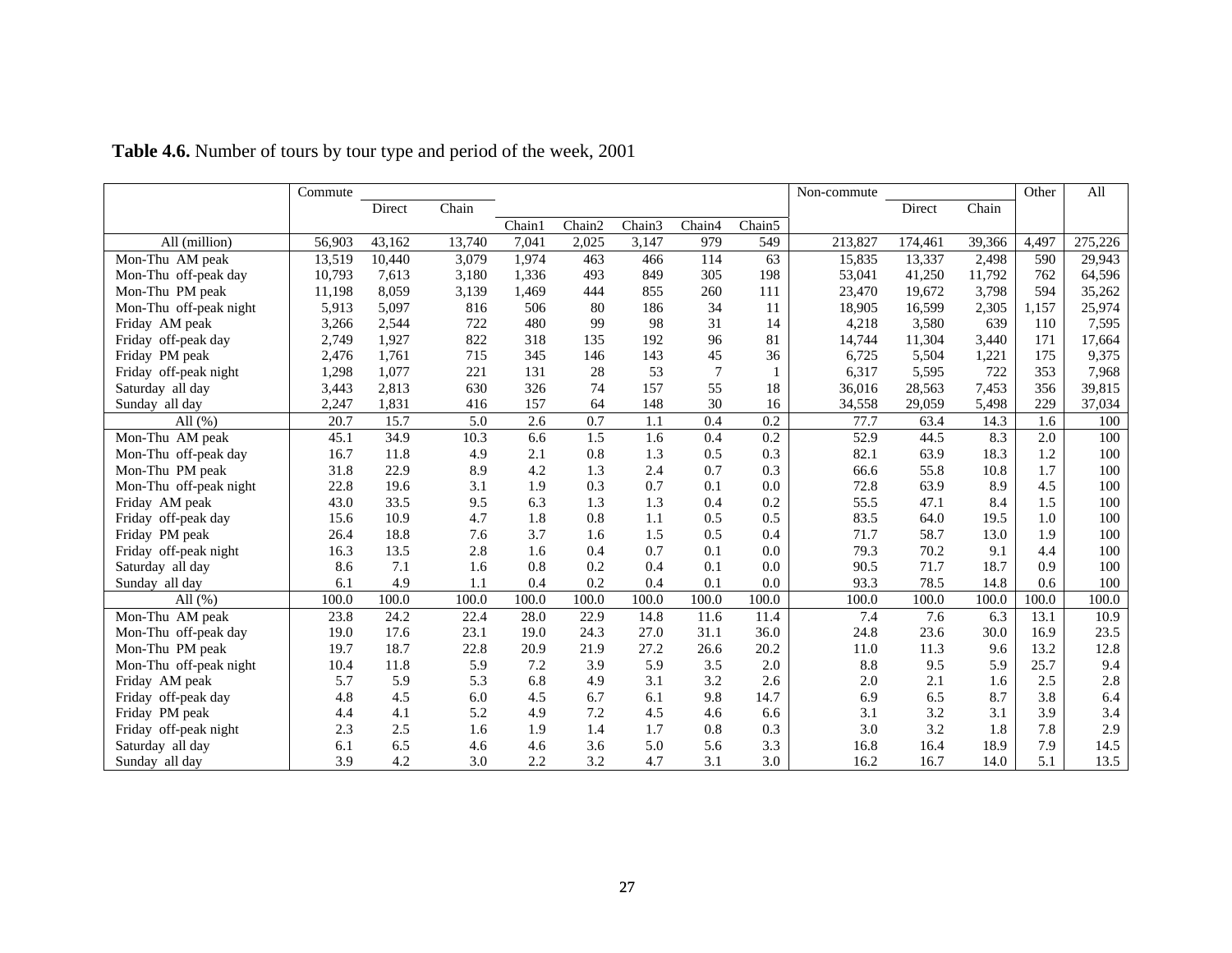**Table 4.6.** Number of tours by tour type and period of the week, 2001

| | Commute | | | | | | | | Non-commute | | | Other | All |
|---|---|---|---|---|---|---|---|---|---|---|---|---|---|
| | | Direct | Chain | | | | | | | Direct | Chain | | |
| | | | | Chain1 | Chain2 | Chain3 | Chain4 | Chain5 | | | | | |
| All (million) | 56,903 | 43,162 | 13,740 | 7,041 | 2,025 | 3,147 | 979 | 549 | 213,827 | 174,461 | 39,366 | 4,497 | 275,226 |
| Mon-Thu AM peak | 13,519 | 10,440 | 3,079 | 1,974 | 463 | 466 | 114 | 63 | 15,835 | 13,337 | 2,498 | 590 | 29,943 |
| Mon-Thu off-peak day | 10,793 | 7,613 | 3,180 | 1,336 | 493 | 849 | 305 | 198 | 53,041 | 41,250 | 11,792 | 762 | 64,596 |
| Mon-Thu PM peak | 11,198 | 8,059 | 3,139 | 1,469 | 444 | 855 | 260 | 111 | 23,470 | 19,672 | 3,798 | 594 | 35,262 |
| Mon-Thu off-peak night | 5,913 | 5,097 | 816 | 506 | 80 | 186 | 34 | 11 | 18,905 | 16,599 | 2,305 | 1,157 | 25,974 |
| Friday AM peak | 3,266 | 2,544 | 722 | 480 | 99 | 98 | 31 | 14 | 4,218 | 3,580 | 639 | 110 | 7,595 |
| Friday off-peak day | 2,749 | 1,927 | 822 | 318 | 135 | 192 | 96 | 81 | 14,744 | 11,304 | 3,440 | 171 | 17,664 |
| Friday PM peak | 2,476 | 1,761 | 715 | 345 | 146 | 143 | 45 | 36 | 6,725 | 5,504 | 1,221 | 175 | 9,375 |
| Friday off-peak night | 1,298 | 1,077 | 221 | 131 | 28 | 53 | 7 | 1 | 6,317 | 5,595 | 722 | 353 | 7,968 |
| Saturday all day | 3,443 | 2,813 | 630 | 326 | 74 | 157 | 55 | 18 | 36,016 | 28,563 | 7,453 | 356 | 39,815 |
| Sunday all day | 2,247 | 1,831 | 416 | 157 | 64 | 148 | 30 | 16 | 34,558 | 29,059 | 5,498 | 229 | 37,034 |
| All (%) | 20.7 | 15.7 | 5.0 | 2.6 | 0.7 | 1.1 | 0.4 | 0.2 | 77.7 | 63.4 | 14.3 | 1.6 | 100 |
| Mon-Thu AM peak | 45.1 | 34.9 | 10.3 | 6.6 | 1.5 | 1.6 | 0.4 | 0.2 | 52.9 | 44.5 | 8.3 | 2.0 | 100 |
| Mon-Thu off-peak day | 16.7 | 11.8 | 4.9 | 2.1 | 0.8 | 1.3 | 0.5 | 0.3 | 82.1 | 63.9 | 18.3 | 1.2 | 100 |
| Mon-Thu PM peak | 31.8 | 22.9 | 8.9 | 4.2 | 1.3 | 2.4 | 0.7 | 0.3 | 66.6 | 55.8 | 10.8 | 1.7 | 100 |
| Mon-Thu off-peak night | 22.8 | 19.6 | 3.1 | 1.9 | 0.3 | 0.7 | 0.1 | 0.0 | 72.8 | 63.9 | 8.9 | 4.5 | 100 |
| Friday AM peak | 43.0 | 33.5 | 9.5 | 6.3 | 1.3 | 1.3 | 0.4 | 0.2 | 55.5 | 47.1 | 8.4 | 1.5 | 100 |
| Friday off-peak day | 15.6 | 10.9 | 4.7 | 1.8 | 0.8 | 1.1 | 0.5 | 0.5 | 83.5 | 64.0 | 19.5 | 1.0 | 100 |
| Friday PM peak | 26.4 | 18.8 | 7.6 | 3.7 | 1.6 | 1.5 | 0.5 | 0.4 | 71.7 | 58.7 | 13.0 | 1.9 | 100 |
| Friday off-peak night | 16.3 | 13.5 | 2.8 | 1.6 | 0.4 | 0.7 | 0.1 | 0.0 | 79.3 | 70.2 | 9.1 | 4.4 | 100 |
| Saturday all day | 8.6 | 7.1 | 1.6 | 0.8 | 0.2 | 0.4 | 0.1 | 0.0 | 90.5 | 71.7 | 18.7 | 0.9 | 100 |
| Sunday all day | 6.1 | 4.9 | 1.1 | 0.4 | 0.2 | 0.4 | 0.1 | 0.0 | 93.3 | 78.5 | 14.8 | 0.6 | 100 |
| All (%) | 100.0 | 100.0 | 100.0 | 100.0 | 100.0 | 100.0 | 100.0 | 100.0 | 100.0 | 100.0 | 100.0 | 100.0 | 100.0 |
| Mon-Thu AM peak | 23.8 | 24.2 | 22.4 | 28.0 | 22.9 | 14.8 | 11.6 | 11.4 | 7.4 | 7.6 | 6.3 | 13.1 | 10.9 |
| Mon-Thu off-peak day | 19.0 | 17.6 | 23.1 | 19.0 | 24.3 | 27.0 | 31.1 | 36.0 | 24.8 | 23.6 | 30.0 | 16.9 | 23.5 |
| Mon-Thu PM peak | 19.7 | 18.7 | 22.8 | 20.9 | 21.9 | 27.2 | 26.6 | 20.2 | 11.0 | 11.3 | 9.6 | 13.2 | 12.8 |
| Mon-Thu off-peak night | 10.4 | 11.8 | 5.9 | 7.2 | 3.9 | 5.9 | 3.5 | 2.0 | 8.8 | 9.5 | 5.9 | 25.7 | 9.4 |
| Friday AM peak | 5.7 | 5.9 | 5.3 | 6.8 | 4.9 | 3.1 | 3.2 | 2.6 | 2.0 | 2.1 | 1.6 | 2.5 | 2.8 |
| Friday off-peak day | 4.8 | 4.5 | 6.0 | 4.5 | 6.7 | 6.1 | 9.8 | 14.7 | 6.9 | 6.5 | 8.7 | 3.8 | 6.4 |
| Friday PM peak | 4.4 | 4.1 | 5.2 | 4.9 | 7.2 | 4.5 | 4.6 | 6.6 | 3.1 | 3.2 | 3.1 | 3.9 | 3.4 |
| Friday off-peak night | 2.3 | 2.5 | 1.6 | 1.9 | 1.4 | 1.7 | 0.8 | 0.3 | 3.0 | 3.2 | 1.8 | 7.8 | 2.9 |
| Saturday all day | 6.1 | 6.5 | 4.6 | 4.6 | 3.6 | 5.0 | 5.6 | 3.3 | 16.8 | 16.4 | 18.9 | 7.9 | 14.5 |
| Sunday all day | 3.9 | 4.2 | 3.0 | 2.2 | 3.2 | 4.7 | 3.1 | 3.0 | 16.2 | 16.7 | 14.0 | 5.1 | 13.5 |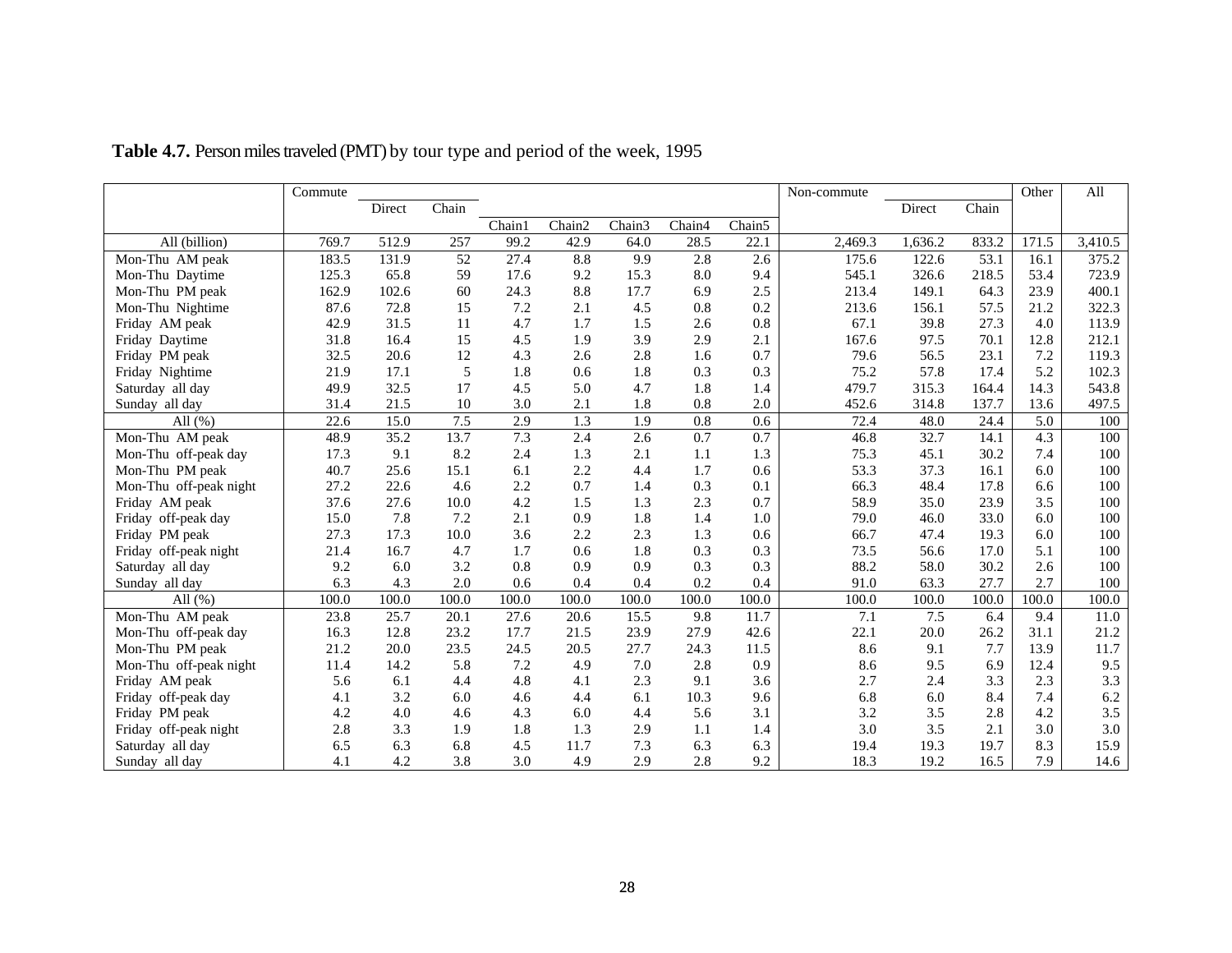**Table 4.7.** Person miles traveled (PMT) by tour type and period of the week, 1995

| | Commute | | | | | | | | Non-commute | | | Other | All |
|---|---|---|---|---|---|---|---|---|---|---|---|---|---|
| | | Direct | Chain | | | | | | | Direct | Chain | | |
| | | | | Chain1 | Chain2 | Chain3 | Chain4 | Chain5 | | | | | |
| All (billion) | 769.7 | 512.9 | 257 | 99.2 | 42.9 | 64.0 | 28.5 | 22.1 | 2,469.3 | 1,636.2 | 833.2 | 171.5 | 3,410.5 |
| Mon-Thu AM peak | 183.5 | 131.9 | 52 | 27.4 | 8.8 | 9.9 | 2.8 | 2.6 | 175.6 | 122.6 | 53.1 | 16.1 | 375.2 |
| Mon-Thu Daytime | 125.3 | 65.8 | 59 | 17.6 | 9.2 | 15.3 | 8.0 | 9.4 | 545.1 | 326.6 | 218.5 | 53.4 | 723.9 |
| Mon-Thu PM peak | 162.9 | 102.6 | 60 | 24.3 | 8.8 | 17.7 | 6.9 | 2.5 | 213.4 | 149.1 | 64.3 | 23.9 | 400.1 |
| Mon-Thu Nightime | 87.6 | 72.8 | 15 | 7.2 | 2.1 | 4.5 | 0.8 | 0.2 | 213.6 | 156.1 | 57.5 | 21.2 | 322.3 |
| Friday AM peak | 42.9 | 31.5 | 11 | 4.7 | 1.7 | 1.5 | 2.6 | 0.8 | 67.1 | 39.8 | 27.3 | 4.0 | 113.9 |
| Friday Daytime | 31.8 | 16.4 | 15 | 4.5 | 1.9 | 3.9 | 2.9 | 2.1 | 167.6 | 97.5 | 70.1 | 12.8 | 212.1 |
| Friday PM peak | 32.5 | 20.6 | 12 | 4.3 | 2.6 | 2.8 | 1.6 | 0.7 | 79.6 | 56.5 | 23.1 | 7.2 | 119.3 |
| Friday Nightime | 21.9 | 17.1 | 5 | 1.8 | 0.6 | 1.8 | 0.3 | 0.3 | 75.2 | 57.8 | 17.4 | 5.2 | 102.3 |
| Saturday all day | 49.9 | 32.5 | 17 | 4.5 | 5.0 | 4.7 | 1.8 | 1.4 | 479.7 | 315.3 | 164.4 | 14.3 | 543.8 |
| Sunday all day | 31.4 | 21.5 | 10 | 3.0 | 2.1 | 1.8 | 0.8 | 2.0 | 452.6 | 314.8 | 137.7 | 13.6 | 497.5 |
| All (%) | 22.6 | 15.0 | 7.5 | 2.9 | 1.3 | 1.9 | 0.8 | 0.6 | 72.4 | 48.0 | 24.4 | 5.0 | 100 |
| Mon-Thu AM peak | 48.9 | 35.2 | 13.7 | 7.3 | 2.4 | 2.6 | 0.7 | 0.7 | 46.8 | 32.7 | 14.1 | 4.3 | 100 |
| Mon-Thu off-peak day | 17.3 | 9.1 | 8.2 | 2.4 | 1.3 | 2.1 | 1.1 | 1.3 | 75.3 | 45.1 | 30.2 | 7.4 | 100 |
| Mon-Thu PM peak | 40.7 | 25.6 | 15.1 | 6.1 | 2.2 | 4.4 | 1.7 | 0.6 | 53.3 | 37.3 | 16.1 | 6.0 | 100 |
| Mon-Thu off-peak night | 27.2 | 22.6 | 4.6 | 2.2 | 0.7 | 1.4 | 0.3 | 0.1 | 66.3 | 48.4 | 17.8 | 6.6 | 100 |
| Friday AM peak | 37.6 | 27.6 | 10.0 | 4.2 | 1.5 | 1.3 | 2.3 | 0.7 | 58.9 | 35.0 | 23.9 | 3.5 | 100 |
| Friday off-peak day | 15.0 | 7.8 | 7.2 | 2.1 | 0.9 | 1.8 | 1.4 | 1.0 | 79.0 | 46.0 | 33.0 | 6.0 | 100 |
| Friday PM peak | 27.3 | 17.3 | 10.0 | 3.6 | 2.2 | 2.3 | 1.3 | 0.6 | 66.7 | 47.4 | 19.3 | 6.0 | 100 |
| Friday off-peak night | 21.4 | 16.7 | 4.7 | 1.7 | 0.6 | 1.8 | 0.3 | 0.3 | 73.5 | 56.6 | 17.0 | 5.1 | 100 |
| Saturday all day | 9.2 | 6.0 | 3.2 | 0.8 | 0.9 | 0.9 | 0.3 | 0.3 | 88.2 | 58.0 | 30.2 | 2.6 | 100 |
| Sunday all day | 6.3 | 4.3 | 2.0 | 0.6 | 0.4 | 0.4 | 0.2 | 0.4 | 91.0 | 63.3 | 27.7 | 2.7 | 100 |
| All (%) | 100.0 | 100.0 | 100.0 | 100.0 | 100.0 | 100.0 | 100.0 | 100.0 | 100.0 | 100.0 | 100.0 | 100.0 | 100.0 |
| Mon-Thu AM peak | 23.8 | 25.7 | 20.1 | 27.6 | 20.6 | 15.5 | 9.8 | 11.7 | 7.1 | 7.5 | 6.4 | 9.4 | 11.0 |
| Mon-Thu off-peak day | 16.3 | 12.8 | 23.2 | 17.7 | 21.5 | 23.9 | 27.9 | 42.6 | 22.1 | 20.0 | 26.2 | 31.1 | 21.2 |
| Mon-Thu PM peak | 21.2 | 20.0 | 23.5 | 24.5 | 20.5 | 27.7 | 24.3 | 11.5 | 8.6 | 9.1 | 7.7 | 13.9 | 11.7 |
| Mon-Thu off-peak night | 11.4 | 14.2 | 5.8 | 7.2 | 4.9 | 7.0 | 2.8 | 0.9 | 8.6 | 9.5 | 6.9 | 12.4 | 9.5 |
| Friday AM peak | 5.6 | 6.1 | 4.4 | 4.8 | 4.1 | 2.3 | 9.1 | 3.6 | 2.7 | 2.4 | 3.3 | 2.3 | 3.3 |
| Friday off-peak day | 4.1 | 3.2 | 6.0 | 4.6 | 4.4 | 6.1 | 10.3 | 9.6 | 6.8 | 6.0 | 8.4 | 7.4 | 6.2 |
| Friday PM peak | 4.2 | 4.0 | 4.6 | 4.3 | 6.0 | 4.4 | 5.6 | 3.1 | 3.2 | 3.5 | 2.8 | 4.2 | 3.5 |
| Friday off-peak night | 2.8 | 3.3 | 1.9 | 1.8 | 1.3 | 2.9 | 1.1 | 1.4 | 3.0 | 3.5 | 2.1 | 3.0 | 3.0 |
| Saturday all day | 6.5 | 6.3 | 6.8 | 4.5 | 11.7 | 7.3 | 6.3 | 6.3 | 19.4 | 19.3 | 19.7 | 8.3 | 15.9 |
| Sunday all day | 4.1 | 4.2 | 3.8 | 3.0 | 4.9 | 2.9 | 2.8 | 9.2 | 18.3 | 19.2 | 16.5 | 7.9 | 14.6 |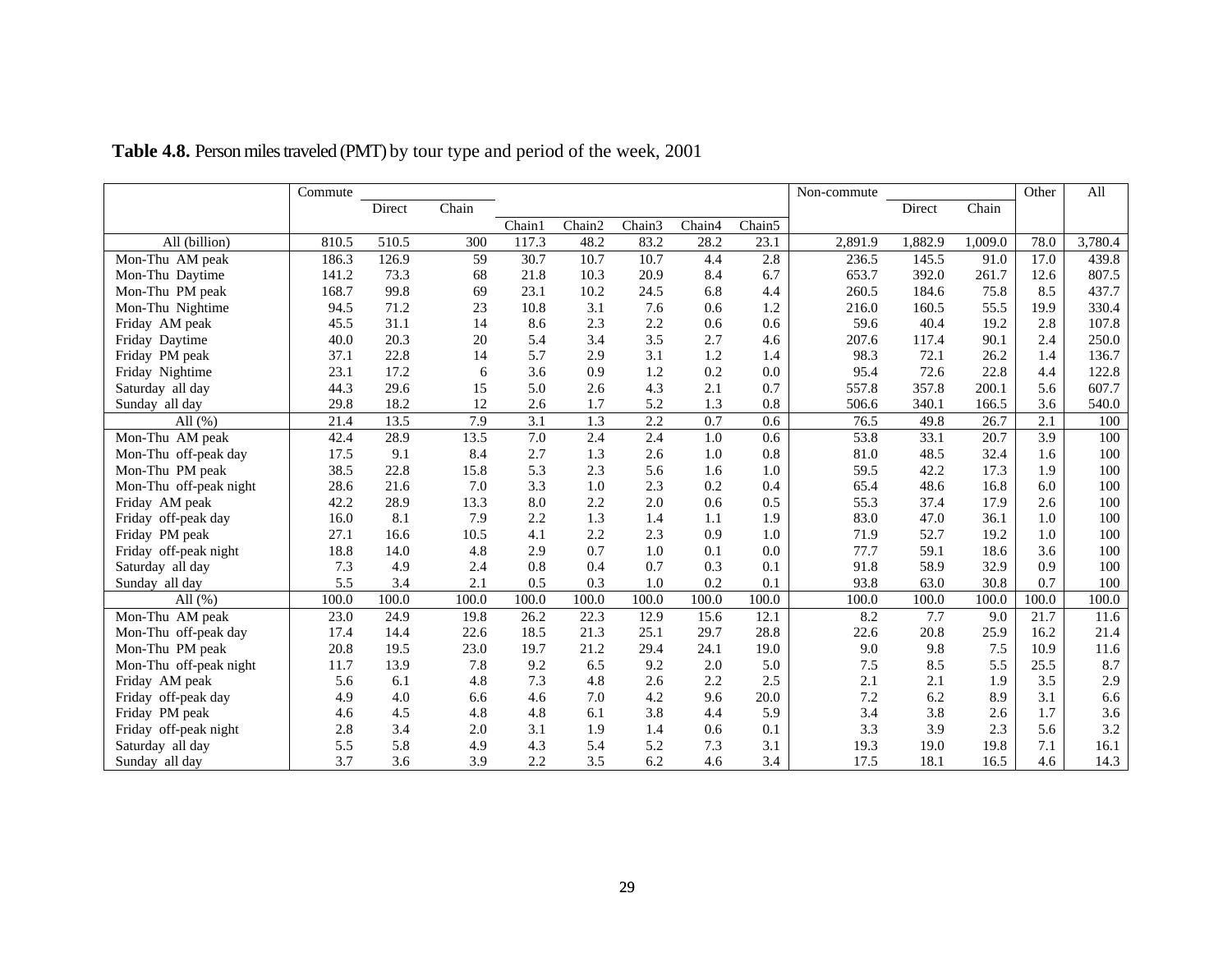**Table 4.8.** Person miles traveled (PMT) by tour type and period of the week, 2001

| | Commute | | | | | | | | Non-commute | | | Other | All |
|---|---|---|---|---|---|---|---|---|---|---|---|---|---|
| | | Direct | Chain | | | | | | | Direct | Chain | | |
| | | | | Chain1 | Chain2 | Chain3 | Chain4 | Chain5 | | | | | |
| All (billion) | 810.5 | 510.5 | 300 | 117.3 | 48.2 | 83.2 | 28.2 | 23.1 | 2,891.9 | 1,882.9 | 1,009.0 | 78.0 | 3,780.4 |
| Mon-Thu AM peak | 186.3 | 126.9 | 59 | 30.7 | 10.7 | 10.7 | 4.4 | 2.8 | 236.5 | 145.5 | 91.0 | 17.0 | 439.8 |
| Mon-Thu Daytime | 141.2 | 73.3 | 68 | 21.8 | 10.3 | 20.9 | 8.4 | 6.7 | 653.7 | 392.0 | 261.7 | 12.6 | 807.5 |
| Mon-Thu PM peak | 168.7 | 99.8 | 69 | 23.1 | 10.2 | 24.5 | 6.8 | 4.4 | 260.5 | 184.6 | 75.8 | 8.5 | 437.7 |
| Mon-Thu Nightime | 94.5 | 71.2 | 23 | 10.8 | 3.1 | 7.6 | 0.6 | 1.2 | 216.0 | 160.5 | 55.5 | 19.9 | 330.4 |
| Friday AM peak | 45.5 | 31.1 | 14 | 8.6 | 2.3 | 2.2 | 0.6 | 0.6 | 59.6 | 40.4 | 19.2 | 2.8 | 107.8 |
| Friday Daytime | 40.0 | 20.3 | 20 | 5.4 | 3.4 | 3.5 | 2.7 | 4.6 | 207.6 | 117.4 | 90.1 | 2.4 | 250.0 |
| Friday PM peak | 37.1 | 22.8 | 14 | 5.7 | 2.9 | 3.1 | 1.2 | 1.4 | 98.3 | 72.1 | 26.2 | 1.4 | 136.7 |
| Friday Nightime | 23.1 | 17.2 | 6 | 3.6 | 0.9 | 1.2 | 0.2 | 0.0 | 95.4 | 72.6 | 22.8 | 4.4 | 122.8 |
| Saturday all day | 44.3 | 29.6 | 15 | 5.0 | 2.6 | 4.3 | 2.1 | 0.7 | 557.8 | 357.8 | 200.1 | 5.6 | 607.7 |
| Sunday all day | 29.8 | 18.2 | 12 | 2.6 | 1.7 | 5.2 | 1.3 | 0.8 | 506.6 | 340.1 | 166.5 | 3.6 | 540.0 |
| All (%) | 21.4 | 13.5 | 7.9 | 3.1 | 1.3 | 2.2 | 0.7 | 0.6 | 76.5 | 49.8 | 26.7 | 2.1 | 100 |
| Mon-Thu AM peak | 42.4 | 28.9 | 13.5 | 7.0 | 2.4 | 2.4 | 1.0 | 0.6 | 53.8 | 33.1 | 20.7 | 3.9 | 100 |
| Mon-Thu off-peak day | 17.5 | 9.1 | 8.4 | 2.7 | 1.3 | 2.6 | 1.0 | 0.8 | 81.0 | 48.5 | 32.4 | 1.6 | 100 |
| Mon-Thu PM peak | 38.5 | 22.8 | 15.8 | 5.3 | 2.3 | 5.6 | 1.6 | 1.0 | 59.5 | 42.2 | 17.3 | 1.9 | 100 |
| Mon-Thu off-peak night | 28.6 | 21.6 | 7.0 | 3.3 | 1.0 | 2.3 | 0.2 | 0.4 | 65.4 | 48.6 | 16.8 | 6.0 | 100 |
| Friday AM peak | 42.2 | 28.9 | 13.3 | 8.0 | 2.2 | 2.0 | 0.6 | 0.5 | 55.3 | 37.4 | 17.9 | 2.6 | 100 |
| Friday off-peak day | 16.0 | 8.1 | 7.9 | 2.2 | 1.3 | 1.4 | 1.1 | 1.9 | 83.0 | 47.0 | 36.1 | 1.0 | 100 |
| Friday PM peak | 27.1 | 16.6 | 10.5 | 4.1 | 2.2 | 2.3 | 0.9 | 1.0 | 71.9 | 52.7 | 19.2 | 1.0 | 100 |
| Friday off-peak night | 18.8 | 14.0 | 4.8 | 2.9 | 0.7 | 1.0 | 0.1 | 0.0 | 77.7 | 59.1 | 18.6 | 3.6 | 100 |
| Saturday all day | 7.3 | 4.9 | 2.4 | 0.8 | 0.4 | 0.7 | 0.3 | 0.1 | 91.8 | 58.9 | 32.9 | 0.9 | 100 |
| Sunday all day | 5.5 | 3.4 | 2.1 | 0.5 | 0.3 | 1.0 | 0.2 | 0.1 | 93.8 | 63.0 | 30.8 | 0.7 | 100 |
| All (%) | 100.0 | 100.0 | 100.0 | 100.0 | 100.0 | 100.0 | 100.0 | 100.0 | 100.0 | 100.0 | 100.0 | 100.0 | 100.0 |
| Mon-Thu AM peak | 23.0 | 24.9 | 19.8 | 26.2 | 22.3 | 12.9 | 15.6 | 12.1 | 8.2 | 7.7 | 9.0 | 21.7 | 11.6 |
| Mon-Thu off-peak day | 17.4 | 14.4 | 22.6 | 18.5 | 21.3 | 25.1 | 29.7 | 28.8 | 22.6 | 20.8 | 25.9 | 16.2 | 21.4 |
| Mon-Thu PM peak | 20.8 | 19.5 | 23.0 | 19.7 | 21.2 | 29.4 | 24.1 | 19.0 | 9.0 | 9.8 | 7.5 | 10.9 | 11.6 |
| Mon-Thu off-peak night | 11.7 | 13.9 | 7.8 | 9.2 | 6.5 | 9.2 | 2.0 | 5.0 | 7.5 | 8.5 | 5.5 | 25.5 | 8.7 |
| Friday AM peak | 5.6 | 6.1 | 4.8 | 7.3 | 4.8 | 2.6 | 2.2 | 2.5 | 2.1 | 2.1 | 1.9 | 3.5 | 2.9 |
| Friday off-peak day | 4.9 | 4.0 | 6.6 | 4.6 | 7.0 | 4.2 | 9.6 | 20.0 | 7.2 | 6.2 | 8.9 | 3.1 | 6.6 |
| Friday PM peak | 4.6 | 4.5 | 4.8 | 4.8 | 6.1 | 3.8 | 4.4 | 5.9 | 3.4 | 3.8 | 2.6 | 1.7 | 3.6 |
| Friday off-peak night | 2.8 | 3.4 | 2.0 | 3.1 | 1.9 | 1.4 | 0.6 | 0.1 | 3.3 | 3.9 | 2.3 | 5.6 | 3.2 |
| Saturday all day | 5.5 | 5.8 | 4.9 | 4.3 | 5.4 | 5.2 | 7.3 | 3.1 | 19.3 | 19.0 | 19.8 | 7.1 | 16.1 |
| Sunday all day | 3.7 | 3.6 | 3.9 | 2.2 | 3.5 | 6.2 | 4.6 | 3.4 | 17.5 | 18.1 | 16.5 | 4.6 | 14.3 |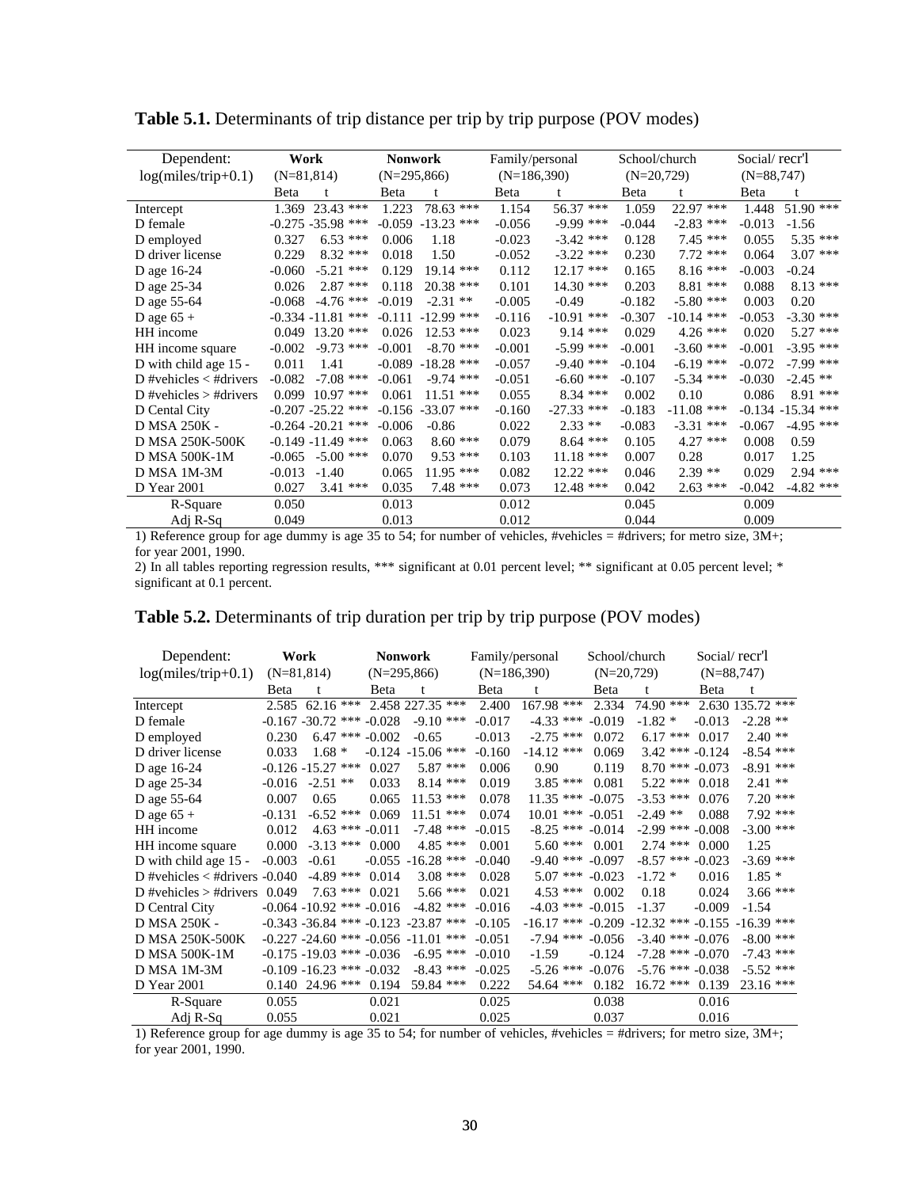**Table 5.1.** Determinants of trip distance per trip by trip purpose (POV modes)

| Dependent: log(miles/trip+0.1) | Work (N=81,814) | | Nonwork (N=295,866) | | Family/personal (N=186,390) | | School/church (N=20,729) | | Social/ recr'l (N=88,747) | |
|---|---|---|---|---|---|---|---|---|---|---|
| | Beta | t | Beta | t | Beta | t | Beta | t | Beta | t |
| Intercept | 1.369 | 23.43 *** | 1.223 | 78.63 *** | 1.154 | 56.37 *** | 1.059 | 22.97 *** | 1.448 | 51.90 *** |
| D female | -0.275 | -35.98 *** | -0.059 | -13.23 *** | -0.056 | -9.99 *** | -0.044 | -2.83 *** | -0.013 | -1.56 |
| D employed | 0.327 | 6.53 *** | 0.006 | 1.18 | -0.023 | -3.42 *** | 0.128 | 7.45 *** | 0.055 | 5.35 *** |
| D driver license | 0.229 | 8.32 *** | 0.018 | 1.50 | -0.052 | -3.22 *** | 0.230 | 7.72 *** | 0.064 | 3.07 *** |
| D age 16-24 | -0.060 | -5.21 *** | 0.129 | 19.14 *** | 0.112 | 12.17 *** | 0.165 | 8.16 *** | -0.003 | -0.24 |
| D age 25-34 | 0.026 | 2.87 *** | 0.118 | 20.38 *** | 0.101 | 14.30 *** | 0.203 | 8.81 *** | 0.088 | 8.13 *** |
| D age 55-64 | -0.068 | -4.76 *** | -0.019 | -2.31 ** | -0.005 | -0.49 | -0.182 | -5.80 *** | 0.003 | 0.20 |
| D age 65 + | -0.334 | -11.81 *** | -0.111 | -12.99 *** | -0.116 | -10.91 *** | -0.307 | -10.14 *** | -0.053 | -3.30 *** |
| HH income | 0.049 | 13.20 *** | 0.026 | 12.53 *** | 0.023 | 9.14 *** | 0.029 | 4.26 *** | 0.020 | 5.27 *** |
| HH income square | -0.002 | -9.73 *** | -0.001 | -8.70 *** | -0.001 | -5.99 *** | -0.001 | -3.60 *** | -0.001 | -3.95 *** |
| D with child age 15 - | 0.011 | 1.41 | -0.089 | -18.28 *** | -0.057 | -9.40 *** | -0.104 | -6.19 *** | -0.072 | -7.99 *** |
| D #vehicles < #drivers | -0.082 | -7.08 *** | -0.061 | -9.74 *** | -0.051 | -6.60 *** | -0.107 | -5.34 *** | -0.030 | -2.45 ** |
| D #vehicles > #drivers | 0.099 | 10.97 *** | 0.061 | 11.51 *** | 0.055 | 8.34 *** | 0.002 | 0.10 | 0.086 | 8.91 *** |
| D Cental City | -0.207 | -25.22 *** | -0.156 | -33.07 *** | -0.160 | -27.33 *** | -0.183 | -11.08 *** | -0.134 | -15.34 *** |
| D MSA 250K - | -0.264 | -20.21 *** | -0.006 | -0.86 | 0.022 | 2.33 ** | -0.083 | -3.31 *** | -0.067 | -4.95 *** |
| D MSA 250K-500K | -0.149 | -11.49 *** | 0.063 | 8.60 *** | 0.079 | 8.64 *** | 0.105 | 4.27 *** | 0.008 | 0.59 |
| D MSA 500K-1M | -0.065 | -5.00 *** | 0.070 | 9.53 *** | 0.103 | 11.18 *** | 0.007 | 0.28 | 0.017 | 1.25 |
| D MSA 1M-3M | -0.013 | -1.40 | 0.065 | 11.95 *** | 0.082 | 12.22 *** | 0.046 | 2.39 ** | 0.029 | 2.94 *** |
| D Year 2001 | 0.027 | 3.41 *** | 0.035 | 7.48 *** | 0.073 | 12.48 *** | 0.042 | 2.63 *** | -0.042 | -4.82 *** |
| R-Square | 0.050 | | 0.013 | | 0.012 | | 0.045 | | 0.009 | |
| Adj R-Sq | 0.049 | | 0.013 | | 0.012 | | 0.044 | | 0.009 | |

1) Reference group for age dummy is age 35 to 54; for number of vehicles, #vehicles = #drivers; for metro size, 3M+; for year 2001, 1990.

2) In all tables reporting regression results, *** significant at 0.01 percent level; ** significant at 0.05 percent level; * significant at 0.1 percent.

**Table 5.2.** Determinants of trip duration per trip by trip purpose (POV modes)

| Dependent: log(miles/trip+0.1) | Work (N=81,814) | | Nonwork (N=295,866) | | Family/personal (N=186,390) | | School/church (N=20,729) | | Social/ recr'l (N=88,747) | |
|---|---|---|---|---|---|---|---|---|---|---|
| | Beta | t | Beta | t | Beta | t | Beta | t | Beta | t |
| Intercept | 2.585 | 62.16 *** | 2.458 | 227.35 *** | 2.400 | 167.98 *** | 2.334 | 74.90 *** | 2.630 | 135.72 *** |
| D female | -0.167 | -30.72 *** | -0.028 | -9.10 *** | -0.017 | -4.33 *** | -0.019 | -1.82 * | -0.013 | -2.28 ** |
| D employed | 0.230 | 6.47 *** | -0.002 | -0.65 | -0.013 | -2.75 *** | 0.072 | 6.17 *** | 0.017 | 2.40 ** |
| D driver license | 0.033 | 1.68 * | -0.124 | -15.06 *** | -0.160 | -14.12 *** | 0.069 | 3.42 *** | -0.124 | -8.54 *** |
| D age 16-24 | -0.126 | -15.27 *** | 0.027 | 5.87 *** | 0.006 | 0.90 | 0.119 | 8.70 *** | -0.073 | -8.91 *** |
| D age 25-34 | -0.016 | -2.51 ** | 0.033 | 8.14 *** | 0.019 | 3.85 *** | 0.081 | 5.22 *** | 0.018 | 2.41 ** |
| D age 55-64 | 0.007 | 0.65 | 0.065 | 11.53 *** | 0.078 | 11.35 *** | -0.075 | -3.53 *** | 0.076 | 7.20 *** |
| D age 65 + | -0.131 | -6.52 *** | 0.069 | 11.51 *** | 0.074 | 10.01 *** | -0.051 | -2.49 ** | 0.088 | 7.92 *** |
| HH income | 0.012 | 4.63 *** | -0.011 | -7.48 *** | -0.015 | -8.25 *** | -0.014 | -2.99 *** | -0.008 | -3.00 *** |
| HH income square | 0.000 | -3.13 *** | 0.000 | 4.85 *** | 0.001 | 5.60 *** | 0.001 | 2.74 *** | 0.000 | 1.25 |
| D with child age 15 - | -0.003 | -0.61 | -0.055 | -16.28 *** | -0.040 | -9.40 *** | -0.097 | -8.57 *** | -0.023 | -3.69 *** |
| D #vehicles < #drivers | -0.040 | -4.89 *** | 0.014 | 3.08 *** | 0.028 | 5.07 *** | -0.023 | -1.72 * | 0.016 | 1.85 * |
| D #vehicles > #drivers | 0.049 | 7.63 *** | 0.021 | 5.66 *** | 0.021 | 4.53 *** | 0.002 | 0.18 | 0.024 | 3.66 *** |
| D Central City | -0.064 | -10.92 *** | -0.016 | -4.82 *** | -0.016 | -4.03 *** | -0.015 | -1.37 | -0.009 | -1.54 |
| D MSA 250K - | -0.343 | -36.84 *** | -0.123 | -23.87 *** | -0.105 | -16.17 *** | -0.209 | -12.32 *** | -0.155 | -16.39 *** |
| D MSA 250K-500K | -0.227 | -24.60 *** | -0.056 | -11.01 *** | -0.051 | -7.94 *** | -0.056 | -3.40 *** | -0.076 | -8.00 *** |
| D MSA 500K-1M | -0.175 | -19.03 *** | -0.036 | -6.95 *** | -0.010 | -1.59 | -0.124 | -7.28 *** | -0.070 | -7.43 *** |
| D MSA 1M-3M | -0.109 | -16.23 *** | -0.032 | -8.43 *** | -0.025 | -5.26 *** | -0.076 | -5.76 *** | -0.038 | -5.52 *** |
| D Year 2001 | 0.140 | 24.96 *** | 0.194 | 59.84 *** | 0.222 | 54.64 *** | 0.182 | 16.72 *** | 0.139 | 23.16 *** |
| R-Square | 0.055 | | 0.021 | | 0.025 | | 0.038 | | 0.016 | |
| Adj R-Sq | 0.055 | | 0.021 | | 0.025 | | 0.037 | | 0.016 | |

1) Reference group for age dummy is age 35 to 54; for number of vehicles, #vehicles = #drivers; for metro size, 3M+; for year 2001, 1990.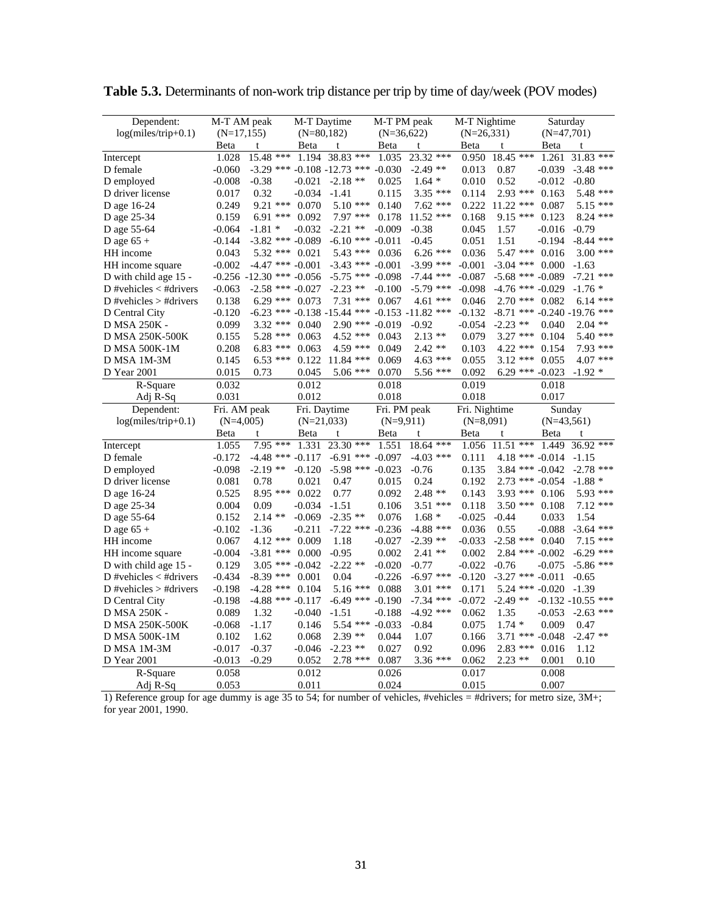**Table 5.3.** Determinants of non-work trip distance per trip by time of day/week (POV modes)

| Dependent: log(miles/trip+0.1) | M-T AM peak (N=17,155) | | M-T Daytime (N=80,182) | | M-T PM peak (N=36,622) | | M-T Nightime (N=26,331) | | Saturday (N=47,701) | |
|---|---|---|---|---|---|---|---|---|---|---|
| | Beta | t | Beta | t | Beta | t | Beta | t | Beta | t |
| Intercept | 1.028 | 15.48 *** | 1.194 | 38.83 *** | 1.035 | 23.32 *** | 0.950 | 18.45 *** | 1.261 | 31.83 *** |
| D female | -0.060 | -3.29 *** | -0.108 | -12.73 *** | -0.030 | -2.49 ** | 0.013 | 0.87 | -0.039 | -3.48 *** |
| D employed | -0.008 | -0.38 | -0.021 | -2.18 ** | 0.025 | 1.64 * | 0.010 | 0.52 | -0.012 | -0.80 |
| D driver license | 0.017 | 0.32 | -0.034 | -1.41 | 0.115 | 3.35 *** | 0.114 | 2.93 *** | 0.163 | 5.48 *** |
| D age 16-24 | 0.249 | 9.21 *** | 0.070 | 5.10 *** | 0.140 | 7.62 *** | 0.222 | 11.22 *** | 0.087 | 5.15 *** |
| D age 25-34 | 0.159 | 6.91 *** | 0.092 | 7.97 *** | 0.178 | 11.52 *** | 0.168 | 9.15 *** | 0.123 | 8.24 *** |
| D age 55-64 | -0.064 | -1.81 * | -0.032 | -2.21 ** | -0.009 | -0.38 | 0.045 | 1.57 | -0.016 | -0.79 |
| D age 65 + | -0.144 | -3.82 *** | -0.089 | -6.10 *** | -0.011 | -0.45 | 0.051 | 1.51 | -0.194 | -8.44 *** |
| HH income | 0.043 | 5.32 *** | 0.021 | 5.43 *** | 0.036 | 6.26 *** | 0.036 | 5.47 *** | 0.016 | 3.00 *** |
| HH income square | -0.002 | -4.47 *** | -0.001 | -3.43 *** | -0.001 | -3.99 *** | -0.001 | -3.04 *** | 0.000 | -1.63 |
| D with child age 15 - | -0.256 | -12.30 *** | -0.056 | -5.75 *** | -0.098 | -7.44 *** | -0.087 | -5.68 *** | -0.089 | -7.21 *** |
| D #vehicles < #drivers | -0.063 | -2.58 *** | -0.027 | -2.23 ** | -0.100 | -5.79 *** | -0.098 | -4.76 *** | -0.029 | -1.76 * |
| D #vehicles > #drivers | 0.138 | 6.29 *** | 0.073 | 7.31 *** | 0.067 | 4.61 *** | 0.046 | 2.70 *** | 0.082 | 6.14 *** |
| D Central City | -0.120 | -6.23 *** | -0.138 | -15.44 *** | -0.153 | -11.82 *** | -0.132 | -8.71 *** | -0.240 | -19.76 *** |
| D MSA 250K - | 0.099 | 3.32 *** | 0.040 | 2.90 *** | -0.019 | -0.92 | -0.054 | -2.23 ** | 0.040 | 2.04 ** |
| D MSA 250K-500K | 0.155 | 5.28 *** | 0.063 | 4.52 *** | 0.043 | 2.13 ** | 0.079 | 3.27 *** | 0.104 | 5.40 *** |
| D MSA 500K-1M | 0.208 | 6.83 *** | 0.063 | 4.59 *** | 0.049 | 2.42 ** | 0.103 | 4.22 *** | 0.154 | 7.93 *** |
| D MSA 1M-3M | 0.145 | 6.53 *** | 0.122 | 11.84 *** | 0.069 | 4.63 *** | 0.055 | 3.12 *** | 0.055 | 4.07 *** |
| D Year 2001 | 0.015 | 0.73 | 0.045 | 5.06 *** | 0.070 | 5.56 *** | 0.092 | 6.29 *** | -0.023 | -1.92 * |
| R-Square | 0.032 | | 0.012 | | 0.018 | | 0.019 | | 0.018 | |
| Adj R-Sq | 0.031 | | 0.012 | | 0.018 | | 0.018 | | 0.017 | |
| **Dependent: log(miles/trip+0.1)** | **Fri. AM peak (N=4,005)** | | **Fri. Daytime (N=21,033)** | | **Fri. PM peak (N=9,911)** | | **Fri. Nightime (N=8,091)** | | **Sunday (N=43,561)** | |
| | Beta | t | Beta | t | Beta | t | Beta | t | Beta | t |
| Intercept | 1.055 | 7.95 *** | 1.331 | 23.30 *** | 1.551 | 18.64 *** | 1.056 | 11.51 *** | 1.449 | 36.92 *** |
| D female | -0.172 | -4.48 *** | -0.117 | -6.91 *** | -0.097 | -4.03 *** | 0.111 | 4.18 *** | -0.014 | -1.15 |
| D employed | -0.098 | -2.19 ** | -0.120 | -5.98 *** | -0.023 | -0.76 | 0.135 | 3.84 *** | -0.042 | -2.78 *** |
| D driver license | 0.081 | 0.78 | 0.021 | 0.47 | 0.015 | 0.24 | 0.192 | 2.73 *** | -0.054 | -1.88 * |
| D age 16-24 | 0.525 | 8.95 *** | 0.022 | 0.77 | 0.092 | 2.48 ** | 0.143 | 3.93 *** | 0.106 | 5.93 *** |
| D age 25-34 | 0.004 | 0.09 | -0.034 | -1.51 | 0.106 | 3.51 *** | 0.118 | 3.50 *** | 0.108 | 7.12 *** |
| D age 55-64 | 0.152 | 2.14 ** | -0.069 | -2.35 ** | 0.076 | 1.68 * | -0.025 | -0.44 | 0.033 | 1.54 |
| D age 65 + | -0.102 | -1.36 | -0.211 | -7.22 *** | -0.236 | -4.88 *** | 0.036 | 0.55 | -0.088 | -3.64 *** |
| HH income | 0.067 | 4.12 *** | 0.009 | 1.18 | -0.027 | -2.39 ** | -0.033 | -2.58 *** | 0.040 | 7.15 *** |
| HH income square | -0.004 | -3.81 *** | 0.000 | -0.95 | 0.002 | 2.41 ** | 0.002 | 2.84 *** | -0.002 | -6.29 *** |
| D with child age 15 - | 0.129 | 3.05 *** | -0.042 | -2.22 ** | -0.020 | -0.77 | -0.022 | -0.76 | -0.075 | -5.86 *** |
| D #vehicles < #drivers | -0.434 | -8.39 *** | 0.001 | 0.04 | -0.226 | -6.97 *** | -0.120 | -3.27 *** | -0.011 | -0.65 |
| D #vehicles > #drivers | -0.198 | -4.28 *** | 0.104 | 5.16 *** | 0.088 | 3.01 *** | 0.171 | 5.24 *** | -0.020 | -1.39 |
| D Central City | -0.198 | -4.88 *** | -0.117 | -6.49 *** | -0.190 | -7.34 *** | -0.072 | -2.49 ** | -0.132 | -10.55 *** |
| D MSA 250K - | 0.089 | 1.32 | -0.040 | -1.51 | -0.188 | -4.92 *** | 0.062 | 1.35 | -0.053 | -2.63 *** |
| D MSA 250K-500K | -0.068 | -1.17 | 0.146 | 5.54 *** | -0.033 | -0.84 | 0.075 | 1.74 * | 0.009 | 0.47 |
| D MSA 500K-1M | 0.102 | 1.62 | 0.068 | 2.39 ** | 0.044 | 1.07 | 0.166 | 3.71 *** | -0.048 | -2.47 ** |
| D MSA 1M-3M | -0.017 | -0.37 | -0.046 | -2.23 ** | 0.027 | 0.92 | 0.096 | 2.83 *** | 0.016 | 1.12 |
| D Year 2001 | -0.013 | -0.29 | 0.052 | 2.78 *** | 0.087 | 3.36 *** | 0.062 | 2.23 ** | 0.001 | 0.10 |
| R-Square | 0.058 | | 0.012 | | 0.026 | | 0.017 | | 0.008 | |
| Adj R-Sq | 0.053 | | 0.011 | | 0.024 | | 0.015 | | 0.007 | |

1) Reference group for age dummy is age 35 to 54; for number of vehicles, #vehicles = #drivers; for metro size, 3M+; for year 2001, 1990.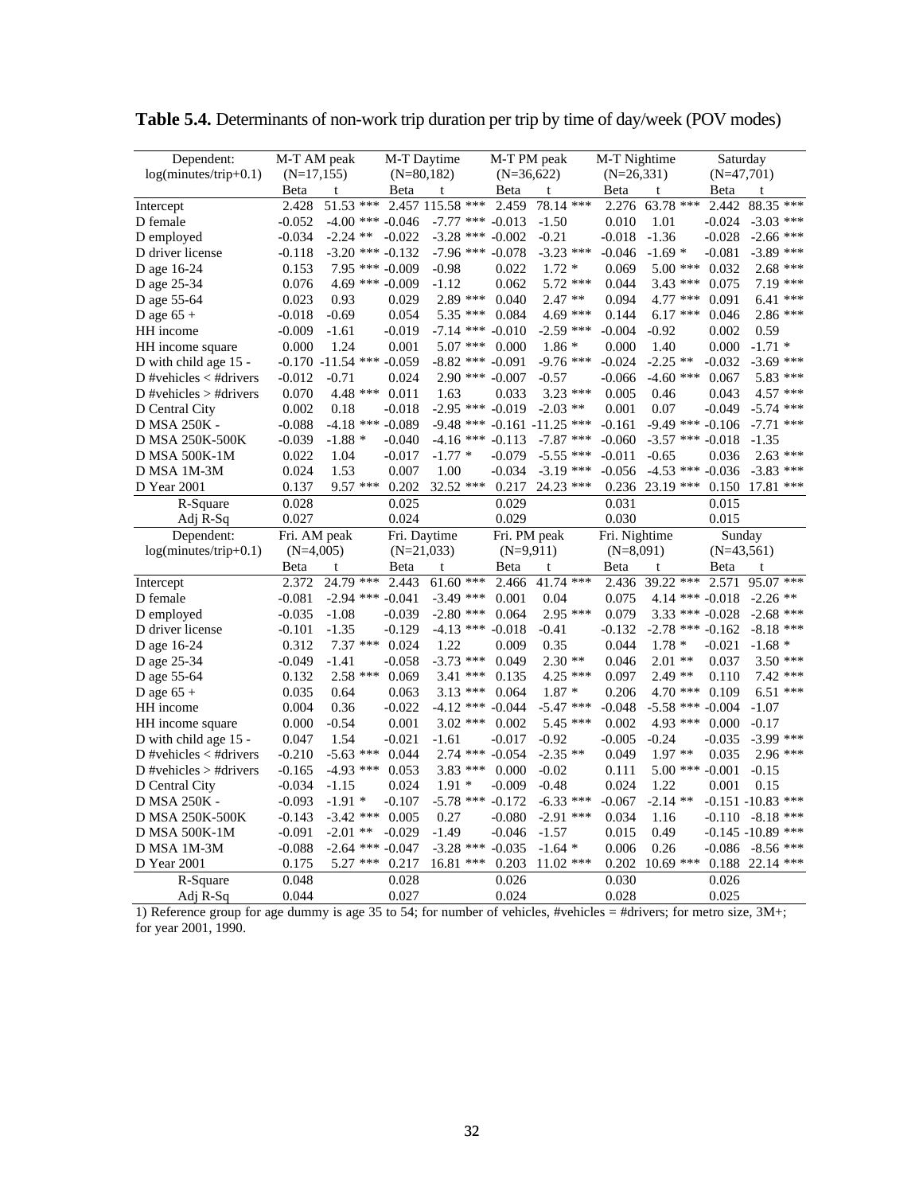**Table 5.4.** Determinants of non-work trip duration per trip by time of day/week (POV modes)

| Dependent: log(minutes/trip+0.1) | M-T AM peak (N=17,155) | | M-T Daytime (N=80,182) | | M-T PM peak (N=36,622) | | M-T Nightime (N=26,331) | | Saturday (N=47,701) | |
|---|---|---|---|---|---|---|---|---|---|---|
| | Beta | t | Beta | t | Beta | t | Beta | t | Beta | t |
| Intercept | 2.428 | 51.53 *** | 2.457 | 115.58 *** | 2.459 | 78.14 *** | 2.276 | 63.78 *** | 2.442 | 88.35 *** |
| D female | -0.052 | -4.00 *** | -0.046 | -7.77 *** | -0.013 | -1.50 | 0.010 | 1.01 | -0.024 | -3.03 *** |
| D employed | -0.034 | -2.24 ** | -0.022 | -3.28 *** | -0.002 | -0.21 | -0.018 | -1.36 | -0.028 | -2.66 *** |
| D driver license | -0.118 | -3.20 *** | -0.132 | -7.96 *** | -0.078 | -3.23 *** | -0.046 | -1.69 * | -0.081 | -3.89 *** |
| D age 16-24 | 0.153 | 7.95 *** | -0.009 | -0.98 | 0.022 | 1.72 * | 0.069 | 5.00 *** | 0.032 | 2.68 *** |
| D age 25-34 | 0.076 | 4.69 *** | -0.009 | -1.12 | 0.062 | 5.72 *** | 0.044 | 3.43 *** | 0.075 | 7.19 *** |
| D age 55-64 | 0.023 | 0.93 | 0.029 | 2.89 *** | 0.040 | 2.47 ** | 0.094 | 4.77 *** | 0.091 | 6.41 *** |
| D age 65 + | -0.018 | -0.69 | 0.054 | 5.35 *** | 0.084 | 4.69 *** | 0.144 | 6.17 *** | 0.046 | 2.86 *** |
| HH income | -0.009 | -1.61 | -0.019 | -7.14 *** | -0.010 | -2.59 *** | -0.004 | -0.92 | 0.002 | 0.59 |
| HH income square | 0.000 | 1.24 | 0.001 | 5.07 *** | 0.000 | 1.86 * | 0.000 | 1.40 | 0.000 | -1.71 * |
| D with child age 15 - | -0.170 | -11.54 *** | -0.059 | -8.82 *** | -0.091 | -9.76 *** | -0.024 | -2.25 ** | -0.032 | -3.69 *** |
| D #vehicles < #drivers | -0.012 | -0.71 | 0.024 | 2.90 *** | -0.007 | -0.57 | -0.066 | -4.60 *** | 0.067 | 5.83 *** |
| D #vehicles > #drivers | 0.070 | 4.48 *** | 0.011 | 1.63 | 0.033 | 3.23 *** | 0.005 | 0.46 | 0.043 | 4.57 *** |
| D Central City | 0.002 | 0.18 | -0.018 | -2.95 *** | -0.019 | -2.03 ** | 0.001 | 0.07 | -0.049 | -5.74 *** |
| D MSA 250K - | -0.088 | -4.18 *** | -0.089 | -9.48 *** | -0.161 | -11.25 *** | -0.161 | -9.49 *** | -0.106 | -7.71 *** |
| D MSA 250K-500K | -0.039 | -1.88 * | -0.040 | -4.16 *** | -0.113 | -7.87 *** | -0.060 | -3.57 *** | -0.018 | -1.35 |
| D MSA 500K-1M | 0.022 | 1.04 | -0.017 | -1.77 * | -0.079 | -5.55 *** | -0.011 | -0.65 | 0.036 | 2.63 *** |
| D MSA 1M-3M | 0.024 | 1.53 | 0.007 | 1.00 | -0.034 | -3.19 *** | -0.056 | -4.53 *** | -0.036 | -3.83 *** |
| D Year 2001 | 0.137 | 9.57 *** | 0.202 | 32.52 *** | 0.217 | 24.23 *** | 0.236 | 23.19 *** | 0.150 | 17.81 *** |
| R-Square | 0.028 | | 0.025 | | 0.029 | | 0.031 | | 0.015 | |
| Adj R-Sq | 0.027 | | 0.024 | | 0.029 | | 0.030 | | 0.015 | |
| **Dependent: log(minutes/trip+0.1)** | **Fri. AM peak (N=4,005)** | | **Fri. Daytime (N=21,033)** | | **Fri. PM peak (N=9,911)** | | **Fri. Nightime (N=8,091)** | | **Sunday (N=43,561)** | |
| | Beta | t | Beta | t | Beta | t | Beta | t | Beta | t |
| Intercept | 2.372 | 24.79 *** | 2.443 | 61.60 *** | 2.466 | 41.74 *** | 2.436 | 39.22 *** | 2.571 | 95.07 *** |
| D female | -0.081 | -2.94 *** | -0.041 | -3.49 *** | 0.001 | 0.04 | 0.075 | 4.14 *** | -0.018 | -2.26 ** |
| D employed | -0.035 | -1.08 | -0.039 | -2.80 *** | 0.064 | 2.95 *** | 0.079 | 3.33 *** | -0.028 | -2.68 *** |
| D driver license | -0.101 | -1.35 | -0.129 | -4.13 *** | -0.018 | -0.41 | -0.132 | -2.78 *** | -0.162 | -8.18 *** |
| D age 16-24 | 0.312 | 7.37 *** | 0.024 | 1.22 | 0.009 | 0.35 | 0.044 | 1.78 * | -0.021 | -1.68 * |
| D age 25-34 | -0.049 | -1.41 | -0.058 | -3.73 *** | 0.049 | 2.30 ** | 0.046 | 2.01 ** | 0.037 | 3.50 *** |
| D age 55-64 | 0.132 | 2.58 *** | 0.069 | 3.41 *** | 0.135 | 4.25 *** | 0.097 | 2.49 ** | 0.110 | 7.42 *** |
| D age 65 + | 0.035 | 0.64 | 0.063 | 3.13 *** | 0.064 | 1.87 * | 0.206 | 4.70 *** | 0.109 | 6.51 *** |
| HH income | 0.004 | 0.36 | -0.022 | -4.12 *** | -0.044 | -5.47 *** | -0.048 | -5.58 *** | -0.004 | -1.07 |
| HH income square | 0.000 | -0.54 | 0.001 | 3.02 *** | 0.002 | 5.45 *** | 0.002 | 4.93 *** | 0.000 | -0.17 |
| D with child age 15 - | 0.047 | 1.54 | -0.021 | -1.61 | -0.017 | -0.92 | -0.005 | -0.24 | -0.035 | -3.99 *** |
| D #vehicles < #drivers | -0.210 | -5.63 *** | 0.044 | 2.74 *** | -0.054 | -2.35 ** | 0.049 | 1.97 ** | 0.035 | 2.96 *** |
| D #vehicles > #drivers | -0.165 | -4.93 *** | 0.053 | 3.83 *** | 0.000 | -0.02 | 0.111 | 5.00 *** | -0.001 | -0.15 |
| D Central City | -0.034 | -1.15 | 0.024 | 1.91 * | -0.009 | -0.48 | 0.024 | 1.22 | 0.001 | 0.15 |
| D MSA 250K - | -0.093 | -1.91 * | -0.107 | -5.78 *** | -0.172 | -6.33 *** | -0.067 | -2.14 ** | -0.151 | -10.83 *** |
| D MSA 250K-500K | -0.143 | -3.42 *** | 0.005 | 0.27 | -0.080 | -2.91 *** | 0.034 | 1.16 | -0.110 | -8.18 *** |
| D MSA 500K-1M | -0.091 | -2.01 ** | -0.029 | -1.49 | -0.046 | -1.57 | 0.015 | 0.49 | -0.145 | -10.89 *** |
| D MSA 1M-3M | -0.088 | -2.64 *** | -0.047 | -3.28 *** | -0.035 | -1.64 * | 0.006 | 0.26 | -0.086 | -8.56 *** |
| D Year 2001 | 0.175 | 5.27 *** | 0.217 | 16.81 *** | 0.203 | 11.02 *** | 0.202 | 10.69 *** | 0.188 | 22.14 *** |
| R-Square | 0.048 | | 0.028 | | 0.026 | | 0.030 | | 0.026 | |
| Adj R-Sq | 0.044 | | 0.027 | | 0.024 | | 0.028 | | 0.025 | |

1) Reference group for age dummy is age 35 to 54; for number of vehicles, #vehicles = #drivers; for metro size, 3M+; for year 2001, 1990.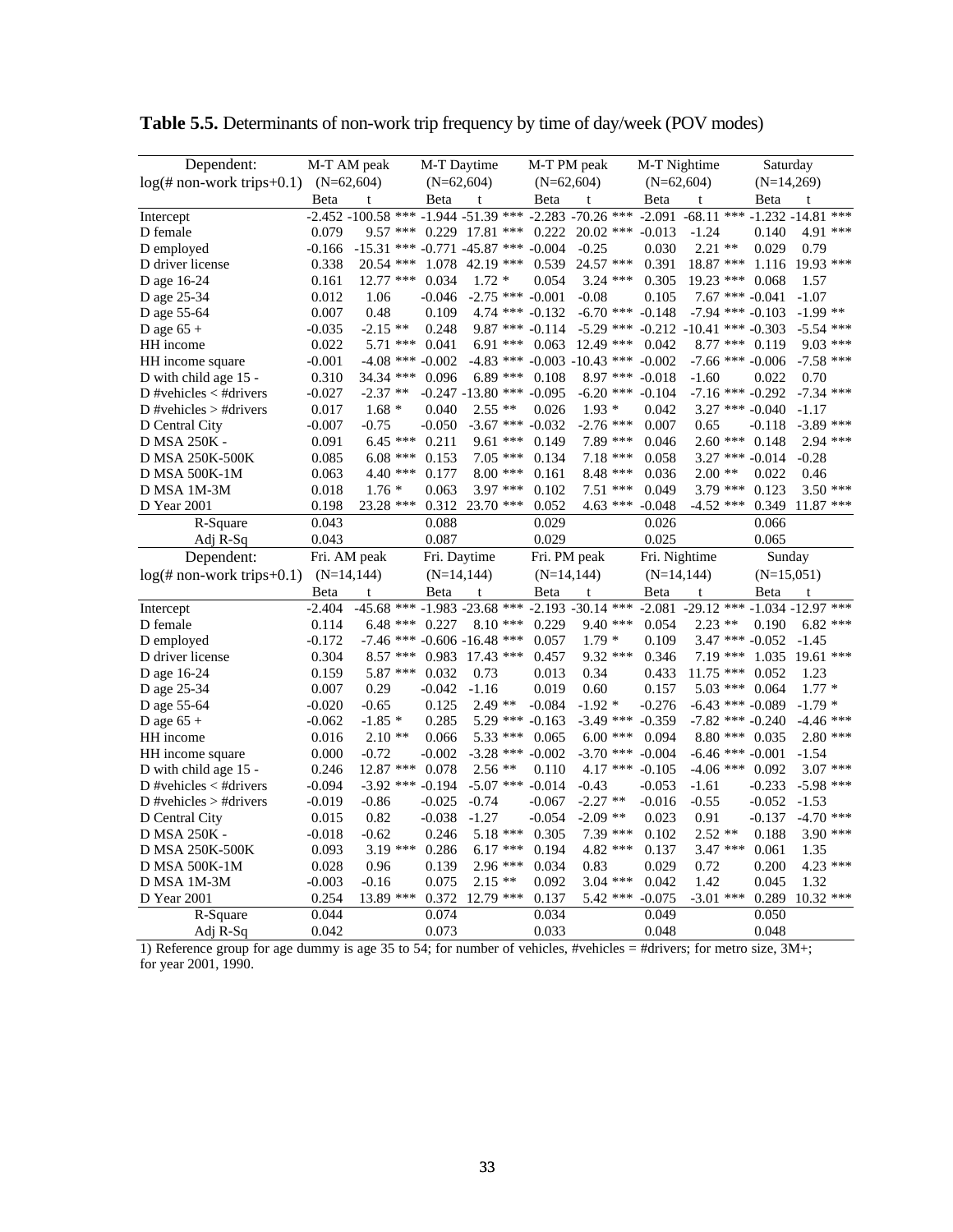**Table 5.5.** Determinants of non-work trip frequency by time of day/week (POV modes)

| Dependent: | M-T AM peak | | | M-T Daytime | | | M-T PM peak | | | M-T Nightime | | | Saturday | | |
|---|---|---|---|---|---|---|---|---|---|---|---|---|---|---|---|
| log(# non-work trips+0.1) | (N=62,604) | | | (N=62,604) | | | (N=62,604) | | | (N=62,604) | | | (N=14,269) | | |
| | Beta | t | | Beta | t | | Beta | t | | Beta | t | | Beta | t | |
| Intercept | -2.452 | -100.58 | *** | -1.944 | -51.39 | *** | -2.283 | -70.26 | *** | -2.091 | -68.11 | *** | -1.232 | -14.81 | *** |
| D female | 0.079 | 9.57 | *** | 0.229 | 17.81 | *** | 0.222 | 20.02 | *** | -0.013 | -1.24 | | 0.140 | 4.91 | *** |
| D employed | -0.166 | -15.31 | *** | -0.771 | -45.87 | *** | -0.004 | -0.25 | | 0.030 | 2.21 | ** | 0.029 | 0.79 | |
| D driver license | 0.338 | 20.54 | *** | 1.078 | 42.19 | *** | 0.539 | 24.57 | *** | 0.391 | 18.87 | *** | 1.116 | 19.93 | *** |
| D age 16-24 | 0.161 | 12.77 | *** | 0.034 | 1.72 | * | 0.054 | 3.24 | *** | 0.305 | 19.23 | *** | 0.068 | 1.57 | |
| D age 25-34 | 0.012 | 1.06 | | -0.046 | -2.75 | *** | -0.001 | -0.08 | | 0.105 | 7.67 | *** | -0.041 | -1.07 | |
| D age 55-64 | 0.007 | 0.48 | | 0.109 | 4.74 | *** | -0.132 | -6.70 | *** | -0.148 | -7.94 | *** | -0.103 | -1.99 | ** |
| D age 65 + | -0.035 | -2.15 | ** | 0.248 | 9.87 | *** | -0.114 | -5.29 | *** | -0.212 | -10.41 | *** | -0.303 | -5.54 | *** |
| HH income | 0.022 | 5.71 | *** | 0.041 | 6.91 | *** | 0.063 | 12.49 | *** | 0.042 | 8.77 | *** | 0.119 | 9.03 | *** |
| HH income square | -0.001 | -4.08 | *** | -0.002 | -4.83 | *** | -0.003 | -10.43 | *** | -0.002 | -7.66 | *** | -0.006 | -7.58 | *** |
| D with child age 15 - | 0.310 | 34.34 | *** | 0.096 | 6.89 | *** | 0.108 | 8.97 | *** | -0.018 | -1.60 | | 0.022 | 0.70 | |
| D #vehicles < #drivers | -0.027 | -2.37 | ** | -0.247 | -13.80 | *** | -0.095 | -6.20 | *** | -0.104 | -7.16 | *** | -0.292 | -7.34 | *** |
| D #vehicles > #drivers | 0.017 | 1.68 | * | 0.040 | 2.55 | ** | 0.026 | 1.93 | * | 0.042 | 3.27 | *** | -0.040 | -1.17 | |
| D Central City | -0.007 | -0.75 | | -0.050 | -3.67 | *** | -0.032 | -2.76 | *** | 0.007 | 0.65 | | -0.118 | -3.89 | *** |
| D MSA 250K - | 0.091 | 6.45 | *** | 0.211 | 9.61 | *** | 0.149 | 7.89 | *** | 0.046 | 2.60 | *** | 0.148 | 2.94 | *** |
| D MSA 250K-500K | 0.085 | 6.08 | *** | 0.153 | 7.05 | *** | 0.134 | 7.18 | *** | 0.058 | 3.27 | *** | -0.014 | -0.28 | |
| D MSA 500K-1M | 0.063 | 4.40 | *** | 0.177 | 8.00 | *** | 0.161 | 8.48 | *** | 0.036 | 2.00 | ** | 0.022 | 0.46 | |
| D MSA 1M-3M | 0.018 | 1.76 | * | 0.063 | 3.97 | *** | 0.102 | 7.51 | *** | 0.049 | 3.79 | *** | 0.123 | 3.50 | *** |
| D Year 2001 | 0.198 | 23.28 | *** | 0.312 | 23.70 | *** | 0.052 | 4.63 | *** | -0.048 | -4.52 | *** | 0.349 | 11.87 | *** |
| R-Square | 0.043 | | | 0.088 | | | 0.029 | | | 0.026 | | | 0.066 | | |
| Adj R-Sq | 0.043 | | | 0.087 | | | 0.029 | | | 0.025 | | | 0.065 | | |
| **Dependent:** | **Fri. AM peak** | | | **Fri. Daytime** | | | **Fri. PM peak** | | | **Fri. Nightime** | | | **Sunday** | | |
| log(# non-work trips+0.1) | (N=14,144) | | | (N=14,144) | | | (N=14,144) | | | (N=14,144) | | | (N=15,051) | | |
| | Beta | t | | Beta | t | | Beta | t | | Beta | t | | Beta | t | |
| Intercept | -2.404 | -45.68 | *** | -1.983 | -23.68 | *** | -2.193 | -30.14 | *** | -2.081 | -29.12 | *** | -1.034 | -12.97 | *** |
| D female | 0.114 | 6.48 | *** | 0.227 | 8.10 | *** | 0.229 | 9.40 | *** | 0.054 | 2.23 | ** | 0.190 | 6.82 | *** |
| D employed | -0.172 | -7.46 | *** | -0.606 | -16.48 | *** | 0.057 | 1.79 | * | 0.109 | 3.47 | *** | -0.052 | -1.45 | |
| D driver license | 0.304 | 8.57 | *** | 0.983 | 17.43 | *** | 0.457 | 9.32 | *** | 0.346 | 7.19 | *** | 1.035 | 19.61 | *** |
| D age 16-24 | 0.159 | 5.87 | *** | 0.032 | 0.73 | | 0.013 | 0.34 | | 0.433 | 11.75 | *** | 0.052 | 1.23 | |
| D age 25-34 | 0.007 | 0.29 | | -0.042 | -1.16 | | 0.019 | 0.60 | | 0.157 | 5.03 | *** | 0.064 | 1.77 | * |
| D age 55-64 | -0.020 | -0.65 | | 0.125 | 2.49 | ** | -0.084 | -1.92 | * | -0.276 | -6.43 | *** | -0.089 | -1.79 | * |
| D age 65 + | -0.062 | -1.85 | * | 0.285 | 5.29 | *** | -0.163 | -3.49 | *** | -0.359 | -7.82 | *** | -0.240 | -4.46 | *** |
| HH income | 0.016 | 2.10 | ** | 0.066 | 5.33 | *** | 0.065 | 6.00 | *** | 0.094 | 8.80 | *** | 0.035 | 2.80 | *** |
| HH income square | 0.000 | -0.72 | | -0.002 | -3.28 | *** | -0.002 | -3.70 | *** | -0.004 | -6.46 | *** | -0.001 | -1.54 | |
| D with child age 15 - | 0.246 | 12.87 | *** | 0.078 | 2.56 | ** | 0.110 | 4.17 | *** | -0.105 | -4.06 | *** | 0.092 | 3.07 | *** |
| D #vehicles < #drivers | -0.094 | -3.92 | *** | -0.194 | -5.07 | *** | -0.014 | -0.43 | | -0.053 | -1.61 | | -0.233 | -5.98 | *** |
| D #vehicles > #drivers | -0.019 | -0.86 | | -0.025 | -0.74 | | -0.067 | -2.27 | ** | -0.016 | -0.55 | | -0.052 | -1.53 | |
| D Central City | 0.015 | 0.82 | | -0.038 | -1.27 | | -0.054 | -2.09 | ** | 0.023 | 0.91 | | -0.137 | -4.70 | *** |
| D MSA 250K - | -0.018 | -0.62 | | 0.246 | 5.18 | *** | 0.305 | 7.39 | *** | 0.102 | 2.52 | ** | 0.188 | 3.90 | *** |
| D MSA 250K-500K | 0.093 | 3.19 | *** | 0.286 | 6.17 | *** | 0.194 | 4.82 | *** | 0.137 | 3.47 | *** | 0.061 | 1.35 | |
| D MSA 500K-1M | 0.028 | 0.96 | | 0.139 | 2.96 | *** | 0.034 | 0.83 | | 0.029 | 0.72 | | 0.200 | 4.23 | *** |
| D MSA 1M-3M | -0.003 | -0.16 | | 0.075 | 2.15 | ** | 0.092 | 3.04 | *** | 0.042 | 1.42 | | 0.045 | 1.32 | |
| D Year 2001 | 0.254 | 13.89 | *** | 0.372 | 12.79 | *** | 0.137 | 5.42 | *** | -0.075 | -3.01 | *** | 0.289 | 10.32 | *** |
| R-Square | 0.044 | | | 0.074 | | | 0.034 | | | 0.049 | | | 0.050 | | |
| Adj R-Sq | 0.042 | | | 0.073 | | | 0.033 | | | 0.048 | | | 0.048 | | |

1) Reference group for age dummy is age 35 to 54; for number of vehicles, #vehicles = #drivers; for metro size, 3M+; for year 2001, 1990.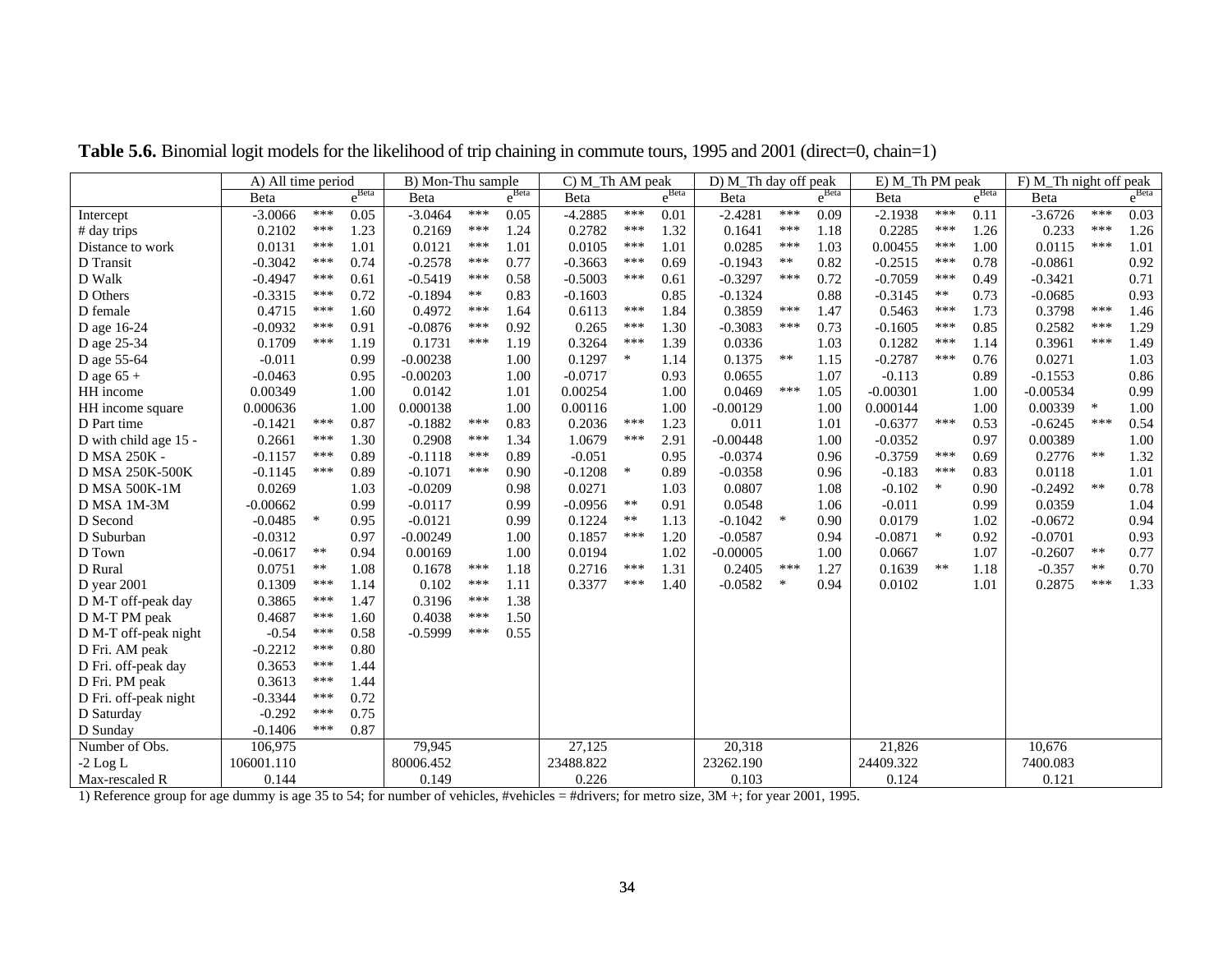**Table 5.6.** Binomial logit models for the likelihood of trip chaining in commute tours, 1995 and 2001 (direct=0, chain=1)

| | A) All time period | | | B) Mon-Thu sample | | | C) M_Th AM peak | | | D) M_Th day off peak | | | E) M_Th PM peak | | | F) M_Th night off peak | | |
|---|---|---|---|---|---|---|---|---|---|---|---|---|---|---|---|---|---|---|
| | Beta | | $e^{Beta}$ | Beta | | $e^{Beta}$ | Beta | | $e^{Beta}$ | Beta | | $e^{Beta}$ | Beta | | $e^{Beta}$ | Beta | | $e^{Beta}$ |
| Intercept | -3.0066 | *** | 0.05 | -3.0464 | *** | 0.05 | -4.2885 | *** | 0.01 | -2.4281 | *** | 0.09 | -2.1938 | *** | 0.11 | -3.6726 | *** | 0.03 |
| # day trips | 0.2102 | *** | 1.23 | 0.2169 | *** | 1.24 | 0.2782 | *** | 1.32 | 0.1641 | *** | 1.18 | 0.2285 | *** | 1.26 | 0.233 | *** | 1.26 |
| Distance to work | 0.0131 | *** | 1.01 | 0.0121 | *** | 1.01 | 0.0105 | *** | 1.01 | 0.0285 | *** | 1.03 | 0.00455 | *** | 1.00 | 0.0115 | *** | 1.01 |
| D Transit | -0.3042 | *** | 0.74 | -0.2578 | *** | 0.77 | -0.3663 | *** | 0.69 | -0.1943 | ** | 0.82 | -0.2515 | *** | 0.78 | -0.0861 | | 0.92 |
| D Walk | -0.4947 | *** | 0.61 | -0.5419 | *** | 0.58 | -0.5003 | *** | 0.61 | -0.3297 | *** | 0.72 | -0.7059 | *** | 0.49 | -0.3421 | | 0.71 |
| D Others | -0.3315 | *** | 0.72 | -0.1894 | ** | 0.83 | -0.1603 | | 0.85 | -0.1324 | | 0.88 | -0.3145 | ** | 0.73 | -0.0685 | | 0.93 |
| D female | 0.4715 | *** | 1.60 | 0.4972 | *** | 1.64 | 0.6113 | *** | 1.84 | 0.3859 | *** | 1.47 | 0.5463 | *** | 1.73 | 0.3798 | *** | 1.46 |
| D age 16-24 | -0.0932 | *** | 0.91 | -0.0876 | *** | 0.92 | 0.265 | *** | 1.30 | -0.3083 | *** | 0.73 | -0.1605 | *** | 0.85 | 0.2582 | *** | 1.29 |
| D age 25-34 | 0.1709 | *** | 1.19 | 0.1731 | *** | 1.19 | 0.3264 | *** | 1.39 | 0.0336 | | 1.03 | 0.1282 | *** | 1.14 | 0.3961 | *** | 1.49 |
| D age 55-64 | -0.011 | | 0.99 | -0.00238 | | 1.00 | 0.1297 | * | 1.14 | 0.1375 | ** | 1.15 | -0.2787 | *** | 0.76 | 0.0271 | | 1.03 |
| D age 65 + | -0.0463 | | 0.95 | -0.00203 | | 1.00 | -0.0717 | | 0.93 | 0.0655 | | 1.07 | -0.113 | | 0.89 | -0.1553 | | 0.86 |
| HH income | 0.00349 | | 1.00 | 0.0142 | | 1.01 | 0.00254 | | 1.00 | 0.0469 | *** | 1.05 | -0.00301 | | 1.00 | -0.00534 | | 0.99 |
| HH income square | 0.000636 | | 1.00 | 0.000138 | | 1.00 | 0.00116 | | 1.00 | -0.00129 | | 1.00 | 0.000144 | | 1.00 | 0.00339 | * | 1.00 |
| D Part time | -0.1421 | *** | 0.87 | -0.1882 | *** | 0.83 | 0.2036 | *** | 1.23 | 0.011 | | 1.01 | -0.6377 | *** | 0.53 | -0.6245 | *** | 0.54 |
| D with child age 15 - | 0.2661 | *** | 1.30 | 0.2908 | *** | 1.34 | 1.0679 | *** | 2.91 | -0.00448 | | 1.00 | -0.0352 | | 0.97 | 0.00389 | | 1.00 |
| D MSA 250K - | -0.1157 | *** | 0.89 | -0.1118 | *** | 0.89 | -0.051 | | 0.95 | -0.0374 | | 0.96 | -0.3759 | *** | 0.69 | 0.2776 | ** | 1.32 |
| D MSA 250K-500K | -0.1145 | *** | 0.89 | -0.1071 | *** | 0.90 | -0.1208 | * | 0.89 | -0.0358 | | 0.96 | -0.183 | *** | 0.83 | 0.0118 | | 1.01 |
| D MSA 500K-1M | 0.0269 | | 1.03 | -0.0209 | | 0.98 | 0.0271 | | 1.03 | 0.0807 | | 1.08 | -0.102 | * | 0.90 | -0.2492 | ** | 0.78 |
| D MSA 1M-3M | -0.00662 | | 0.99 | -0.0117 | | 0.99 | -0.0956 | ** | 0.91 | 0.0548 | | 1.06 | -0.011 | | 0.99 | 0.0359 | | 1.04 |
| D Second | -0.0485 | * | 0.95 | -0.0121 | | 0.99 | 0.1224 | ** | 1.13 | -0.1042 | * | 0.90 | 0.0179 | | 1.02 | -0.0672 | | 0.94 |
| D Suburban | -0.0312 | | 0.97 | -0.00249 | | 1.00 | 0.1857 | *** | 1.20 | -0.0587 | | 0.94 | -0.0871 | * | 0.92 | -0.0701 | | 0.93 |
| D Town | -0.0617 | ** | 0.94 | 0.00169 | | 1.00 | 0.0194 | | 1.02 | -0.00005 | | 1.00 | 0.0667 | | 1.07 | -0.2607 | ** | 0.77 |
| D Rural | 0.0751 | ** | 1.08 | 0.1678 | *** | 1.18 | 0.2716 | *** | 1.31 | 0.2405 | *** | 1.27 | 0.1639 | ** | 1.18 | -0.357 | ** | 0.70 |
| D year 2001 | 0.1309 | *** | 1.14 | 0.102 | *** | 1.11 | 0.3377 | *** | 1.40 | -0.0582 | * | 0.94 | 0.0102 | | 1.01 | 0.2875 | *** | 1.33 |
| D M-T off-peak day | 0.3865 | *** | 1.47 | 0.3196 | *** | 1.38 | | | | | | | | | | | | |
| D M-T PM peak | 0.4687 | *** | 1.60 | 0.4038 | *** | 1.50 | | | | | | | | | | | | |
| D M-T off-peak night | -0.54 | *** | 0.58 | -0.5999 | *** | 0.55 | | | | | | | | | | | | |
| D Fri. AM peak | -0.2212 | *** | 0.80 | | | | | | | | | | | | | | | |
| D Fri. off-peak day | 0.3653 | *** | 1.44 | | | | | | | | | | | | | | | |
| D Fri. PM peak | 0.3613 | *** | 1.44 | | | | | | | | | | | | | | | |
| D Fri. off-peak night | -0.3344 | *** | 0.72 | | | | | | | | | | | | | | | |
| D Saturday | -0.292 | *** | 0.75 | | | | | | | | | | | | | | | |
| D Sunday | -0.1406 | *** | 0.87 | | | | | | | | | | | | | | | |
| Number of Obs. | 106,975 | | | 79,945 | | | 27,125 | | | 20,318 | | | 21,826 | | | 10,676 | | |
| -2 Log L | 106001.110 | | | 80006.452 | | | 23488.822 | | | 23262.190 | | | 24409.322 | | | 7400.083 | | |
| Max-rescaled R | 0.144 | | | 0.149 | | | 0.226 | | | 0.103 | | | 0.124 | | | 0.121 | | |

1) Reference group for age dummy is age 35 to 54; for number of vehicles, #vehicles = #drivers; for metro size, 3M +; for year 2001, 1995.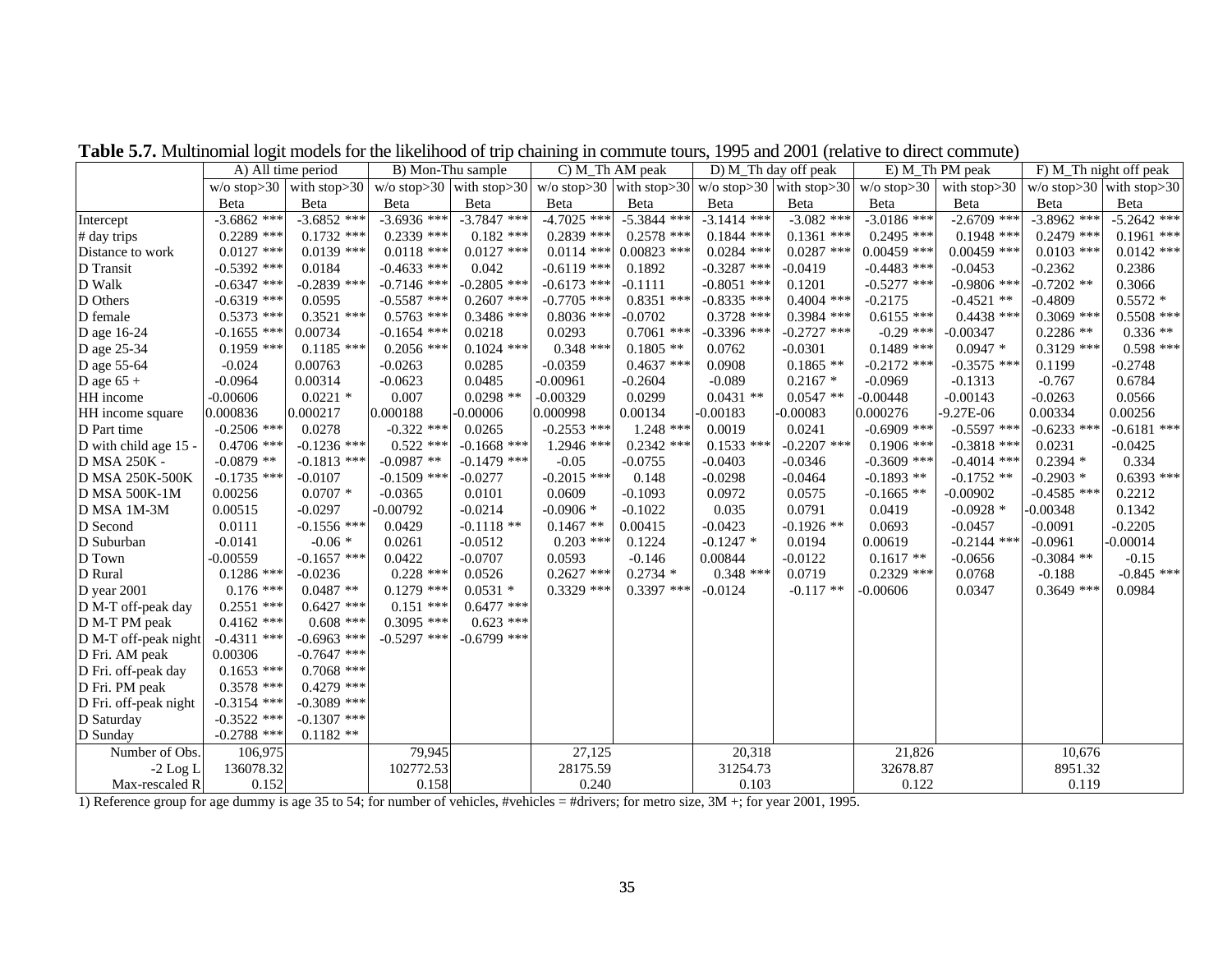**Table 5.7.** Multinomial logit models for the likelihood of trip chaining in commute tours, 1995 and 2001 (relative to direct commute)

| | A) All time period | | B) Mon-Thu sample | | C) M_Th AM peak | | D) M_Th day off peak | | E) M_Th PM peak | | F) M_Th night off peak | |
|---|---|---|---|---|---|---|---|---|---|---|---|---|
| | w/o stop>30 | with stop>30 | w/o stop>30 | with stop>30 | w/o stop>30 | with stop>30 | w/o stop>30 | with stop>30 | w/o stop>30 | with stop>30 | w/o stop>30 | with stop>30 |
| | Beta | Beta | Beta | Beta | Beta | Beta | Beta | Beta | Beta | Beta | Beta | Beta |
| Intercept | -3.6862 *** | -3.6852 *** | -3.6936 *** | -3.7847 *** | -4.7025 *** | -5.3844 *** | -3.1414 *** | -3.082 *** | -3.0186 *** | -2.6709 *** | -3.8962 *** | -5.2642 *** |
| # day trips | 0.2289 *** | 0.1732 *** | 0.2339 *** | 0.182 *** | 0.2839 *** | 0.2578 *** | 0.1844 *** | 0.1361 *** | 0.2495 *** | 0.1948 *** | 0.2479 *** | 0.1961 *** |
| Distance to work | 0.0127 *** | 0.0139 *** | 0.0118 *** | 0.0127 *** | 0.0114 *** | 0.00823 *** | 0.0284 *** | 0.0287 *** | 0.00459 *** | 0.00459 *** | 0.0103 *** | 0.0142 *** |
| D Transit | -0.5392 *** | 0.0184 | -0.4633 *** | 0.042 | -0.6119 *** | 0.1892 | -0.3287 *** | -0.0419 | -0.4483 *** | -0.0453 | -0.2362 | 0.2386 |
| D Walk | -0.6347 *** | -0.2839 *** | -0.7146 *** | -0.2805 *** | -0.6173 *** | -0.1111 | -0.8051 *** | 0.1201 | -0.5277 *** | -0.9806 *** | -0.7202 ** | 0.3066 |
| D Others | -0.6319 *** | 0.0595 | -0.5587 *** | 0.2607 *** | -0.7705 *** | 0.8351 *** | -0.8335 *** | 0.4004 *** | -0.2175 | -0.4521 ** | -0.4809 | 0.5572 * |
| D female | 0.5373 *** | 0.3521 *** | 0.5763 *** | 0.3486 *** | 0.8036 *** | -0.0702 | 0.3728 *** | 0.3984 *** | 0.6155 *** | 0.4438 *** | 0.3069 *** | 0.5508 *** |
| D age 16-24 | -0.1655 *** | 0.00734 | -0.1654 *** | 0.0218 | 0.0293 | 0.7061 *** | -0.3396 *** | -0.2727 *** | -0.29 *** | -0.00347 | 0.2286 ** | 0.336 ** |
| D age 25-34 | 0.1959 *** | 0.1185 *** | 0.2056 *** | 0.1024 *** | 0.348 *** | 0.1805 ** | 0.0762 | -0.0301 | 0.1489 *** | 0.0947 * | 0.3129 *** | 0.598 *** |
| D age 55-64 | -0.024 | 0.00763 | -0.0263 | 0.0285 | -0.0359 | 0.4637 *** | 0.0908 | 0.1865 ** | -0.2172 *** | -0.3575 *** | 0.1199 | -0.2748 |
| D age 65 + | -0.0964 | 0.00314 | -0.0623 | 0.0485 | -0.00961 | -0.2604 | -0.089 | 0.2167 * | -0.0969 | -0.1313 | -0.767 | 0.6784 |
| HH income | -0.00606 | 0.0221 * | 0.007 | 0.0298 ** | -0.00329 | 0.0299 | 0.0431 ** | 0.0547 ** | -0.00448 | -0.00143 | -0.0263 | 0.0566 |
| HH income square | 0.000836 | 0.000217 | 0.000188 | -0.00006 | 0.000998 | 0.00134 | -0.00183 | -0.00083 | 0.000276 | -9.27E-06 | 0.00334 | 0.00256 |
| D Part time | -0.2506 *** | 0.0278 | -0.322 *** | 0.0265 | -0.2553 *** | 1.248 *** | 0.0019 | 0.0241 | -0.6909 *** | -0.5597 *** | -0.6233 *** | -0.6181 *** |
| D with child age 15 - | 0.4706 *** | -0.1236 *** | 0.522 *** | -0.1668 *** | 1.2946 *** | 0.2342 *** | 0.1533 *** | -0.2207 *** | 0.1906 *** | -0.3818 *** | 0.0231 | -0.0425 |
| D MSA 250K - | -0.0879 ** | -0.1813 *** | -0.0987 ** | -0.1479 *** | -0.05 | -0.0755 | -0.0403 | -0.0346 | -0.3609 *** | -0.4014 *** | 0.2394 * | 0.334 |
| D MSA 250K-500K | -0.1735 *** | -0.0107 | -0.1509 *** | -0.0277 | -0.2015 *** | 0.148 | -0.0298 | -0.0464 | -0.1893 ** | -0.1752 ** | -0.2903 * | 0.6393 *** |
| D MSA 500K-1M | 0.00256 | 0.0707 * | -0.0365 | 0.0101 | 0.0609 | -0.1093 | 0.0972 | 0.0575 | -0.1665 ** | -0.00902 | -0.4585 *** | 0.2212 |
| D MSA 1M-3M | 0.00515 | -0.0297 | -0.00792 | -0.0214 | -0.0906 * | -0.1022 | 0.035 | 0.0791 | 0.0419 | -0.0928 * | -0.00348 | 0.1342 |
| D Second | 0.0111 | -0.1556 *** | 0.0429 | -0.1118 ** | 0.1467 ** | 0.00415 | -0.0423 | -0.1926 ** | 0.0693 | -0.0457 | -0.0091 | -0.2205 |
| D Suburban | -0.0141 | -0.06 * | 0.0261 | -0.0512 | 0.203 *** | 0.1224 | -0.1247 * | 0.0194 | 0.00619 | -0.2144 *** | -0.0961 | -0.00014 |
| D Town | -0.00559 | -0.1657 *** | 0.0422 | -0.0707 | 0.0593 | -0.146 | 0.00844 | -0.0122 | 0.1617 ** | -0.0656 | -0.3084 ** | -0.15 |
| D Rural | 0.1286 *** | -0.0236 | 0.228 *** | 0.0526 | 0.2627 *** | 0.2734 * | 0.348 *** | 0.0719 | 0.2329 *** | 0.0768 | -0.188 | -0.845 *** |
| D year 2001 | 0.176 *** | 0.0487 ** | 0.1279 *** | 0.0531 * | 0.3329 *** | 0.3397 *** | -0.0124 | -0.117 ** | -0.00606 | 0.0347 | 0.3649 *** | 0.0984 |
| D M-T off-peak day | 0.2551 *** | 0.6427 *** | 0.151 *** | 0.6477 *** | | | | | | | | |
| D M-T PM peak | 0.4162 *** | 0.608 *** | 0.3095 *** | 0.623 *** | | | | | | | | |
| D M-T off-peak night | -0.4311 *** | -0.6963 *** | -0.5297 *** | -0.6799 *** | | | | | | | | |
| D Fri. AM peak | 0.00306 | -0.7647 *** | | | | | | | | | | |
| D Fri. off-peak day | 0.1653 *** | 0.7068 *** | | | | | | | | | | |
| D Fri. PM peak | 0.3578 *** | 0.4279 *** | | | | | | | | | | |
| D Fri. off-peak night | -0.3154 *** | -0.3089 *** | | | | | | | | | | |
| D Saturday | -0.3522 *** | -0.1307 *** | | | | | | | | | | |
| D Sunday | -0.2788 *** | 0.1182 ** | | | | | | | | | | |
| Number of Obs. | 106,975 | | 79,945 | | 27,125 | | 20,318 | | 21,826 | | 10,676 | |
| -2 Log L | 136078.32 | | 102772.53 | | 28175.59 | | 31254.73 | | 32678.87 | | 8951.32 | |
| Max-rescaled R | 0.152 | | 0.158 | | 0.240 | | 0.103 | | 0.122 | | 0.119 | |

1) Reference group for age dummy is age 35 to 54; for number of vehicles, #vehicles = #drivers; for metro size, 3M +; for year 2001, 1995.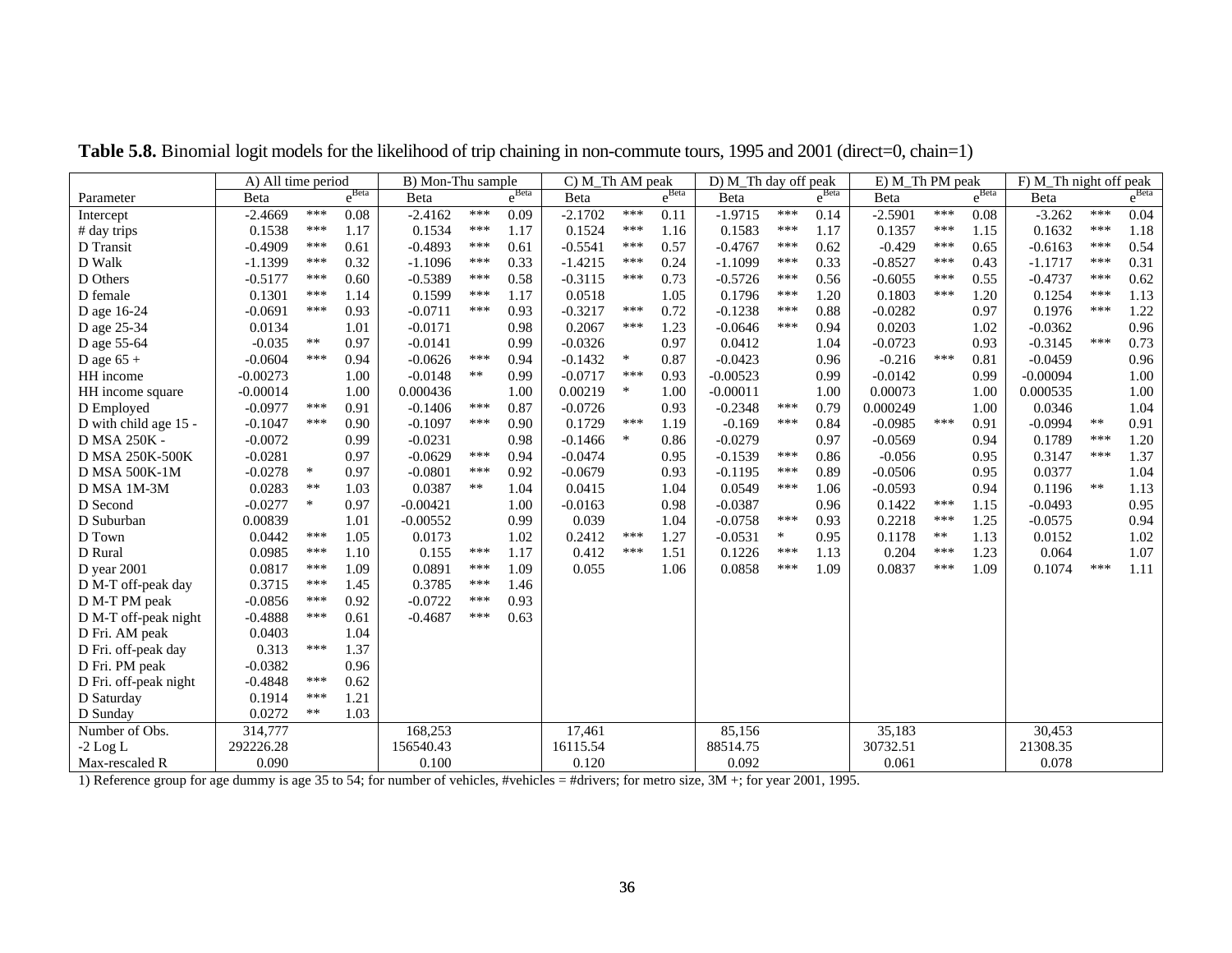**Table 5.8.** Binomial logit models for the likelihood of trip chaining in non-commute tours, 1995 and 2001 (direct=0, chain=1)

| Parameter | A) All time period | | | B) Mon-Thu sample | | | C) M_Th AM peak | | | D) M_Th day off peak | | | E) M_Th PM peak | | | F) M_Th night off peak | | |
|---|---|---|---|---|---|---|---|---|---|---|---|---|---|---|---|---|---|---|
| | Beta | | $e^{Beta}$ | Beta | | $e^{Beta}$ | Beta | | $e^{Beta}$ | Beta | | $e^{Beta}$ | Beta | | $e^{Beta}$ | Beta | | $e^{Beta}$ |
| Intercept | -2.4669 | *** | 0.08 | -2.4162 | *** | 0.09 | -2.1702 | *** | 0.11 | -1.9715 | *** | 0.14 | -2.5901 | *** | 0.08 | -3.262 | *** | 0.04 |
| # day trips | 0.1538 | *** | 1.17 | 0.1534 | *** | 1.17 | 0.1524 | *** | 1.16 | 0.1583 | *** | 1.17 | 0.1357 | *** | 1.15 | 0.1632 | *** | 1.18 |
| D Transit | -0.4909 | *** | 0.61 | -0.4893 | *** | 0.61 | -0.5541 | *** | 0.57 | -0.4767 | *** | 0.62 | -0.429 | *** | 0.65 | -0.6163 | *** | 0.54 |
| D Walk | -1.1399 | *** | 0.32 | -1.1096 | *** | 0.33 | -1.4215 | *** | 0.24 | -1.1099 | *** | 0.33 | -0.8527 | *** | 0.43 | -1.1717 | *** | 0.31 |
| D Others | -0.5177 | *** | 0.60 | -0.5389 | *** | 0.58 | -0.3115 | *** | 0.73 | -0.5726 | *** | 0.56 | -0.6055 | *** | 0.55 | -0.4737 | *** | 0.62 |
| D female | 0.1301 | *** | 1.14 | 0.1599 | *** | 1.17 | 0.0518 | | 1.05 | 0.1796 | *** | 1.20 | 0.1803 | *** | 1.20 | 0.1254 | *** | 1.13 |
| D age 16-24 | -0.0691 | *** | 0.93 | -0.0711 | *** | 0.93 | -0.3217 | *** | 0.72 | -0.1238 | *** | 0.88 | -0.0282 | | 0.97 | 0.1976 | *** | 1.22 |
| D age 25-34 | 0.0134 | | 1.01 | -0.0171 | | 0.98 | 0.2067 | *** | 1.23 | -0.0646 | *** | 0.94 | 0.0203 | | 1.02 | -0.0362 | | 0.96 |
| D age 55-64 | -0.035 | ** | 0.97 | -0.0141 | | 0.99 | -0.0326 | | 0.97 | 0.0412 | | 1.04 | -0.0723 | | 0.93 | -0.3145 | *** | 0.73 |
| D age 65 + | -0.0604 | *** | 0.94 | -0.0626 | *** | 0.94 | -0.1432 | * | 0.87 | -0.0423 | | 0.96 | -0.216 | *** | 0.81 | -0.0459 | | 0.96 |
| HH income | -0.00273 | | 1.00 | -0.0148 | ** | 0.99 | -0.0717 | *** | 0.93 | -0.00523 | | 0.99 | -0.0142 | | 0.99 | -0.00094 | | 1.00 |
| HH income square | -0.00014 | | 1.00 | 0.000436 | | 1.00 | 0.00219 | * | 1.00 | -0.00011 | | 1.00 | 0.00073 | | 1.00 | 0.000535 | | 1.00 |
| D Employed | -0.0977 | *** | 0.91 | -0.1406 | *** | 0.87 | -0.0726 | | 0.93 | -0.2348 | *** | 0.79 | 0.000249 | | 1.00 | 0.0346 | | 1.04 |
| D with child age 15 - | -0.1047 | *** | 0.90 | -0.1097 | *** | 0.90 | 0.1729 | *** | 1.19 | -0.169 | *** | 0.84 | -0.0985 | *** | 0.91 | -0.0994 | ** | 0.91 |
| D MSA 250K - | -0.0072 | | 0.99 | -0.0231 | | 0.98 | -0.1466 | * | 0.86 | -0.0279 | | 0.97 | -0.0569 | | 0.94 | 0.1789 | *** | 1.20 |
| D MSA 250K-500K | -0.0281 | | 0.97 | -0.0629 | *** | 0.94 | -0.0474 | | 0.95 | -0.1539 | *** | 0.86 | -0.056 | | 0.95 | 0.3147 | *** | 1.37 |
| D MSA 500K-1M | -0.0278 | * | 0.97 | -0.0801 | *** | 0.92 | -0.0679 | | 0.93 | -0.1195 | *** | 0.89 | -0.0506 | | 0.95 | 0.0377 | | 1.04 |
| D MSA 1M-3M | 0.0283 | ** | 1.03 | 0.0387 | ** | 1.04 | 0.0415 | | 1.04 | 0.0549 | *** | 1.06 | -0.0593 | | 0.94 | 0.1196 | ** | 1.13 |
| D Second | -0.0277 | * | 0.97 | -0.00421 | | 1.00 | -0.0163 | | 0.98 | -0.0387 | | 0.96 | 0.1422 | *** | 1.15 | -0.0493 | | 0.95 |
| D Suburban | 0.00839 | | 1.01 | -0.00552 | | 0.99 | 0.039 | | 1.04 | -0.0758 | *** | 0.93 | 0.2218 | *** | 1.25 | -0.0575 | | 0.94 |
| D Town | 0.0442 | *** | 1.05 | 0.0173 | | 1.02 | 0.2412 | *** | 1.27 | -0.0531 | * | 0.95 | 0.1178 | ** | 1.13 | 0.0152 | | 1.02 |
| D Rural | 0.0985 | *** | 1.10 | 0.155 | *** | 1.17 | 0.412 | *** | 1.51 | 0.1226 | *** | 1.13 | 0.204 | *** | 1.23 | 0.064 | | 1.07 |
| D year 2001 | 0.0817 | *** | 1.09 | 0.0891 | *** | 1.09 | 0.055 | | 1.06 | 0.0858 | *** | 1.09 | 0.0837 | *** | 1.09 | 0.1074 | *** | 1.11 |
| D M-T off-peak day | 0.3715 | *** | 1.45 | 0.3785 | *** | 1.46 | | | | | | | | | | | | |
| D M-T PM peak | -0.0856 | *** | 0.92 | -0.0722 | *** | 0.93 | | | | | | | | | | | | |
| D M-T off-peak night | -0.4888 | *** | 0.61 | -0.4687 | *** | 0.63 | | | | | | | | | | | | |
| D Fri. AM peak | 0.0403 | | 1.04 | | | | | | | | | | | | | | | |
| D Fri. off-peak day | 0.313 | *** | 1.37 | | | | | | | | | | | | | | | |
| D Fri. PM peak | -0.0382 | | 0.96 | | | | | | | | | | | | | | | |
| D Fri. off-peak night | -0.4848 | *** | 0.62 | | | | | | | | | | | | | | | |
| D Saturday | 0.1914 | *** | 1.21 | | | | | | | | | | | | | | | |
| D Sunday | 0.0272 | ** | 1.03 | | | | | | | | | | | | | | | |
| Number of Obs. | 314,777 | | | 168,253 | | | 17,461 | | | 85,156 | | | 35,183 | | | 30,453 | | |
| -2 Log L | 292226.28 | | | 156540.43 | | | 16115.54 | | | 88514.75 | | | 30732.51 | | | 21308.35 | | |
| Max-rescaled R | 0.090 | | | 0.100 | | | 0.120 | | | 0.092 | | | 0.061 | | | 0.078 | | |

1) Reference group for age dummy is age 35 to 54; for number of vehicles, #vehicles = #drivers; for metro size, 3M +; for year 2001, 1995.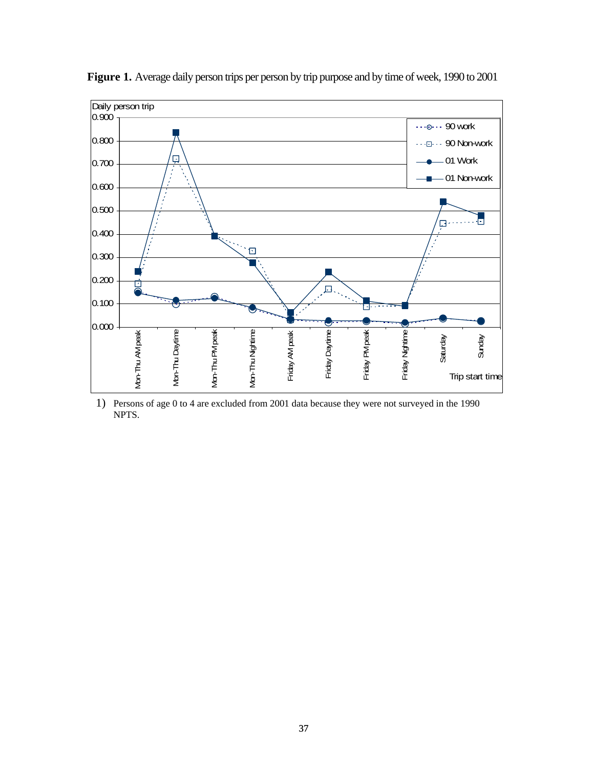**Figure 1.** Average daily person trips per person by trip purpose and by time of week, 1990 to 2001

1) Persons of age 0 to 4 are excluded from 2001 data because they were not surveyed in the 1990 NPTS.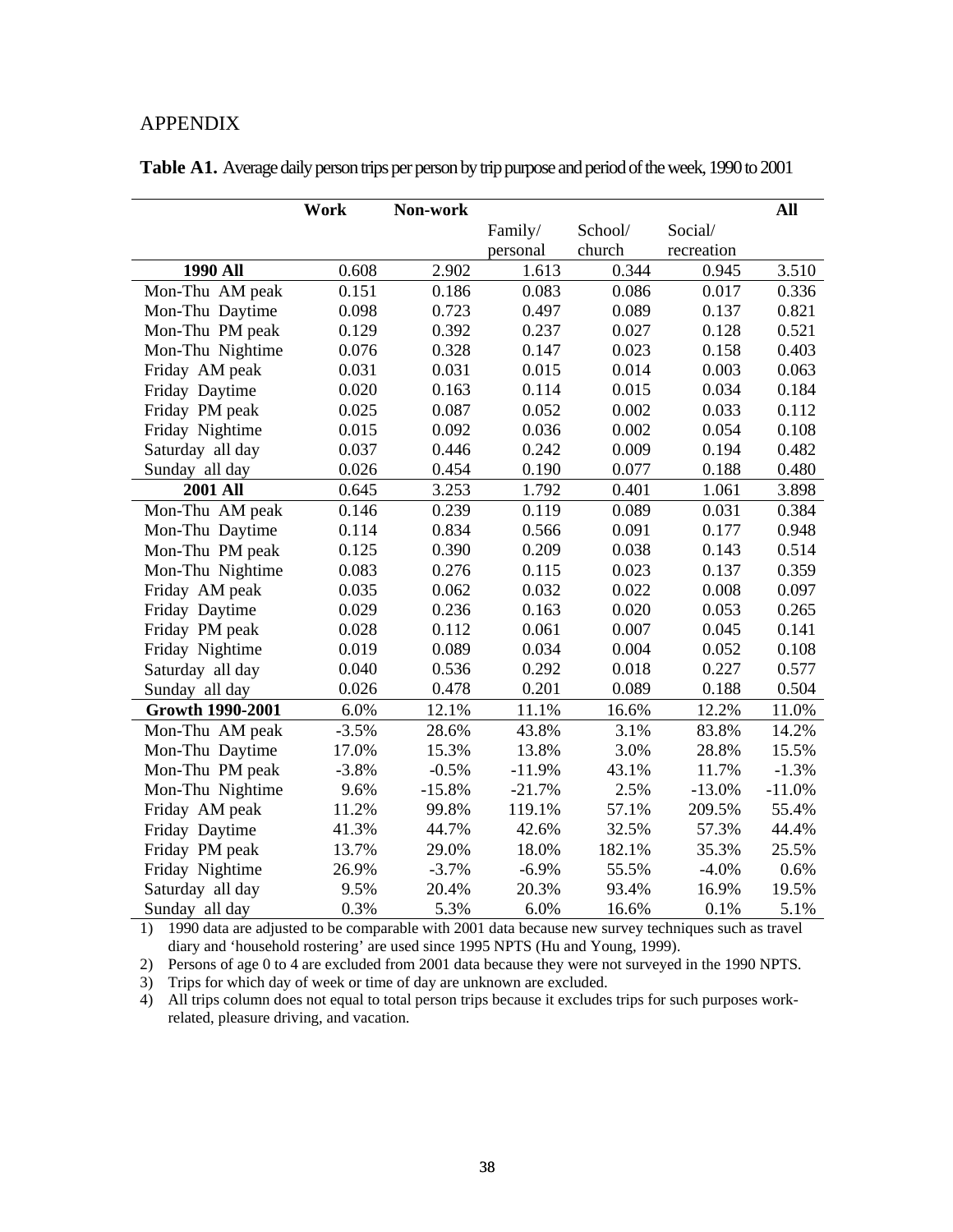# APPENDIX

**Table A1.** Average daily person trips per person by trip purpose and period of the week, 1990 to 2001

| | Work | Non-work | | | | All |
|---|---|---|---|---|---|---|
| | | | Family/ personal | School/ church | Social/ recreation | |
| **1990 All** | 0.608 | 2.902 | 1.613 | 0.344 | 0.945 | 3.510 |
| Mon-Thu AM peak | 0.151 | 0.186 | 0.083 | 0.086 | 0.017 | 0.336 |
| Mon-Thu Daytime | 0.098 | 0.723 | 0.497 | 0.089 | 0.137 | 0.821 |
| Mon-Thu PM peak | 0.129 | 0.392 | 0.237 | 0.027 | 0.128 | 0.521 |
| Mon-Thu Nightime | 0.076 | 0.328 | 0.147 | 0.023 | 0.158 | 0.403 |
| Friday AM peak | 0.031 | 0.031 | 0.015 | 0.014 | 0.003 | 0.063 |
| Friday Daytime | 0.020 | 0.163 | 0.114 | 0.015 | 0.034 | 0.184 |
| Friday PM peak | 0.025 | 0.087 | 0.052 | 0.002 | 0.033 | 0.112 |
| Friday Nightime | 0.015 | 0.092 | 0.036 | 0.002 | 0.054 | 0.108 |
| Saturday all day | 0.037 | 0.446 | 0.242 | 0.009 | 0.194 | 0.482 |
| Sunday all day | 0.026 | 0.454 | 0.190 | 0.077 | 0.188 | 0.480 |
| **2001 All** | 0.645 | 3.253 | 1.792 | 0.401 | 1.061 | 3.898 |
| Mon-Thu AM peak | 0.146 | 0.239 | 0.119 | 0.089 | 0.031 | 0.384 |
| Mon-Thu Daytime | 0.114 | 0.834 | 0.566 | 0.091 | 0.177 | 0.948 |
| Mon-Thu PM peak | 0.125 | 0.390 | 0.209 | 0.038 | 0.143 | 0.514 |
| Mon-Thu Nightime | 0.083 | 0.276 | 0.115 | 0.023 | 0.137 | 0.359 |
| Friday AM peak | 0.035 | 0.062 | 0.032 | 0.022 | 0.008 | 0.097 |
| Friday Daytime | 0.029 | 0.236 | 0.163 | 0.020 | 0.053 | 0.265 |
| Friday PM peak | 0.028 | 0.112 | 0.061 | 0.007 | 0.045 | 0.141 |
| Friday Nightime | 0.019 | 0.089 | 0.034 | 0.004 | 0.052 | 0.108 |
| Saturday all day | 0.040 | 0.536 | 0.292 | 0.018 | 0.227 | 0.577 |
| Sunday all day | 0.026 | 0.478 | 0.201 | 0.089 | 0.188 | 0.504 |
| **Growth 1990-2001** | 6.0% | 12.1% | 11.1% | 16.6% | 12.2% | 11.0% |
| Mon-Thu AM peak | -3.5% | 28.6% | 43.8% | 3.1% | 83.8% | 14.2% |
| Mon-Thu Daytime | 17.0% | 15.3% | 13.8% | 3.0% | 28.8% | 15.5% |
| Mon-Thu PM peak | -3.8% | -0.5% | -11.9% | 43.1% | 11.7% | -1.3% |
| Mon-Thu Nightime | 9.6% | -15.8% | -21.7% | 2.5% | -13.0% | -11.0% |
| Friday AM peak | 11.2% | 99.8% | 119.1% | 57.1% | 209.5% | 55.4% |
| Friday Daytime | 41.3% | 44.7% | 42.6% | 32.5% | 57.3% | 44.4% |
| Friday PM peak | 13.7% | 29.0% | 18.0% | 182.1% | 35.3% | 25.5% |
| Friday Nightime | 26.9% | -3.7% | -6.9% | 55.5% | -4.0% | 0.6% |
| Saturday all day | 9.5% | 20.4% | 20.3% | 93.4% | 16.9% | 19.5% |
| Sunday all day | 0.3% | 5.3% | 6.0% | 16.6% | 0.1% | 5.1% |

1) 1990 data are adjusted to be comparable with 2001 data because new survey techniques such as travel diary and 'household rostering' are used since 1995 NPTS (Hu and Young, 1999).

2) Persons of age 0 to 4 are excluded from 2001 data because they were not surveyed in the 1990 NPTS.

3) Trips for which day of week or time of day are unknown are excluded.

4) All trips column does not equal to total person trips because it excludes trips for such purposes work-related, pleasure driving, and vacation.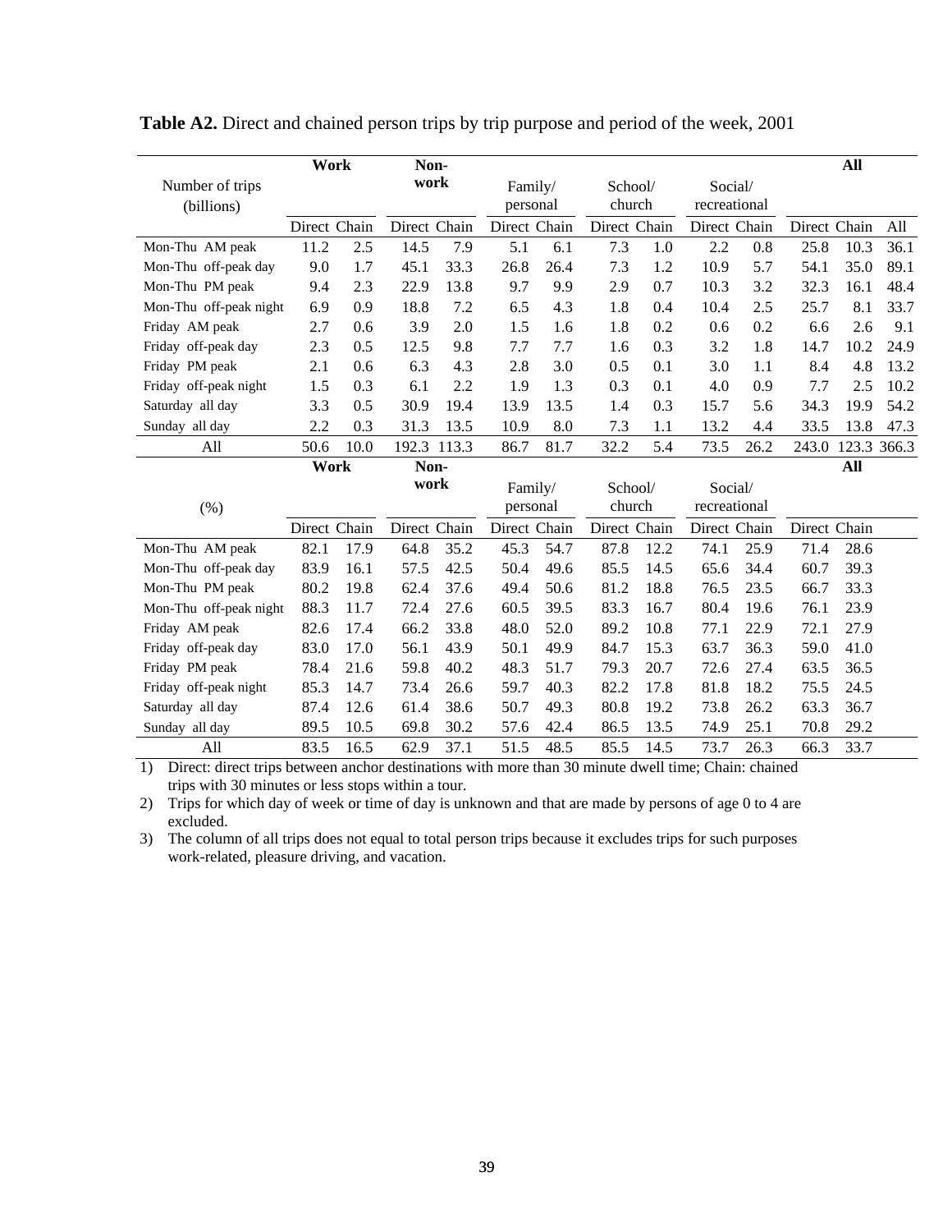**Table A2.** Direct and chained person trips by trip purpose and period of the week, 2001

| Number of trips (billions) | Work | | Non-work | | Family/ personal | | School/ church | | Social/ recreational | | All | | |
|---|---|---|---|---|---|---|---|---|---|---|---|---|---|
| | Direct | Chain | Direct | Chain | Direct | Chain | Direct | Chain | Direct | Chain | Direct | Chain | All |
| Mon-Thu AM peak | 11.2 | 2.5 | 14.5 | 7.9 | 5.1 | 6.1 | 7.3 | 1.0 | 2.2 | 0.8 | 25.8 | 10.3 | 36.1 |
| Mon-Thu off-peak day | 9.0 | 1.7 | 45.1 | 33.3 | 26.8 | 26.4 | 7.3 | 1.2 | 10.9 | 5.7 | 54.1 | 35.0 | 89.1 |
| Mon-Thu PM peak | 9.4 | 2.3 | 22.9 | 13.8 | 9.7 | 9.9 | 2.9 | 0.7 | 10.3 | 3.2 | 32.3 | 16.1 | 48.4 |
| Mon-Thu off-peak night | 6.9 | 0.9 | 18.8 | 7.2 | 6.5 | 4.3 | 1.8 | 0.4 | 10.4 | 2.5 | 25.7 | 8.1 | 33.7 |
| Friday AM peak | 2.7 | 0.6 | 3.9 | 2.0 | 1.5 | 1.6 | 1.8 | 0.2 | 0.6 | 0.2 | 6.6 | 2.6 | 9.1 |
| Friday off-peak day | 2.3 | 0.5 | 12.5 | 9.8 | 7.7 | 7.7 | 1.6 | 0.3 | 3.2 | 1.8 | 14.7 | 10.2 | 24.9 |
| Friday PM peak | 2.1 | 0.6 | 6.3 | 4.3 | 2.8 | 3.0 | 0.5 | 0.1 | 3.0 | 1.1 | 8.4 | 4.8 | 13.2 |
| Friday off-peak night | 1.5 | 0.3 | 6.1 | 2.2 | 1.9 | 1.3 | 0.3 | 0.1 | 4.0 | 0.9 | 7.7 | 2.5 | 10.2 |
| Saturday all day | 3.3 | 0.5 | 30.9 | 19.4 | 13.9 | 13.5 | 1.4 | 0.3 | 15.7 | 5.6 | 34.3 | 19.9 | 54.2 |
| Sunday all day | 2.2 | 0.3 | 31.3 | 13.5 | 10.9 | 8.0 | 7.3 | 1.1 | 13.2 | 4.4 | 33.5 | 13.8 | 47.3 |
| All | 50.6 | 10.0 | 192.3 | 113.3 | 86.7 | 81.7 | 32.2 | 5.4 | 73.5 | 26.2 | 243.0 | 123.3 | 366.3 |
| **(%)** | **Work** | | **Non-work** | | **Family/ personal** | | **School/ church** | | **Social/ recreational** | | **All** | | |
| | Direct | Chain | Direct | Chain | Direct | Chain | Direct | Chain | Direct | Chain | Direct | Chain | |
| Mon-Thu AM peak | 82.1 | 17.9 | 64.8 | 35.2 | 45.3 | 54.7 | 87.8 | 12.2 | 74.1 | 25.9 | 71.4 | 28.6 | |
| Mon-Thu off-peak day | 83.9 | 16.1 | 57.5 | 42.5 | 50.4 | 49.6 | 85.5 | 14.5 | 65.6 | 34.4 | 60.7 | 39.3 | |
| Mon-Thu PM peak | 80.2 | 19.8 | 62.4 | 37.6 | 49.4 | 50.6 | 81.2 | 18.8 | 76.5 | 23.5 | 66.7 | 33.3 | |
| Mon-Thu off-peak night | 88.3 | 11.7 | 72.4 | 27.6 | 60.5 | 39.5 | 83.3 | 16.7 | 80.4 | 19.6 | 76.1 | 23.9 | |
| Friday AM peak | 82.6 | 17.4 | 66.2 | 33.8 | 48.0 | 52.0 | 89.2 | 10.8 | 77.1 | 22.9 | 72.1 | 27.9 | |
| Friday off-peak day | 83.0 | 17.0 | 56.1 | 43.9 | 50.1 | 49.9 | 84.7 | 15.3 | 63.7 | 36.3 | 59.0 | 41.0 | |
| Friday PM peak | 78.4 | 21.6 | 59.8 | 40.2 | 48.3 | 51.7 | 79.3 | 20.7 | 72.6 | 27.4 | 63.5 | 36.5 | |
| Friday off-peak night | 85.3 | 14.7 | 73.4 | 26.6 | 59.7 | 40.3 | 82.2 | 17.8 | 81.8 | 18.2 | 75.5 | 24.5 | |
| Saturday all day | 87.4 | 12.6 | 61.4 | 38.6 | 50.7 | 49.3 | 80.8 | 19.2 | 73.8 | 26.2 | 63.3 | 36.7 | |
| Sunday all day | 89.5 | 10.5 | 69.8 | 30.2 | 57.6 | 42.4 | 86.5 | 13.5 | 74.9 | 25.1 | 70.8 | 29.2 | |
| All | 83.5 | 16.5 | 62.9 | 37.1 | 51.5 | 48.5 | 85.5 | 14.5 | 73.7 | 26.3 | 66.3 | 33.7 | |

1) Direct: direct trips between anchor destinations with more than 30 minute dwell time; Chain: chained trips with 30 minutes or less stops within a tour.
2) Trips for which day of week or time of day is unknown and that are made by persons of age 0 to 4 are excluded.
3) The column of all trips does not equal to total person trips because it excludes trips for such purposes work-related, pleasure driving, and vacation.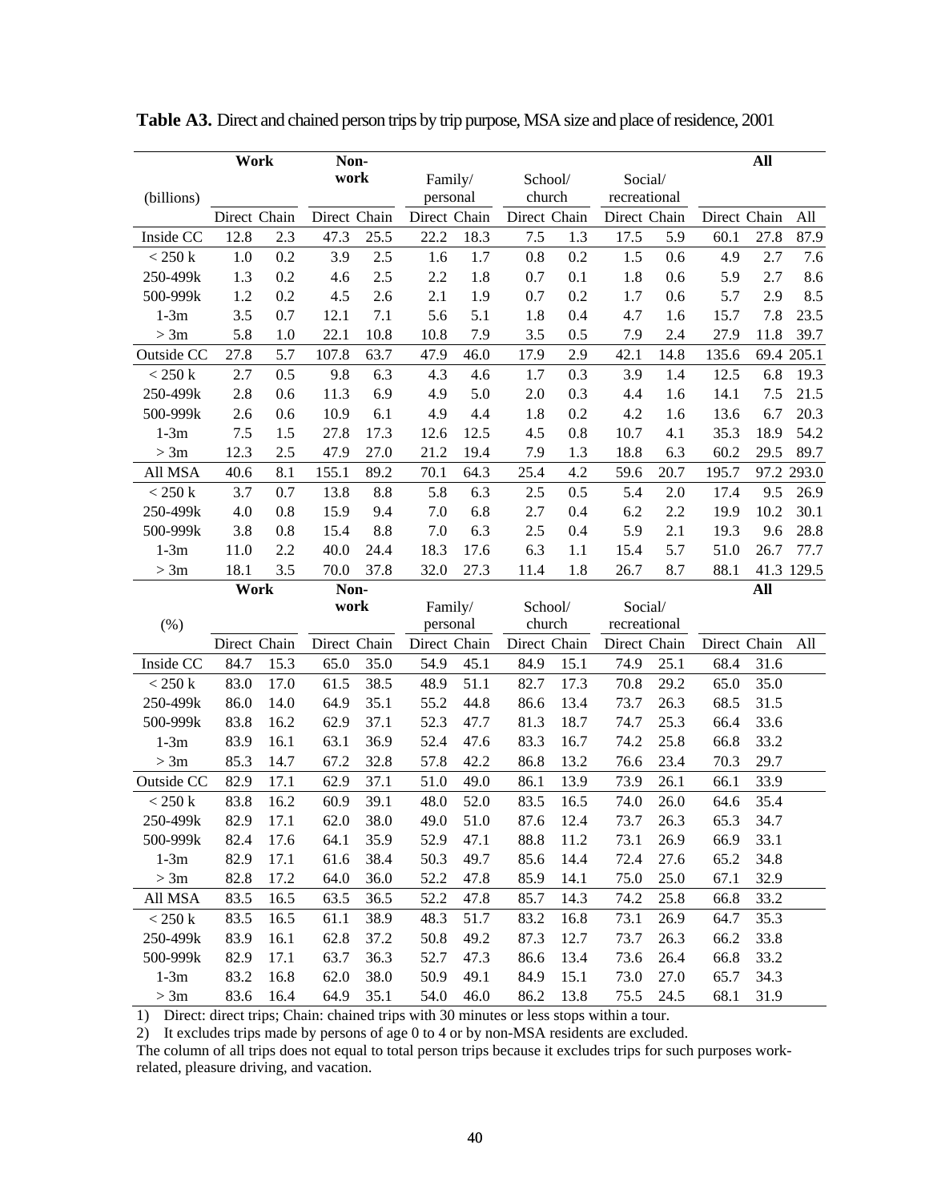**Table A3.** Direct and chained person trips by trip purpose, MSA size and place of residence, 2001

| (billions) | Work | | Non-work | | Family/ personal | | School/ church | | Social/ recreational | | All | | |
|---|---|---|---|---|---|---|---|---|---|---|---|---|---|
| | Direct | Chain | Direct | Chain | Direct | Chain | Direct | Chain | Direct | Chain | Direct | Chain | All |
| Inside CC | 12.8 | 2.3 | 47.3 | 25.5 | 22.2 | 18.3 | 7.5 | 1.3 | 17.5 | 5.9 | 60.1 | 27.8 | 87.9 |
| < 250 k | 1.0 | 0.2 | 3.9 | 2.5 | 1.6 | 1.7 | 0.8 | 0.2 | 1.5 | 0.6 | 4.9 | 2.7 | 7.6 |
| 250-499k | 1.3 | 0.2 | 4.6 | 2.5 | 2.2 | 1.8 | 0.7 | 0.1 | 1.8 | 0.6 | 5.9 | 2.7 | 8.6 |
| 500-999k | 1.2 | 0.2 | 4.5 | 2.6 | 2.1 | 1.9 | 0.7 | 0.2 | 1.7 | 0.6 | 5.7 | 2.9 | 8.5 |
| 1-3m | 3.5 | 0.7 | 12.1 | 7.1 | 5.6 | 5.1 | 1.8 | 0.4 | 4.7 | 1.6 | 15.7 | 7.8 | 23.5 |
| > 3m | 5.8 | 1.0 | 22.1 | 10.8 | 10.8 | 7.9 | 3.5 | 0.5 | 7.9 | 2.4 | 27.9 | 11.8 | 39.7 |
| Outside CC | 27.8 | 5.7 | 107.8 | 63.7 | 47.9 | 46.0 | 17.9 | 2.9 | 42.1 | 14.8 | 135.6 | 69.4 | 205.1 |
| < 250 k | 2.7 | 0.5 | 9.8 | 6.3 | 4.3 | 4.6 | 1.7 | 0.3 | 3.9 | 1.4 | 12.5 | 6.8 | 19.3 |
| 250-499k | 2.8 | 0.6 | 11.3 | 6.9 | 4.9 | 5.0 | 2.0 | 0.3 | 4.4 | 1.6 | 14.1 | 7.5 | 21.5 |
| 500-999k | 2.6 | 0.6 | 10.9 | 6.1 | 4.9 | 4.4 | 1.8 | 0.2 | 4.2 | 1.6 | 13.6 | 6.7 | 20.3 |
| 1-3m | 7.5 | 1.5 | 27.8 | 17.3 | 12.6 | 12.5 | 4.5 | 0.8 | 10.7 | 4.1 | 35.3 | 18.9 | 54.2 |
| > 3m | 12.3 | 2.5 | 47.9 | 27.0 | 21.2 | 19.4 | 7.9 | 1.3 | 18.8 | 6.3 | 60.2 | 29.5 | 89.7 |
| All MSA | 40.6 | 8.1 | 155.1 | 89.2 | 70.1 | 64.3 | 25.4 | 4.2 | 59.6 | 20.7 | 195.7 | 97.2 | 293.0 |
| < 250 k | 3.7 | 0.7 | 13.8 | 8.8 | 5.8 | 6.3 | 2.5 | 0.5 | 5.4 | 2.0 | 17.4 | 9.5 | 26.9 |
| 250-499k | 4.0 | 0.8 | 15.9 | 9.4 | 7.0 | 6.8 | 2.7 | 0.4 | 6.2 | 2.2 | 19.9 | 10.2 | 30.1 |
| 500-999k | 3.8 | 0.8 | 15.4 | 8.8 | 7.0 | 6.3 | 2.5 | 0.4 | 5.9 | 2.1 | 19.3 | 9.6 | 28.8 |
| 1-3m | 11.0 | 2.2 | 40.0 | 24.4 | 18.3 | 17.6 | 6.3 | 1.1 | 15.4 | 5.7 | 51.0 | 26.7 | 77.7 |
| > 3m | 18.1 | 3.5 | 70.0 | 37.8 | 32.0 | 27.3 | 11.4 | 1.8 | 26.7 | 8.7 | 88.1 | 41.3 | 129.5 |
| **(%)** | **Work** | | **Non-work** | | **Family/ personal** | | **School/ church** | | **Social/ recreational** | | **All** | | |
| | Direct | Chain | Direct | Chain | Direct | Chain | Direct | Chain | Direct | Chain | Direct | Chain | All |
| Inside CC | 84.7 | 15.3 | 65.0 | 35.0 | 54.9 | 45.1 | 84.9 | 15.1 | 74.9 | 25.1 | 68.4 | 31.6 | |
| < 250 k | 83.0 | 17.0 | 61.5 | 38.5 | 48.9 | 51.1 | 82.7 | 17.3 | 70.8 | 29.2 | 65.0 | 35.0 | |
| 250-499k | 86.0 | 14.0 | 64.9 | 35.1 | 55.2 | 44.8 | 86.6 | 13.4 | 73.7 | 26.3 | 68.5 | 31.5 | |
| 500-999k | 83.8 | 16.2 | 62.9 | 37.1 | 52.3 | 47.7 | 81.3 | 18.7 | 74.7 | 25.3 | 66.4 | 33.6 | |
| 1-3m | 83.9 | 16.1 | 63.1 | 36.9 | 52.4 | 47.6 | 83.3 | 16.7 | 74.2 | 25.8 | 66.8 | 33.2 | |
| > 3m | 85.3 | 14.7 | 67.2 | 32.8 | 57.8 | 42.2 | 86.8 | 13.2 | 76.6 | 23.4 | 70.3 | 29.7 | |
| Outside CC | 82.9 | 17.1 | 62.9 | 37.1 | 51.0 | 49.0 | 86.1 | 13.9 | 73.9 | 26.1 | 66.1 | 33.9 | |
| < 250 k | 83.8 | 16.2 | 60.9 | 39.1 | 48.0 | 52.0 | 83.5 | 16.5 | 74.0 | 26.0 | 64.6 | 35.4 | |
| 250-499k | 82.9 | 17.1 | 62.0 | 38.0 | 49.0 | 51.0 | 87.6 | 12.4 | 73.7 | 26.3 | 65.3 | 34.7 | |
| 500-999k | 82.4 | 17.6 | 64.1 | 35.9 | 52.9 | 47.1 | 88.8 | 11.2 | 73.1 | 26.9 | 66.9 | 33.1 | |
| 1-3m | 82.9 | 17.1 | 61.6 | 38.4 | 50.3 | 49.7 | 85.6 | 14.4 | 72.4 | 27.6 | 65.2 | 34.8 | |
| > 3m | 82.8 | 17.2 | 64.0 | 36.0 | 52.2 | 47.8 | 85.9 | 14.1 | 75.0 | 25.0 | 67.1 | 32.9 | |
| All MSA | 83.5 | 16.5 | 63.5 | 36.5 | 52.2 | 47.8 | 85.7 | 14.3 | 74.2 | 25.8 | 66.8 | 33.2 | |
| < 250 k | 83.5 | 16.5 | 61.1 | 38.9 | 48.3 | 51.7 | 83.2 | 16.8 | 73.1 | 26.9 | 64.7 | 35.3 | |
| 250-499k | 83.9 | 16.1 | 62.8 | 37.2 | 50.8 | 49.2 | 87.3 | 12.7 | 73.7 | 26.3 | 66.2 | 33.8 | |
| 500-999k | 82.9 | 17.1 | 63.7 | 36.3 | 52.7 | 47.3 | 86.6 | 13.4 | 73.6 | 26.4 | 66.8 | 33.2 | |
| 1-3m | 83.2 | 16.8 | 62.0 | 38.0 | 50.9 | 49.1 | 84.9 | 15.1 | 73.0 | 27.0 | 65.7 | 34.3 | |
| > 3m | 83.6 | 16.4 | 64.9 | 35.1 | 54.0 | 46.0 | 86.2 | 13.8 | 75.5 | 24.5 | 68.1 | 31.9 | |

1) Direct: direct trips; Chain: chained trips with 30 minutes or less stops within a tour.
2) It excludes trips made by persons of age 0 to 4 or by non-MSA residents are excluded.

The column of all trips does not equal to total person trips because it excludes trips for such purposes work-related, pleasure driving, and vacation.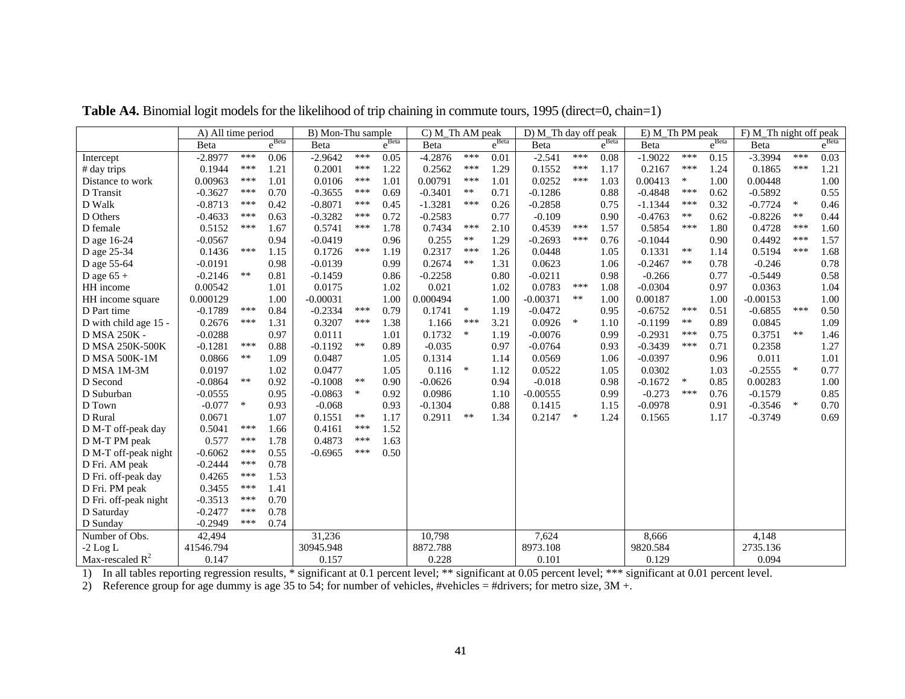**Table A4.** Binomial logit models for the likelihood of trip chaining in commute tours, 1995 (direct=0, chain=1)

| | A) All time period | | | B) Mon-Thu sample | | | C) M_Th AM peak | | | D) M_Th day off peak | | | E) M_Th PM peak | | | F) M_Th night off peak | | |
|---|---|---|---|---|---|---|---|---|---|---|---|---|---|---|---|---|---|---|
| | Beta | | $e^{Beta}$ | Beta | | $e^{Beta}$ | Beta | | $e^{Beta}$ | Beta | | $e^{Beta}$ | Beta | | $e^{Beta}$ | Beta | | $e^{Beta}$ |
| Intercept | -2.8977 | *** | 0.06 | -2.9642 | *** | 0.05 | -4.2876 | *** | 0.01 | -2.541 | *** | 0.08 | -1.9022 | *** | 0.15 | -3.3994 | *** | 0.03 |
| # day trips | 0.1944 | *** | 1.21 | 0.2001 | *** | 1.22 | 0.2562 | *** | 1.29 | 0.1552 | *** | 1.17 | 0.2167 | *** | 1.24 | 0.1865 | *** | 1.21 |
| Distance to work | 0.00963 | *** | 1.01 | 0.0106 | *** | 1.01 | 0.00791 | *** | 1.01 | 0.0252 | *** | 1.03 | 0.00413 | * | 1.00 | 0.00448 | | 1.00 |
| D Transit | -0.3627 | *** | 0.70 | -0.3655 | *** | 0.69 | -0.3401 | ** | 0.71 | -0.1286 | | 0.88 | -0.4848 | *** | 0.62 | -0.5892 | | 0.55 |
| D Walk | -0.8713 | *** | 0.42 | -0.8071 | *** | 0.45 | -1.3281 | *** | 0.26 | -0.2858 | | 0.75 | -1.1344 | *** | 0.32 | -0.7724 | * | 0.46 |
| D Others | -0.4633 | *** | 0.63 | -0.3282 | *** | 0.72 | -0.2583 | | 0.77 | -0.109 | | 0.90 | -0.4763 | ** | 0.62 | -0.8226 | ** | 0.44 |
| D female | 0.5152 | *** | 1.67 | 0.5741 | *** | 1.78 | 0.7434 | *** | 2.10 | 0.4539 | *** | 1.57 | 0.5854 | *** | 1.80 | 0.4728 | *** | 1.60 |
| D age 16-24 | -0.0567 | | 0.94 | -0.0419 | | 0.96 | 0.255 | ** | 1.29 | -0.2693 | *** | 0.76 | -0.1044 | | 0.90 | 0.4492 | *** | 1.57 |
| D age 25-34 | 0.1436 | *** | 1.15 | 0.1726 | *** | 1.19 | 0.2317 | *** | 1.26 | 0.0448 | | 1.05 | 0.1331 | ** | 1.14 | 0.5194 | *** | 1.68 |
| D age 55-64 | -0.0191 | | 0.98 | -0.0139 | | 0.99 | 0.2674 | ** | 1.31 | 0.0623 | | 1.06 | -0.2467 | ** | 0.78 | -0.246 | | 0.78 |
| D age 65 + | -0.2146 | ** | 0.81 | -0.1459 | | 0.86 | -0.2258 | | 0.80 | -0.0211 | | 0.98 | -0.266 | | 0.77 | -0.5449 | | 0.58 |
| HH income | 0.00542 | | 1.01 | 0.0175 | | 1.02 | 0.021 | | 1.02 | 0.0783 | *** | 1.08 | -0.0304 | | 0.97 | 0.0363 | | 1.04 |
| HH income square | 0.000129 | | 1.00 | -0.00031 | | 1.00 | 0.000494 | | 1.00 | -0.00371 | ** | 1.00 | 0.00187 | | 1.00 | -0.00153 | | 1.00 |
| D Part time | -0.1789 | *** | 0.84 | -0.2334 | *** | 0.79 | 0.1741 | * | 1.19 | -0.0472 | | 0.95 | -0.6752 | *** | 0.51 | -0.6855 | *** | 0.50 |
| D with child age 15 - | 0.2676 | *** | 1.31 | 0.3207 | *** | 1.38 | 1.166 | *** | 3.21 | 0.0926 | * | 1.10 | -0.1199 | ** | 0.89 | 0.0845 | | 1.09 |
| D MSA 250K - | -0.0288 | | 0.97 | 0.0111 | | 1.01 | 0.1732 | * | 1.19 | -0.0076 | | 0.99 | -0.2931 | *** | 0.75 | 0.3751 | ** | 1.46 |
| D MSA 250K-500K | -0.1281 | *** | 0.88 | -0.1192 | ** | 0.89 | -0.035 | | 0.97 | -0.0764 | | 0.93 | -0.3439 | *** | 0.71 | 0.2358 | | 1.27 |
| D MSA 500K-1M | 0.0866 | ** | 1.09 | 0.0487 | | 1.05 | 0.1314 | | 1.14 | 0.0569 | | 1.06 | -0.0397 | | 0.96 | 0.011 | | 1.01 |
| D MSA 1M-3M | 0.0197 | | 1.02 | 0.0477 | | 1.05 | 0.116 | * | 1.12 | 0.0522 | | 1.05 | 0.0302 | | 1.03 | -0.2555 | * | 0.77 |
| D Second | -0.0864 | ** | 0.92 | -0.1008 | ** | 0.90 | -0.0626 | | 0.94 | -0.018 | | 0.98 | -0.1672 | * | 0.85 | 0.00283 | | 1.00 |
| D Suburban | -0.0555 | | 0.95 | -0.0863 | * | 0.92 | 0.0986 | | 1.10 | -0.00555 | | 0.99 | -0.273 | *** | 0.76 | -0.1579 | | 0.85 |
| D Town | -0.077 | * | 0.93 | -0.068 | | 0.93 | -0.1304 | | 0.88 | 0.1415 | | 1.15 | -0.0978 | | 0.91 | -0.3546 | * | 0.70 |
| D Rural | 0.0671 | | 1.07 | 0.1551 | ** | 1.17 | 0.2911 | ** | 1.34 | 0.2147 | * | 1.24 | 0.1565 | | 1.17 | -0.3749 | | 0.69 |
| D M-T off-peak day | 0.5041 | *** | 1.66 | 0.4161 | *** | 1.52 | | | | | | | | | | | | |
| D M-T PM peak | 0.577 | *** | 1.78 | 0.4873 | *** | 1.63 | | | | | | | | | | | | |
| D M-T off-peak night | -0.6062 | *** | 0.55 | -0.6965 | *** | 0.50 | | | | | | | | | | | | |
| D Fri. AM peak | -0.2444 | *** | 0.78 | | | | | | | | | | | | | | | |
| D Fri. off-peak day | 0.4265 | *** | 1.53 | | | | | | | | | | | | | | | |
| D Fri. PM peak | 0.3455 | *** | 1.41 | | | | | | | | | | | | | | | |
| D Fri. off-peak night | -0.3513 | *** | 0.70 | | | | | | | | | | | | | | | |
| D Saturday | -0.2477 | *** | 0.78 | | | | | | | | | | | | | | | |
| D Sunday | -0.2949 | *** | 0.74 | | | | | | | | | | | | | | | |
| Number of Obs. | 42,494 | | | 31,236 | | | 10,798 | | | 7,624 | | | 8,666 | | | 4,148 | | |
| -2 Log L | 41546.794 | | | 30945.948 | | | 8872.788 | | | 8973.108 | | | 9820.584 | | | 2735.136 | | |
| Max-rescaled $R^2$ | 0.147 | | | 0.157 | | | 0.228 | | | 0.101 | | | 0.129 | | | 0.094 | | |

1) In all tables reporting regression results, * significant at 0.1 percent level; ** significant at 0.05 percent level; *** significant at 0.01 percent level.
2) Reference group for age dummy is age 35 to 54; for number of vehicles, #vehicles = #drivers; for metro size, 3M +.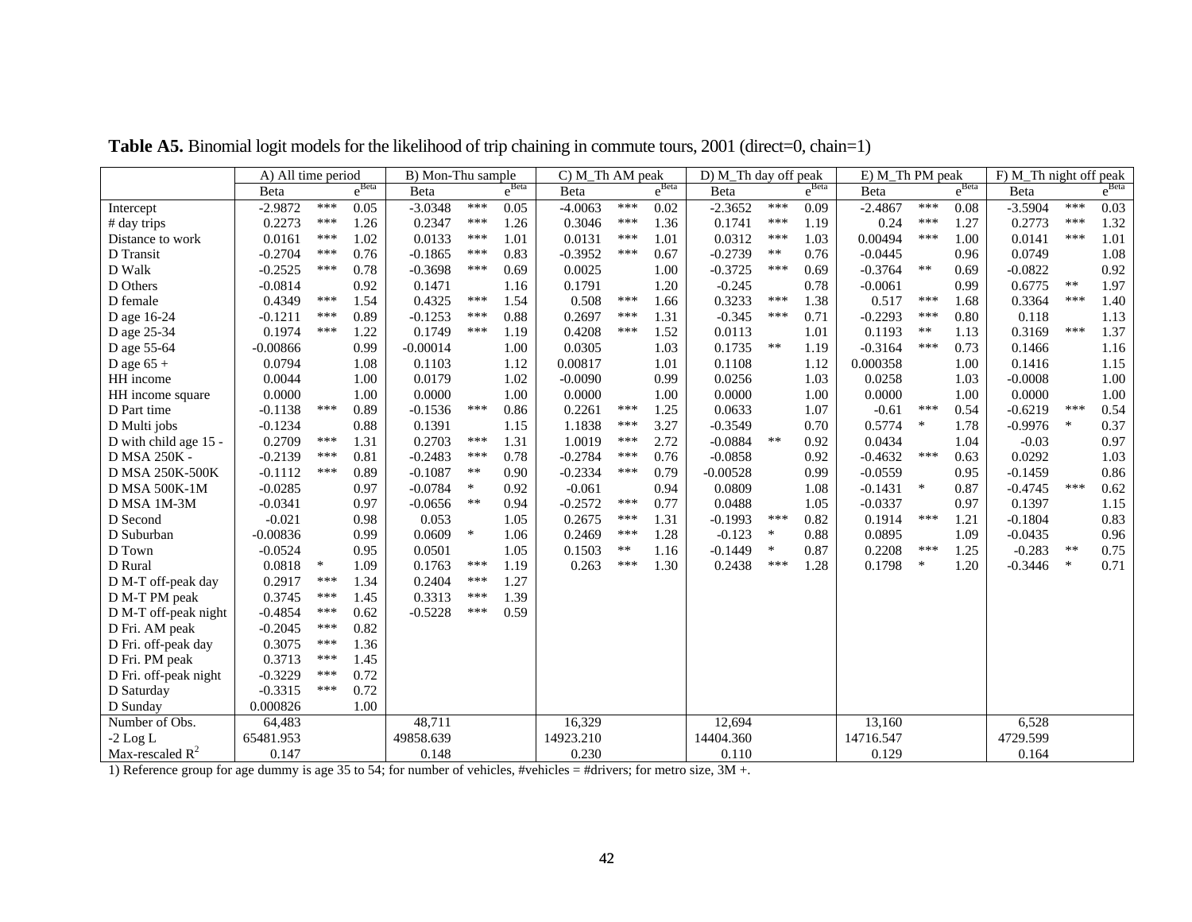**Table A5.** Binomial logit models for the likelihood of trip chaining in commute tours, 2001 (direct=0, chain=1)

| | A) All time period | | | B) Mon-Thu sample | | | C) M_Th AM peak | | | D) M_Th day off peak | | | E) M_Th PM peak | | | F) M_Th night off peak | | |
|---|---|---|---|---|---|---|---|---|---|---|---|---|---|---|---|---|---|---|
| | Beta | | $e^{Beta}$ | Beta | | $e^{Beta}$ | Beta | | $e^{Beta}$ | Beta | | $e^{Beta}$ | Beta | | $e^{Beta}$ | Beta | | $e^{Beta}$ |
| Intercept | -2.9872 | *** | 0.05 | -3.0348 | *** | 0.05 | -4.0063 | *** | 0.02 | -2.3652 | *** | 0.09 | -2.4867 | *** | 0.08 | -3.5904 | *** | 0.03 |
| # day trips | 0.2273 | *** | 1.26 | 0.2347 | *** | 1.26 | 0.3046 | *** | 1.36 | 0.1741 | *** | 1.19 | 0.24 | *** | 1.27 | 0.2773 | *** | 1.32 |
| Distance to work | 0.0161 | *** | 1.02 | 0.0133 | *** | 1.01 | 0.0131 | *** | 1.01 | 0.0312 | *** | 1.03 | 0.00494 | *** | 1.00 | 0.0141 | *** | 1.01 |
| D Transit | -0.2704 | *** | 0.76 | -0.1865 | *** | 0.83 | -0.3952 | *** | 0.67 | -0.2739 | ** | 0.76 | -0.0445 | | 0.96 | 0.0749 | | 1.08 |
| D Walk | -0.2525 | *** | 0.78 | -0.3698 | *** | 0.69 | 0.0025 | | 1.00 | -0.3725 | *** | 0.69 | -0.3764 | ** | 0.69 | -0.0822 | | 0.92 |
| D Others | -0.0814 | | 0.92 | 0.1471 | | 1.16 | 0.1791 | | 1.20 | -0.245 | | 0.78 | -0.0061 | | 0.99 | 0.6775 | ** | 1.97 |
| D female | 0.4349 | *** | 1.54 | 0.4325 | *** | 1.54 | 0.508 | *** | 1.66 | 0.3233 | *** | 1.38 | 0.517 | *** | 1.68 | 0.3364 | *** | 1.40 |
| D age 16-24 | -0.1211 | *** | 0.89 | -0.1253 | *** | 0.88 | 0.2697 | *** | 1.31 | -0.345 | *** | 0.71 | -0.2293 | *** | 0.80 | 0.118 | | 1.13 |
| D age 25-34 | 0.1974 | *** | 1.22 | 0.1749 | *** | 1.19 | 0.4208 | *** | 1.52 | 0.0113 | | 1.01 | 0.1193 | ** | 1.13 | 0.3169 | *** | 1.37 |
| D age 55-64 | -0.00866 | | 0.99 | -0.00014 | | 1.00 | 0.0305 | | 1.03 | 0.1735 | ** | 1.19 | -0.3164 | *** | 0.73 | 0.1466 | | 1.16 |
| D age 65 + | 0.0794 | | 1.08 | 0.1103 | | 1.12 | 0.00817 | | 1.01 | 0.1108 | | 1.12 | 0.000358 | | 1.00 | 0.1416 | | 1.15 |
| HH income | 0.0044 | | 1.00 | 0.0179 | | 1.02 | -0.0090 | | 0.99 | 0.0256 | | 1.03 | 0.0258 | | 1.03 | -0.0008 | | 1.00 |
| HH income square | 0.0000 | | 1.00 | 0.0000 | | 1.00 | 0.0000 | | 1.00 | 0.0000 | | 1.00 | 0.0000 | | 1.00 | 0.0000 | | 1.00 |
| D Part time | -0.1138 | *** | 0.89 | -0.1536 | *** | 0.86 | 0.2261 | *** | 1.25 | 0.0633 | | 1.07 | -0.61 | *** | 0.54 | -0.6219 | *** | 0.54 |
| D Multi jobs | -0.1234 | | 0.88 | 0.1391 | | 1.15 | 1.1838 | *** | 3.27 | -0.3549 | | 0.70 | 0.5774 | * | 1.78 | -0.9976 | * | 0.37 |
| D with child age 15 - | 0.2709 | *** | 1.31 | 0.2703 | *** | 1.31 | 1.0019 | *** | 2.72 | -0.0884 | ** | 0.92 | 0.0434 | | 1.04 | -0.03 | | 0.97 |
| D MSA 250K - | -0.2139 | *** | 0.81 | -0.2483 | *** | 0.78 | -0.2784 | *** | 0.76 | -0.0858 | | 0.92 | -0.4632 | *** | 0.63 | 0.0292 | | 1.03 |
| D MSA 250K-500K | -0.1112 | *** | 0.89 | -0.1087 | ** | 0.90 | -0.2334 | *** | 0.79 | -0.00528 | | 0.99 | -0.0559 | | 0.95 | -0.1459 | | 0.86 |
| D MSA 500K-1M | -0.0285 | | 0.97 | -0.0784 | * | 0.92 | -0.061 | | 0.94 | 0.0809 | | 1.08 | -0.1431 | * | 0.87 | -0.4745 | *** | 0.62 |
| D MSA 1M-3M | -0.0341 | | 0.97 | -0.0656 | ** | 0.94 | -0.2572 | *** | 0.77 | 0.0488 | | 1.05 | -0.0337 | | 0.97 | 0.1397 | | 1.15 |
| D Second | -0.021 | | 0.98 | 0.053 | | 1.05 | 0.2675 | *** | 1.31 | -0.1993 | *** | 0.82 | 0.1914 | *** | 1.21 | -0.1804 | | 0.83 |
| D Suburban | -0.00836 | | 0.99 | 0.0609 | * | 1.06 | 0.2469 | *** | 1.28 | -0.123 | * | 0.88 | 0.0895 | | 1.09 | -0.0435 | | 0.96 |
| D Town | -0.0524 | | 0.95 | 0.0501 | | 1.05 | 0.1503 | ** | 1.16 | -0.1449 | * | 0.87 | 0.2208 | *** | 1.25 | -0.283 | ** | 0.75 |
| D Rural | 0.0818 | * | 1.09 | 0.1763 | *** | 1.19 | 0.263 | *** | 1.30 | 0.2438 | *** | 1.28 | 0.1798 | * | 1.20 | -0.3446 | * | 0.71 |
| D M-T off-peak day | 0.2917 | *** | 1.34 | 0.2404 | *** | 1.27 | | | | | | | | | | | | |
| D M-T PM peak | 0.3745 | *** | 1.45 | 0.3313 | *** | 1.39 | | | | | | | | | | | | |
| D M-T off-peak night | -0.4854 | *** | 0.62 | -0.5228 | *** | 0.59 | | | | | | | | | | | | |
| D Fri. AM peak | -0.2045 | *** | 0.82 | | | | | | | | | | | | | | | |
| D Fri. off-peak day | 0.3075 | *** | 1.36 | | | | | | | | | | | | | | | |
| D Fri. PM peak | 0.3713 | *** | 1.45 | | | | | | | | | | | | | | | |
| D Fri. off-peak night | -0.3229 | *** | 0.72 | | | | | | | | | | | | | | | |
| D Saturday | -0.3315 | *** | 0.72 | | | | | | | | | | | | | | | |
| D Sunday | 0.000826 | | 1.00 | | | | | | | | | | | | | | | |
| Number of Obs. | 64,483 | | | 48,711 | | | 16,329 | | | 12,694 | | | 13,160 | | | 6,528 | | |
| -2 Log L | 65481.953 | | | 49858.639 | | | 14923.210 | | | 14404.360 | | | 14716.547 | | | 4729.599 | | |
| Max-rescaled $R^2$ | 0.147 | | | 0.148 | | | 0.230 | | | 0.110 | | | 0.129 | | | 0.164 | | |

1) Reference group for age dummy is age 35 to 54; for number of vehicles, #vehicles = #drivers; for metro size, 3M +.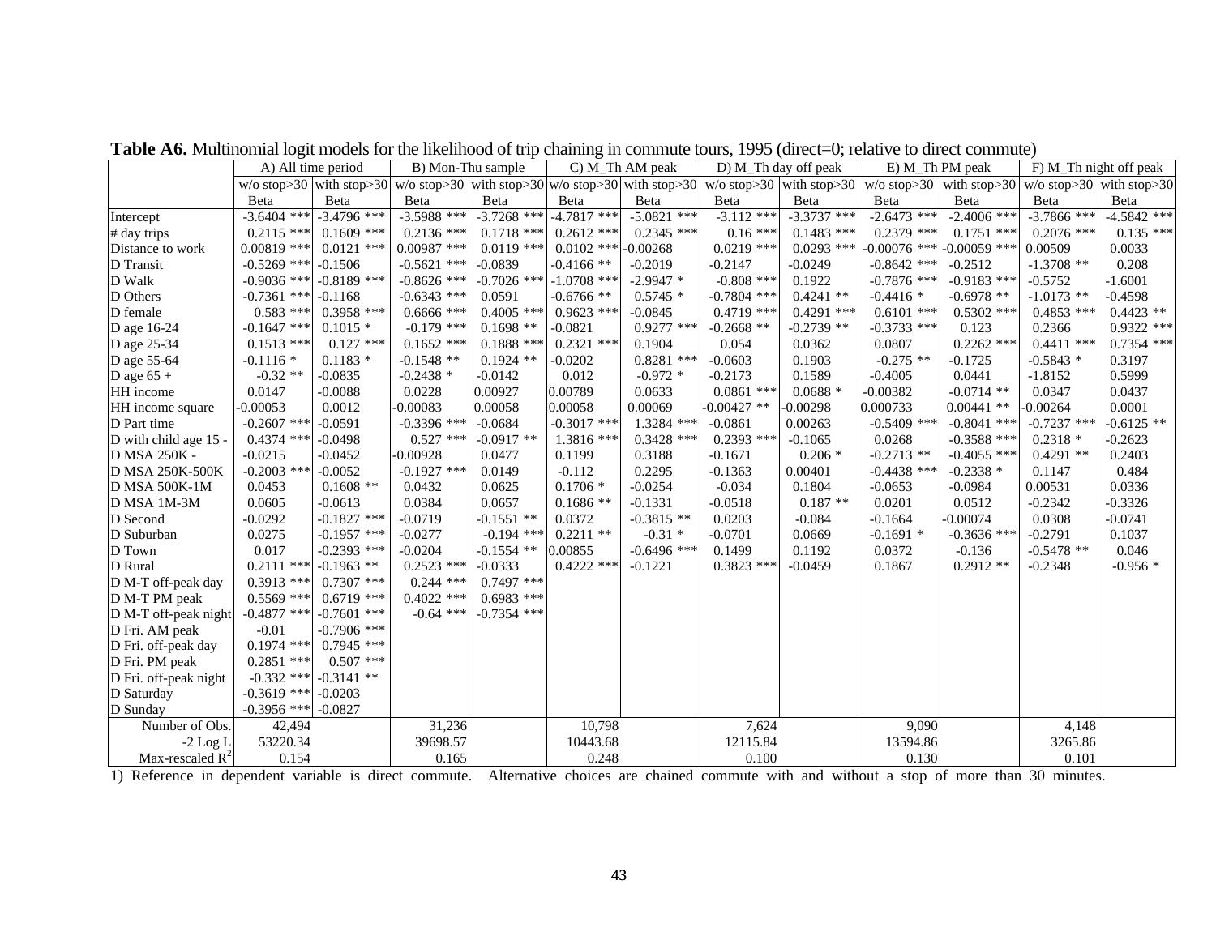**Table A6.** Multinomial logit models for the likelihood of trip chaining in commute tours, 1995 (direct=0; relative to direct commute)

| | A) All time period | | B) Mon-Thu sample | | C) M_Th AM peak | | D) M_Th day off peak | | E) M_Th PM peak | | F) M_Th night off peak | |
|---|---|---|---|---|---|---|---|---|---|---|---|---|
| | w/o stop>30 | with stop>30 | w/o stop>30 | with stop>30 | w/o stop>30 | with stop>30 | w/o stop>30 | with stop>30 | w/o stop>30 | with stop>30 | w/o stop>30 | with stop>30 |
| | Beta | Beta | Beta | Beta | Beta | Beta | Beta | Beta | Beta | Beta | Beta | Beta |
| Intercept | -3.6404 *** | -3.4796 *** | -3.5988 *** | -3.7268 *** | -4.7817 *** | -5.0821 *** | -3.112 *** | -3.3737 *** | -2.6473 *** | -2.4006 *** | -3.7866 *** | -4.5842 *** |
| # day trips | 0.2115 *** | 0.1609 *** | 0.2136 *** | 0.1718 *** | 0.2612 *** | 0.2345 *** | 0.16 *** | 0.1483 *** | 0.2379 *** | 0.1751 *** | 0.2076 *** | 0.135 *** |
| Distance to work | 0.00819 *** | 0.0121 *** | 0.00987 *** | 0.0119 *** | 0.0102 *** | -0.00268 | 0.0219 *** | 0.0293 *** | -0.00076 *** | -0.00059 *** | 0.00509 | 0.0033 |
| D Transit | -0.5269 *** | -0.1506 | -0.5621 *** | -0.0839 | -0.4166 ** | -0.2019 | -0.2147 | -0.0249 | -0.8642 *** | -0.2512 | -1.3708 ** | 0.208 |
| D Walk | -0.9036 *** | -0.8189 *** | -0.8626 *** | -0.7026 *** | -1.0708 *** | -2.9947 * | -0.808 *** | 0.1922 | -0.7876 *** | -0.9183 *** | -0.5752 | -1.6001 |
| D Others | -0.7361 *** | -0.1168 | -0.6343 *** | 0.0591 | -0.6766 ** | 0.5745 * | -0.7804 *** | 0.4241 ** | -0.4416 * | -0.6978 ** | -1.0173 ** | -0.4598 |
| D female | 0.583 *** | 0.3958 *** | 0.6666 *** | 0.4005 *** | 0.9623 *** | -0.0845 | 0.4719 *** | 0.4291 *** | 0.6101 *** | 0.5302 *** | 0.4853 *** | 0.4423 ** |
| D age 16-24 | -0.1647 *** | 0.1015 * | -0.179 *** | 0.1698 ** | -0.0821 | 0.9277 *** | -0.2668 ** | -0.2739 ** | -0.3733 *** | 0.123 | 0.2366 | 0.9322 *** |
| D age 25-34 | 0.1513 *** | 0.127 *** | 0.1652 *** | 0.1888 *** | 0.2321 *** | 0.1904 | 0.054 | 0.0362 | 0.0807 | 0.2262 *** | 0.4411 *** | 0.7354 *** |
| D age 55-64 | -0.1116 * | 0.1183 * | -0.1548 ** | 0.1924 ** | -0.0202 | 0.8281 *** | -0.0603 | 0.1903 | -0.275 ** | -0.1725 | -0.5843 * | 0.3197 |
| D age 65 + | -0.32 ** | -0.0835 | -0.2438 * | -0.0142 | 0.012 | -0.972 * | -0.2173 | 0.1589 | -0.4005 | 0.0441 | -1.8152 | 0.5999 |
| HH income | 0.0147 | -0.0088 | 0.0228 | 0.00927 | 0.00789 | 0.0633 | 0.0861 *** | 0.0688 * | -0.00382 | -0.0714 ** | 0.0347 | 0.0437 |
| HH income square | -0.00053 | 0.0012 | -0.00083 | 0.00058 | 0.00058 | 0.00069 | -0.00427 ** | -0.00298 | 0.000733 | 0.00441 ** | -0.00264 | 0.0001 |
| D Part time | -0.2607 *** | -0.0591 | -0.3396 *** | -0.0684 | -0.3017 *** | 1.3284 *** | -0.0861 | 0.00263 | -0.5409 *** | -0.8041 *** | -0.7237 *** | -0.6125 ** |
| D with child age 15 - | 0.4374 *** | -0.0498 | 0.527 *** | -0.0917 ** | 1.3816 *** | 0.3428 *** | 0.2393 *** | -0.1065 | 0.0268 | -0.3588 *** | 0.2318 * | -0.2623 |
| D MSA 250K - | -0.0215 | -0.0452 | -0.00928 | 0.0477 | 0.1199 | 0.3188 | -0.1671 | 0.206 * | -0.2713 ** | -0.4055 *** | 0.4291 ** | 0.2403 |
| D MSA 250K-500K | -0.2003 *** | -0.0052 | -0.1927 *** | 0.0149 | -0.112 | 0.2295 | -0.1363 | 0.00401 | -0.4438 *** | -0.2338 * | 0.1147 | 0.484 |
| D MSA 500K-1M | 0.0453 | 0.1608 ** | 0.0432 | 0.0625 | 0.1706 * | -0.0254 | -0.034 | 0.1804 | -0.0653 | -0.0984 | 0.00531 | 0.0336 |
| D MSA 1M-3M | 0.0605 | -0.0613 | 0.0384 | 0.0657 | 0.1686 ** | -0.1331 | -0.0518 | 0.187 ** | 0.0201 | 0.0512 | -0.2342 | -0.3326 |
| D Second | -0.0292 | -0.1827 *** | -0.0719 | -0.1551 ** | 0.0372 | -0.3815 ** | 0.0203 | -0.084 | -0.1664 | -0.00074 | 0.0308 | -0.0741 |
| D Suburban | 0.0275 | -0.1957 *** | -0.0277 | -0.194 *** | 0.2211 ** | -0.31 * | -0.0701 | 0.0669 | -0.1691 * | -0.3636 *** | -0.2791 | 0.1037 |
| D Town | 0.017 | -0.2393 *** | -0.0204 | -0.1554 ** | 0.00855 | -0.6496 *** | 0.1499 | 0.1192 | 0.0372 | -0.136 | -0.5478 ** | 0.046 |
| D Rural | 0.2111 *** | -0.1963 ** | 0.2523 *** | -0.0333 | 0.4222 *** | -0.1221 | 0.3823 *** | -0.0459 | 0.1867 | 0.2912 ** | -0.2348 | -0.956 * |
| D M-T off-peak day | 0.3913 *** | 0.7307 *** | 0.244 *** | 0.7497 *** | | | | | | | | |
| D M-T PM peak | 0.5569 *** | 0.6719 *** | 0.4022 *** | 0.6983 *** | | | | | | | | |
| D M-T off-peak night | -0.4877 *** | -0.7601 *** | -0.64 *** | -0.7354 *** | | | | | | | | |
| D Fri. AM peak | -0.01 | -0.7906 *** | | | | | | | | | | |
| D Fri. off-peak day | 0.1974 *** | 0.7945 *** | | | | | | | | | | |
| D Fri. PM peak | 0.2851 *** | 0.507 *** | | | | | | | | | | |
| D Fri. off-peak night | -0.332 *** | -0.3141 ** | | | | | | | | | | |
| D Saturday | -0.3619 *** | -0.0203 | | | | | | | | | | |
| D Sunday | -0.3956 *** | -0.0827 | | | | | | | | | | |
| Number of Obs. | 42,494 | | 31,236 | | 10,798 | | 7,624 | | 9,090 | | 4,148 | |
| -2 Log L | 53220.34 | | 39698.57 | | 10443.68 | | 12115.84 | | 13594.86 | | 3265.86 | |
| Max-rescaled $R^2$ | 0.154 | | 0.165 | | 0.248 | | 0.100 | | 0.130 | | 0.101 | |

1) Reference in dependent variable is direct commute. Alternative choices are chained commute with and without a stop of more than 30 minutes.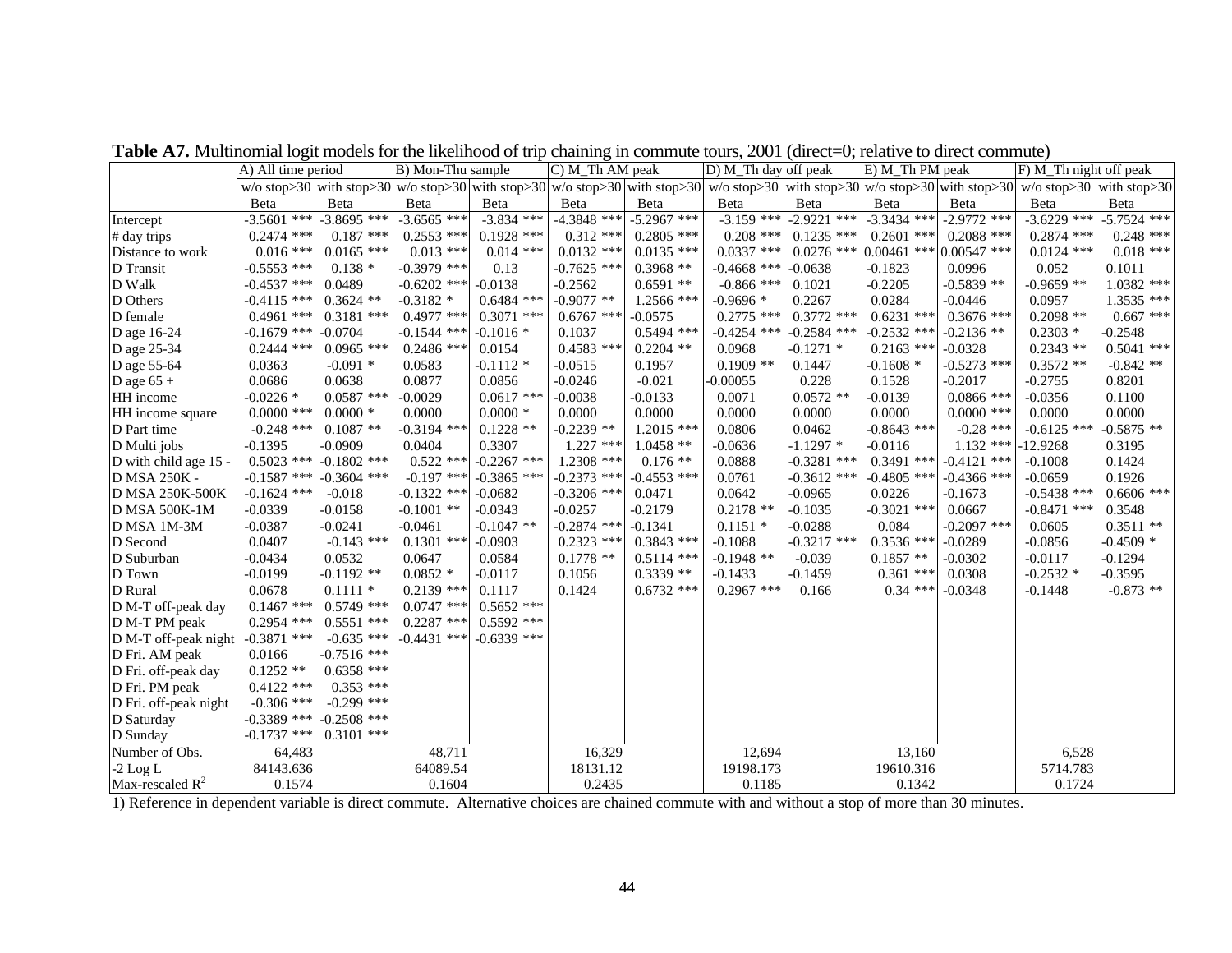**Table A7.** Multinomial logit models for the likelihood of trip chaining in commute tours, 2001 (direct=0; relative to direct commute)

| | A) All time period | | B) Mon-Thu sample | | C) M_Th AM peak | | D) M_Th day off peak | | E) M_Th PM peak | | F) M_Th night off peak | |
|---|---|---|---|---|---|---|---|---|---|---|---|---|
| | w/o stop>30 | with stop>30 | w/o stop>30 | with stop>30 | w/o stop>30 | with stop>30 | w/o stop>30 | with stop>30 | w/o stop>30 | with stop>30 | w/o stop>30 | with stop>30 |
| | Beta | Beta | Beta | Beta | Beta | Beta | Beta | Beta | Beta | Beta | Beta | Beta |
| Intercept | -3.5601 *** | -3.8695 *** | -3.6565 *** | -3.834 *** | -4.3848 *** | -5.2967 *** | -3.159 *** | -2.9221 *** | -3.3434 *** | -2.9772 *** | -3.6229 *** | -5.7524 *** |
| # day trips | 0.2474 *** | 0.187 *** | 0.2553 *** | 0.1928 *** | 0.312 *** | 0.2805 *** | 0.208 *** | 0.1235 *** | 0.2601 *** | 0.2088 *** | 0.2874 *** | 0.248 *** |
| Distance to work | 0.016 *** | 0.0165 *** | 0.013 *** | 0.014 *** | 0.0132 *** | 0.0135 *** | 0.0337 *** | 0.0276 *** | 0.00461 *** | 0.00547 *** | 0.0124 *** | 0.018 *** |
| D Transit | -0.5553 *** | 0.138 * | -0.3979 *** | 0.13 | -0.7625 *** | 0.3968 ** | -0.4668 *** | -0.0638 | -0.1823 | 0.0996 | 0.052 | 0.1011 |
| D Walk | -0.4537 *** | 0.0489 | -0.6202 *** | -0.0138 | -0.2562 | 0.6591 ** | -0.866 *** | 0.1021 | -0.2205 | -0.5839 ** | -0.9659 ** | 1.0382 *** |
| D Others | -0.4115 *** | 0.3624 ** | -0.3182 * | 0.6484 *** | -0.9077 ** | 1.2566 *** | -0.9696 * | 0.2267 | 0.0284 | -0.0446 | 0.0957 | 1.3535 *** |
| D female | 0.4961 *** | 0.3181 *** | 0.4977 *** | 0.3071 *** | 0.6767 *** | -0.0575 | 0.2775 *** | 0.3772 *** | 0.6231 *** | 0.3676 *** | 0.2098 ** | 0.667 *** |
| D age 16-24 | -0.1679 *** | -0.0704 | -0.1544 *** | -0.1016 * | 0.1037 | 0.5494 *** | -0.4254 *** | -0.2584 *** | -0.2532 *** | -0.2136 ** | 0.2303 * | -0.2548 |
| D age 25-34 | 0.2444 *** | 0.0965 *** | 0.2486 *** | 0.0154 | 0.4583 *** | 0.2204 ** | 0.0968 | -0.1271 * | 0.2163 *** | -0.0328 | 0.2343 ** | 0.5041 *** |
| D age 55-64 | 0.0363 | -0.091 * | 0.0583 | -0.1112 * | -0.0515 | 0.1957 | 0.1909 ** | 0.1447 | -0.1608 * | -0.5273 *** | 0.3572 ** | -0.842 ** |
| D age 65 + | 0.0686 | 0.0638 | 0.0877 | 0.0856 | -0.0246 | -0.021 | -0.00055 | 0.228 | 0.1528 | -0.2017 | -0.2755 | 0.8201 |
| HH income | -0.0226 * | 0.0587 *** | -0.0029 | 0.0617 *** | -0.0038 | -0.0133 | 0.0071 | 0.0572 ** | -0.0139 | 0.0866 *** | -0.0356 | 0.1100 |
| HH income square | 0.0000 *** | 0.0000 * | 0.0000 | 0.0000 * | 0.0000 | 0.0000 | 0.0000 | 0.0000 | 0.0000 | 0.0000 *** | 0.0000 | 0.0000 |
| D Part time | -0.248 *** | 0.1087 ** | -0.3194 *** | 0.1228 ** | -0.2239 ** | 1.2015 *** | 0.0806 | 0.0462 | -0.8643 *** | -0.28 *** | -0.6125 *** | -0.5875 ** |
| D Multi jobs | -0.1395 | -0.0909 | 0.0404 | 0.3307 | 1.227 *** | 1.0458 ** | -0.0636 | -1.1297 * | -0.0116 | 1.132 *** | -12.9268 | 0.3195 |
| D with child age 15 - | 0.5023 *** | -0.1802 *** | 0.522 *** | -0.2267 *** | 1.2308 *** | 0.176 ** | 0.0888 | -0.3281 *** | 0.3491 *** | -0.4121 *** | -0.1008 | 0.1424 |
| D MSA 250K - | -0.1587 *** | -0.3604 *** | -0.197 *** | -0.3865 *** | -0.2373 *** | -0.4553 *** | 0.0761 | -0.3612 *** | -0.4805 *** | -0.4366 *** | -0.0659 | 0.1926 |
| D MSA 250K-500K | -0.1624 *** | -0.018 | -0.1322 *** | -0.0682 | -0.3206 *** | 0.0471 | 0.0642 | -0.0965 | 0.0226 | -0.1673 | -0.5438 *** | 0.6606 *** |
| D MSA 500K-1M | -0.0339 | -0.0158 | -0.1001 ** | -0.0343 | -0.0257 | -0.2179 | 0.2178 ** | -0.1035 | -0.3021 *** | 0.0667 | -0.8471 *** | 0.3548 |
| D MSA 1M-3M | -0.0387 | -0.0241 | -0.0461 | -0.1047 ** | -0.2874 *** | -0.1341 | 0.1151 * | -0.0288 | 0.084 | -0.2097 *** | 0.0605 | 0.3511 ** |
| D Second | 0.0407 | -0.143 *** | 0.1301 *** | -0.0903 | 0.2323 *** | 0.3843 *** | -0.1088 | -0.3217 *** | 0.3536 *** | -0.0289 | -0.0856 | -0.4509 * |
| D Suburban | -0.0434 | 0.0532 | 0.0647 | 0.0584 | 0.1778 ** | 0.5114 *** | -0.1948 ** | -0.039 | 0.1857 ** | -0.0302 | -0.0117 | -0.1294 |
| D Town | -0.0199 | -0.1192 ** | 0.0852 * | -0.0117 | 0.1056 | 0.3339 ** | -0.1433 | -0.1459 | 0.361 *** | 0.0308 | -0.2532 * | -0.3595 |
| D Rural | 0.0678 | 0.1111 * | 0.2139 *** | 0.1117 | 0.1424 | 0.6732 *** | 0.2967 *** | 0.166 | 0.34 *** | -0.0348 | -0.1448 | -0.873 ** |
| D M-T off-peak day | 0.1467 *** | 0.5749 *** | 0.0747 *** | 0.5652 *** | | | | | | | | |
| D M-T PM peak | 0.2954 *** | 0.5551 *** | 0.2287 *** | 0.5592 *** | | | | | | | | |
| D M-T off-peak night | -0.3871 *** | -0.635 *** | -0.4431 *** | -0.6339 *** | | | | | | | | |
| D Fri. AM peak | 0.0166 | -0.7516 *** | | | | | | | | | | |
| D Fri. off-peak day | 0.1252 ** | 0.6358 *** | | | | | | | | | | |
| D Fri. PM peak | 0.4122 *** | 0.353 *** | | | | | | | | | | |
| D Fri. off-peak night | -0.306 *** | -0.299 *** | | | | | | | | | | |
| D Saturday | -0.3389 *** | -0.2508 *** | | | | | | | | | | |
| D Sunday | -0.1737 *** | 0.3101 *** | | | | | | | | | | |
| Number of Obs. | 64,483 | | 48,711 | | 16,329 | | 12,694 | | 13,160 | | 6,528 | |
| -2 Log L | 84143.636 | | 64089.54 | | 18131.12 | | 19198.173 | | 19610.316 | | 5714.783 | |
| Max-rescaled $R^2$ | 0.1574 | | 0.1604 | | 0.2435 | | 0.1185 | | 0.1342 | | 0.1724 | |

1) Reference in dependent variable is direct commute. Alternative choices are chained commute with and without a stop of more than 30 minutes.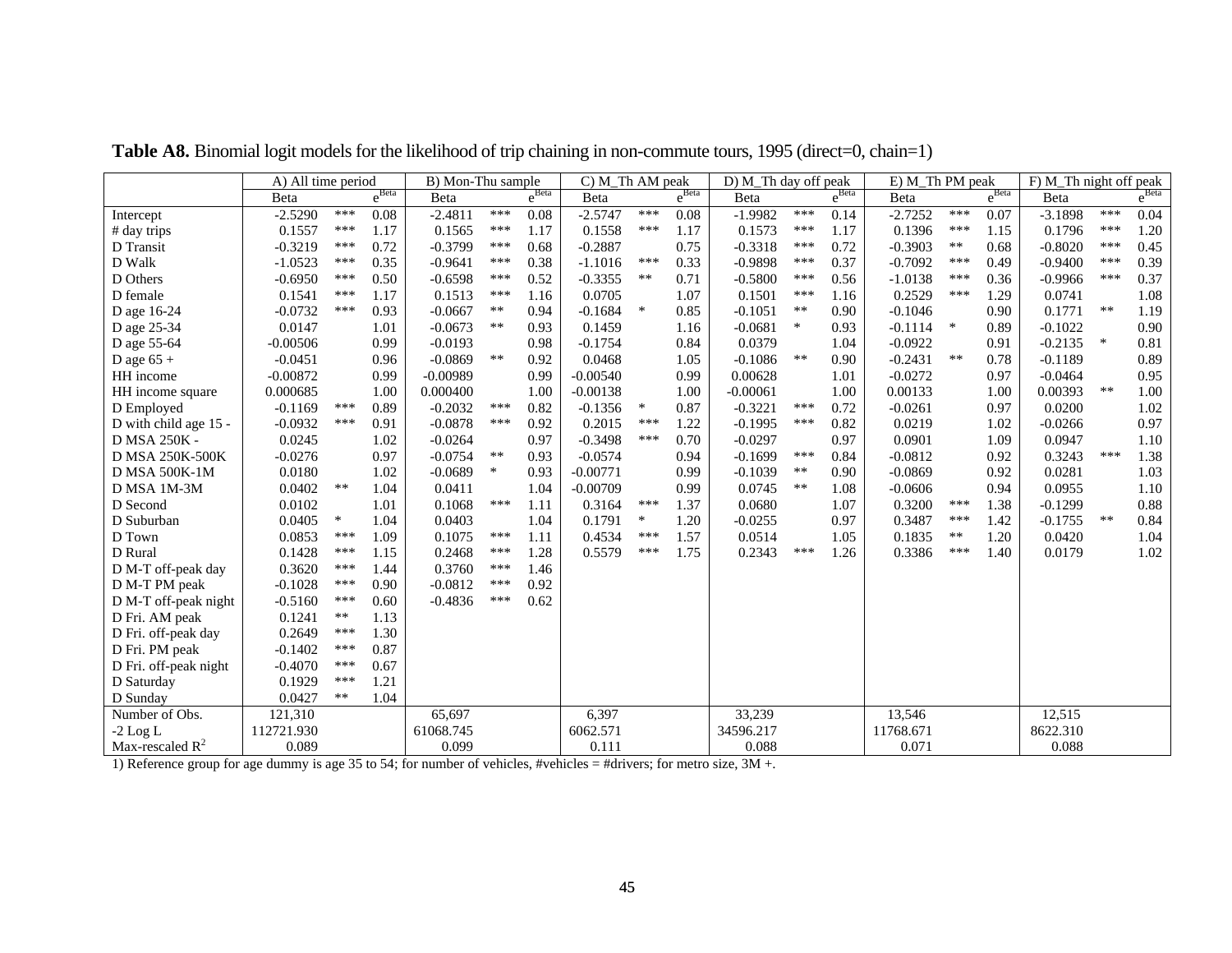**Table A8.** Binomial logit models for the likelihood of trip chaining in non-commute tours, 1995 (direct=0, chain=1)

| | A) All time period | | | B) Mon-Thu sample | | | C) M_Th AM peak | | | D) M_Th day off peak | | | E) M_Th PM peak | | | F) M_Th night off peak | | |
|---|---|---|---|---|---|---|---|---|---|---|---|---|---|---|---|---|---|---|
| | Beta | | $e^{Beta}$ | Beta | | $e^{Beta}$ | Beta | | $e^{Beta}$ | Beta | | $e^{Beta}$ | Beta | | $e^{Beta}$ | Beta | | $e^{Beta}$ |
| Intercept | -2.5290 | *** | 0.08 | -2.4811 | *** | 0.08 | -2.5747 | *** | 0.08 | -1.9982 | *** | 0.14 | -2.7252 | *** | 0.07 | -3.1898 | *** | 0.04 |
| # day trips | 0.1557 | *** | 1.17 | 0.1565 | *** | 1.17 | 0.1558 | *** | 1.17 | 0.1573 | *** | 1.17 | 0.1396 | *** | 1.15 | 0.1796 | *** | 1.20 |
| D Transit | -0.3219 | *** | 0.72 | -0.3799 | *** | 0.68 | -0.2887 | | 0.75 | -0.3318 | *** | 0.72 | -0.3903 | ** | 0.68 | -0.8020 | *** | 0.45 |
| D Walk | -1.0523 | *** | 0.35 | -0.9641 | *** | 0.38 | -1.1016 | *** | 0.33 | -0.9898 | *** | 0.37 | -0.7092 | *** | 0.49 | -0.9400 | *** | 0.39 |
| D Others | -0.6950 | *** | 0.50 | -0.6598 | *** | 0.52 | -0.3355 | ** | 0.71 | -0.5800 | *** | 0.56 | -1.0138 | *** | 0.36 | -0.9966 | *** | 0.37 |
| D female | 0.1541 | *** | 1.17 | 0.1513 | *** | 1.16 | 0.0705 | | 1.07 | 0.1501 | *** | 1.16 | 0.2529 | *** | 1.29 | 0.0741 | | 1.08 |
| D age 16-24 | -0.0732 | *** | 0.93 | -0.0667 | ** | 0.94 | -0.1684 | * | 0.85 | -0.1051 | ** | 0.90 | -0.1046 | | 0.90 | 0.1771 | ** | 1.19 |
| D age 25-34 | 0.0147 | | 1.01 | -0.0673 | ** | 0.93 | 0.1459 | | 1.16 | -0.0681 | * | 0.93 | -0.1114 | * | 0.89 | -0.1022 | | 0.90 |
| D age 55-64 | -0.00506 | | 0.99 | -0.0193 | | 0.98 | -0.1754 | | 0.84 | 0.0379 | | 1.04 | -0.0922 | | 0.91 | -0.2135 | * | 0.81 |
| D age 65 + | -0.0451 | | 0.96 | -0.0869 | ** | 0.92 | 0.0468 | | 1.05 | -0.1086 | ** | 0.90 | -0.2431 | ** | 0.78 | -0.1189 | | 0.89 |
| HH income | -0.00872 | | 0.99 | -0.00989 | | 0.99 | -0.00540 | | 0.99 | 0.00628 | | 1.01 | -0.0272 | | 0.97 | -0.0464 | | 0.95 |
| HH income square | 0.000685 | | 1.00 | 0.000400 | | 1.00 | -0.00138 | | 1.00 | -0.00061 | | 1.00 | 0.00133 | | 1.00 | 0.00393 | ** | 1.00 |
| D Employed | -0.1169 | *** | 0.89 | -0.2032 | *** | 0.82 | -0.1356 | * | 0.87 | -0.3221 | *** | 0.72 | -0.0261 | | 0.97 | 0.0200 | | 1.02 |
| D with child age 15 - | -0.0932 | *** | 0.91 | -0.0878 | *** | 0.92 | 0.2015 | *** | 1.22 | -0.1995 | *** | 0.82 | 0.0219 | | 1.02 | -0.0266 | | 0.97 |
| D MSA 250K - | 0.0245 | | 1.02 | -0.0264 | | 0.97 | -0.3498 | *** | 0.70 | -0.0297 | | 0.97 | 0.0901 | | 1.09 | 0.0947 | | 1.10 |
| D MSA 250K-500K | -0.0276 | | 0.97 | -0.0754 | ** | 0.93 | -0.0574 | | 0.94 | -0.1699 | *** | 0.84 | -0.0812 | | 0.92 | 0.3243 | *** | 1.38 |
| D MSA 500K-1M | 0.0180 | | 1.02 | -0.0689 | * | 0.93 | -0.00771 | | 0.99 | -0.1039 | ** | 0.90 | -0.0869 | | 0.92 | 0.0281 | | 1.03 |
| D MSA 1M-3M | 0.0402 | ** | 1.04 | 0.0411 | | 1.04 | -0.00709 | | 0.99 | 0.0745 | ** | 1.08 | -0.0606 | | 0.94 | 0.0955 | | 1.10 |
| D Second | 0.0102 | | 1.01 | 0.1068 | *** | 1.11 | 0.3164 | *** | 1.37 | 0.0680 | | 1.07 | 0.3200 | *** | 1.38 | -0.1299 | | 0.88 |
| D Suburban | 0.0405 | * | 1.04 | 0.0403 | | 1.04 | 0.1791 | * | 1.20 | -0.0255 | | 0.97 | 0.3487 | *** | 1.42 | -0.1755 | ** | 0.84 |
| D Town | 0.0853 | *** | 1.09 | 0.1075 | *** | 1.11 | 0.4534 | *** | 1.57 | 0.0514 | | 1.05 | 0.1835 | ** | 1.20 | 0.0420 | | 1.04 |
| D Rural | 0.1428 | *** | 1.15 | 0.2468 | *** | 1.28 | 0.5579 | *** | 1.75 | 0.2343 | *** | 1.26 | 0.3386 | *** | 1.40 | 0.0179 | | 1.02 |
| D M-T off-peak day | 0.3620 | *** | 1.44 | 0.3760 | *** | 1.46 | | | | | | | | | | | | |
| D M-T PM peak | -0.1028 | *** | 0.90 | -0.0812 | *** | 0.92 | | | | | | | | | | | | |
| D M-T off-peak night | -0.5160 | *** | 0.60 | -0.4836 | *** | 0.62 | | | | | | | | | | | | |
| D Fri. AM peak | 0.1241 | ** | 1.13 | | | | | | | | | | | | | | | |
| D Fri. off-peak day | 0.2649 | *** | 1.30 | | | | | | | | | | | | | | | |
| D Fri. PM peak | -0.1402 | *** | 0.87 | | | | | | | | | | | | | | | |
| D Fri. off-peak night | -0.4070 | *** | 0.67 | | | | | | | | | | | | | | | |
| D Saturday | 0.1929 | *** | 1.21 | | | | | | | | | | | | | | | |
| D Sunday | 0.0427 | ** | 1.04 | | | | | | | | | | | | | | | |
| Number of Obs. | 121,310 | | | 65,697 | | | 6,397 | | | 33,239 | | | 13,546 | | | 12,515 | | |
| -2 Log L | 112721.930 | | | 61068.745 | | | 6062.571 | | | 34596.217 | | | 11768.671 | | | 8622.310 | | |
| Max-rescaled $R^2$ | 0.089 | | | 0.099 | | | 0.111 | | | 0.088 | | | 0.071 | | | 0.088 | | |

1) Reference group for age dummy is age 35 to 54; for number of vehicles, #vehicles = #drivers; for metro size, 3M +.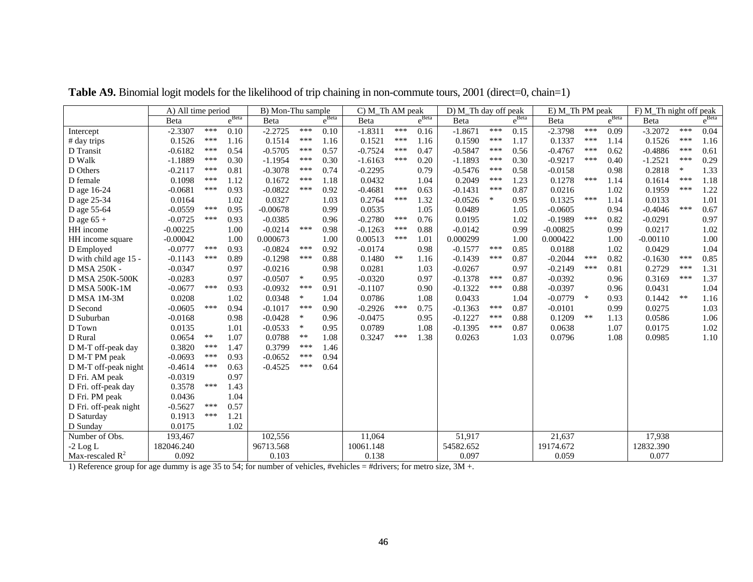**Table A9.** Binomial logit models for the likelihood of trip chaining in non-commute tours, 2001 (direct=0, chain=1)

| | A) All time period | | | B) Mon-Thu sample | | | C) M_Th AM peak | | | D) M_Th day off peak | | | E) M_Th PM peak | | | F) M_Th night off peak | | |
|---|---|---|---|---|---|---|---|---|---|---|---|---|---|---|---|---|---|---|
| | Beta | | $e^{Beta}$ | Beta | | $e^{Beta}$ | Beta | | $e^{Beta}$ | Beta | | $e^{Beta}$ | Beta | | $e^{Beta}$ | Beta | | $e^{Beta}$ |
| Intercept | -2.3307 | *** | 0.10 | -2.2725 | *** | 0.10 | -1.8311 | *** | 0.16 | -1.8671 | *** | 0.15 | -2.3798 | *** | 0.09 | -3.2072 | *** | 0.04 |
| # day trips | 0.1526 | *** | 1.16 | 0.1514 | *** | 1.16 | 0.1521 | *** | 1.16 | 0.1590 | *** | 1.17 | 0.1337 | *** | 1.14 | 0.1526 | *** | 1.16 |
| D Transit | -0.6182 | *** | 0.54 | -0.5705 | *** | 0.57 | -0.7524 | *** | 0.47 | -0.5847 | *** | 0.56 | -0.4767 | *** | 0.62 | -0.4886 | *** | 0.61 |
| D Walk | -1.1889 | *** | 0.30 | -1.1954 | *** | 0.30 | -1.6163 | *** | 0.20 | -1.1893 | *** | 0.30 | -0.9217 | *** | 0.40 | -1.2521 | *** | 0.29 |
| D Others | -0.2117 | *** | 0.81 | -0.3078 | *** | 0.74 | -0.2295 | | 0.79 | -0.5476 | *** | 0.58 | -0.0158 | | 0.98 | 0.2818 | * | 1.33 |
| D female | 0.1098 | *** | 1.12 | 0.1672 | *** | 1.18 | 0.0432 | | 1.04 | 0.2049 | *** | 1.23 | 0.1278 | *** | 1.14 | 0.1614 | *** | 1.18 |
| D age 16-24 | -0.0681 | *** | 0.93 | -0.0822 | *** | 0.92 | -0.4681 | *** | 0.63 | -0.1431 | *** | 0.87 | 0.0216 | | 1.02 | 0.1959 | *** | 1.22 |
| D age 25-34 | 0.0164 | | 1.02 | 0.0327 | | 1.03 | 0.2764 | *** | 1.32 | -0.0526 | * | 0.95 | 0.1325 | *** | 1.14 | 0.0133 | | 1.01 |
| D age 55-64 | -0.0559 | *** | 0.95 | -0.00678 | | 0.99 | 0.0535 | | 1.05 | 0.0489 | | 1.05 | -0.0605 | | 0.94 | -0.4046 | *** | 0.67 |
| D age 65 + | -0.0725 | *** | 0.93 | -0.0385 | | 0.96 | -0.2780 | *** | 0.76 | 0.0195 | | 1.02 | -0.1989 | *** | 0.82 | -0.0291 | | 0.97 |
| HH income | -0.00225 | | 1.00 | -0.0214 | *** | 0.98 | -0.1263 | *** | 0.88 | -0.0142 | | 0.99 | -0.00825 | | 0.99 | 0.0217 | | 1.02 |
| HH income square | -0.00042 | | 1.00 | 0.000673 | | 1.00 | 0.00513 | *** | 1.01 | 0.000299 | | 1.00 | 0.000422 | | 1.00 | -0.00110 | | 1.00 |
| D Employed | -0.0777 | *** | 0.93 | -0.0824 | *** | 0.92 | -0.0174 | | 0.98 | -0.1577 | *** | 0.85 | 0.0188 | | 1.02 | 0.0429 | | 1.04 |
| D with child age 15 - | -0.1143 | *** | 0.89 | -0.1298 | *** | 0.88 | 0.1480 | ** | 1.16 | -0.1439 | *** | 0.87 | -0.2044 | *** | 0.82 | -0.1630 | *** | 0.85 |
| D MSA 250K - | -0.0347 | | 0.97 | -0.0216 | | 0.98 | 0.0281 | | 1.03 | -0.0267 | | 0.97 | -0.2149 | *** | 0.81 | 0.2729 | *** | 1.31 |
| D MSA 250K-500K | -0.0283 | | 0.97 | -0.0507 | * | 0.95 | -0.0320 | | 0.97 | -0.1378 | *** | 0.87 | -0.0392 | | 0.96 | 0.3169 | *** | 1.37 |
| D MSA 500K-1M | -0.0677 | *** | 0.93 | -0.0932 | *** | 0.91 | -0.1107 | | 0.90 | -0.1322 | *** | 0.88 | -0.0397 | | 0.96 | 0.0431 | | 1.04 |
| D MSA 1M-3M | 0.0208 | | 1.02 | 0.0348 | * | 1.04 | 0.0786 | | 1.08 | 0.0433 | | 1.04 | -0.0779 | * | 0.93 | 0.1442 | ** | 1.16 |
| D Second | -0.0605 | *** | 0.94 | -0.1017 | *** | 0.90 | -0.2926 | *** | 0.75 | -0.1363 | *** | 0.87 | -0.0101 | | 0.99 | 0.0275 | | 1.03 |
| D Suburban | -0.0168 | | 0.98 | -0.0428 | * | 0.96 | -0.0475 | | 0.95 | -0.1227 | *** | 0.88 | 0.1209 | ** | 1.13 | 0.0586 | | 1.06 |
| D Town | 0.0135 | | 1.01 | -0.0533 | * | 0.95 | 0.0789 | | 1.08 | -0.1395 | *** | 0.87 | 0.0638 | | 1.07 | 0.0175 | | 1.02 |
| D Rural | 0.0654 | ** | 1.07 | 0.0788 | ** | 1.08 | 0.3247 | *** | 1.38 | 0.0263 | | 1.03 | 0.0796 | | 1.08 | 0.0985 | | 1.10 |
| D M-T off-peak day | 0.3820 | *** | 1.47 | 0.3799 | *** | 1.46 | | | | | | | | | | | | |
| D M-T PM peak | -0.0693 | *** | 0.93 | -0.0652 | *** | 0.94 | | | | | | | | | | | | |
| D M-T off-peak night | -0.4614 | *** | 0.63 | -0.4525 | *** | 0.64 | | | | | | | | | | | | |
| D Fri. AM peak | -0.0319 | | 0.97 | | | | | | | | | | | | | | | |
| D Fri. off-peak day | 0.3578 | *** | 1.43 | | | | | | | | | | | | | | | |
| D Fri. PM peak | 0.0436 | | 1.04 | | | | | | | | | | | | | | | |
| D Fri. off-peak night | -0.5627 | *** | 0.57 | | | | | | | | | | | | | | | |
| D Saturday | 0.1913 | *** | 1.21 | | | | | | | | | | | | | | | |
| D Sunday | 0.0175 | | 1.02 | | | | | | | | | | | | | | | |
| Number of Obs. | 193,467 | | | 102,556 | | | 11,064 | | | 51,917 | | | 21,637 | | | 17,938 | | |
| -2 Log L | 182046.240 | | | 96713.568 | | | 10061.148 | | | 54582.652 | | | 19174.672 | | | 12832.390 | | |
| Max-rescaled $R^2$ | 0.092 | | | 0.103 | | | 0.138 | | | 0.097 | | | 0.059 | | | 0.077 | | |

1) Reference group for age dummy is age 35 to 54; for number of vehicles, #vehicles = #drivers; for metro size, 3M +.